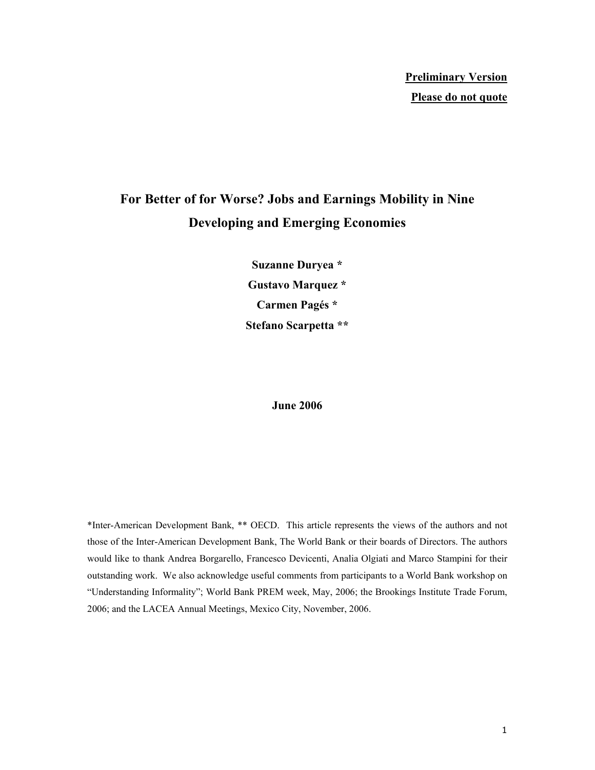**Preliminary Version**

**Please do not quote**

# For Better of for Worse? Jobs and Earnings Mobility in Nine Developing and Emerging Economies

**Suzanne Duryea ***

**Gustavo Marquez ***

**Carmen Pagés ***

**Stefano Scarpetta ****

**June 2006**

*Inter-American Development Bank, ** OECD. This article represents the views of the authors and not those of the Inter-American Development Bank, The World Bank or their boards of Directors. The authors would like to thank Andrea Borgarello, Francesco Devicenti, Analia Olgiati and Marco Stampini for their outstanding work. We also acknowledge useful comments from participants to a World Bank workshop on "Understanding Informality"; World Bank PREM week, May, 2006; the Brookings Institute Trade Forum, 2006; and the LACEA Annual Meetings, Mexico City, November, 2006.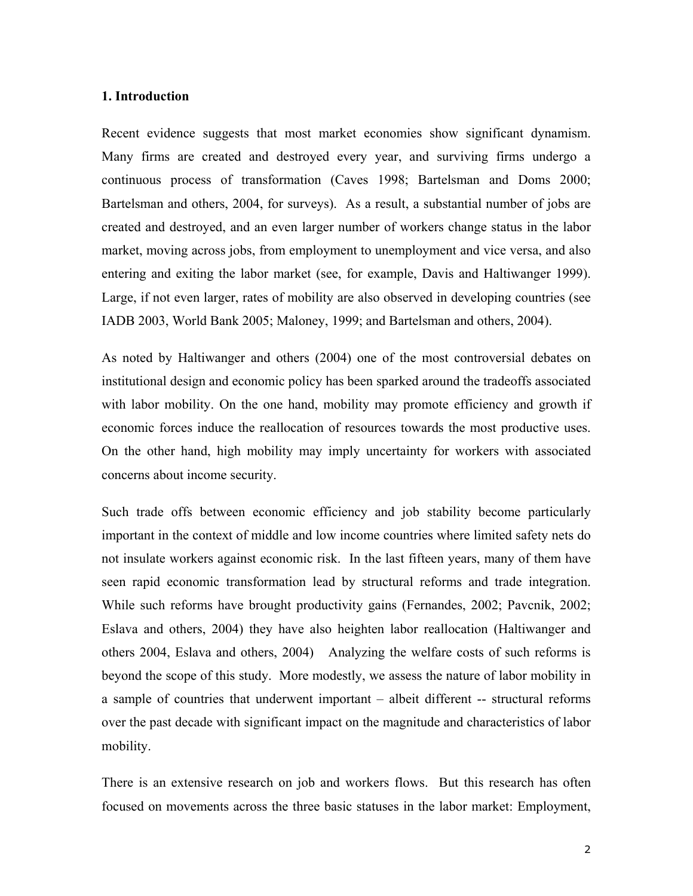## 1. Introduction

Recent evidence suggests that most market economies show significant dynamism. Many firms are created and destroyed every year, and surviving firms undergo a continuous process of transformation (Caves 1998; Bartelsman and Doms 2000; Bartelsman and others, 2004, for surveys). As a result, a substantial number of jobs are created and destroyed, and an even larger number of workers change status in the labor market, moving across jobs, from employment to unemployment and vice versa, and also entering and exiting the labor market (see, for example, Davis and Haltiwanger 1999). Large, if not even larger, rates of mobility are also observed in developing countries (see IADB 2003, World Bank 2005; Maloney, 1999; and Bartelsman and others, 2004).

As noted by Haltiwanger and others (2004) one of the most controversial debates on institutional design and economic policy has been sparked around the tradeoffs associated with labor mobility. On the one hand, mobility may promote efficiency and growth if economic forces induce the reallocation of resources towards the most productive uses. On the other hand, high mobility may imply uncertainty for workers with associated concerns about income security.

Such trade offs between economic efficiency and job stability become particularly important in the context of middle and low income countries where limited safety nets do not insulate workers against economic risk. In the last fifteen years, many of them have seen rapid economic transformation lead by structural reforms and trade integration. While such reforms have brought productivity gains (Fernandes, 2002; Pavcnik, 2002; Eslava and others, 2004) they have also heighten labor reallocation (Haltiwanger and others 2004, Eslava and others, 2004) Analyzing the welfare costs of such reforms is beyond the scope of this study. More modestly, we assess the nature of labor mobility in a sample of countries that underwent important – albeit different -- structural reforms over the past decade with significant impact on the magnitude and characteristics of labor mobility.

There is an extensive research on job and workers flows. But this research has often focused on movements across the three basic statuses in the labor market: Employment,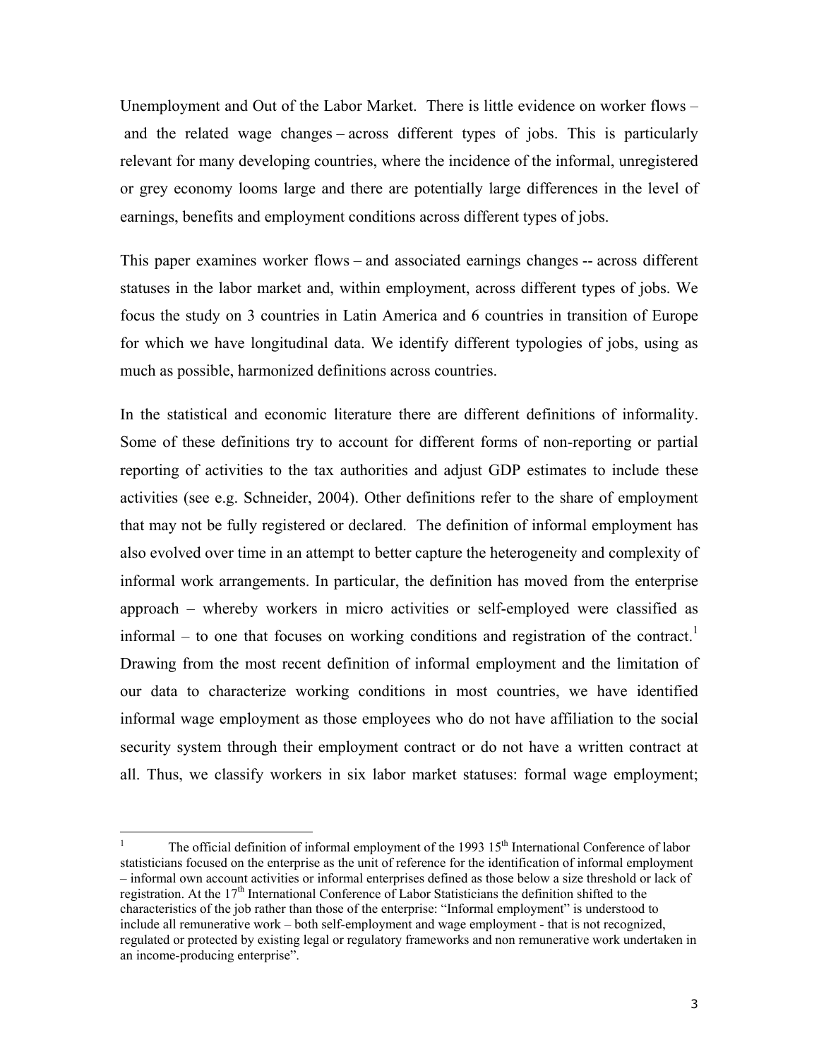Unemployment and Out of the Labor Market. There is little evidence on worker flows – and the related wage changes – across different types of jobs. This is particularly relevant for many developing countries, where the incidence of the informal, unregistered or grey economy looms large and there are potentially large differences in the level of earnings, benefits and employment conditions across different types of jobs.

This paper examines worker flows – and associated earnings changes -- across different statuses in the labor market and, within employment, across different types of jobs. We focus the study on 3 countries in Latin America and 6 countries in transition of Europe for which we have longitudinal data. We identify different typologies of jobs, using as much as possible, harmonized definitions across countries.

In the statistical and economic literature there are different definitions of informality. Some of these definitions try to account for different forms of non-reporting or partial reporting of activities to the tax authorities and adjust GDP estimates to include these activities (see e.g. Schneider, 2004). Other definitions refer to the share of employment that may not be fully registered or declared. The definition of informal employment has also evolved over time in an attempt to better capture the heterogeneity and complexity of informal work arrangements. In particular, the definition has moved from the enterprise approach – whereby workers in micro activities or self-employed were classified as informal – to one that focuses on working conditions and registration of the contract.[1] Drawing from the most recent definition of informal employment and the limitation of our data to characterize working conditions in most countries, we have identified informal wage employment as those employees who do not have affiliation to the social security system through their employment contract or do not have a written contract at all. Thus, we classify workers in six labor market statuses: formal wage employment;

[1] The official definition of informal employment of the 1993 15th International Conference of labor statisticians focused on the enterprise as the unit of reference for the identification of informal employment – informal own account activities or informal enterprises defined as those below a size threshold or lack of registration. At the 17th International Conference of Labor Statisticians the definition shifted to the characteristics of the job rather than those of the enterprise: "Informal employment" is understood to include all remunerative work – both self-employment and wage employment - that is not recognized, regulated or protected by existing legal or regulatory frameworks and non remunerative work undertaken in an income-producing enterprise".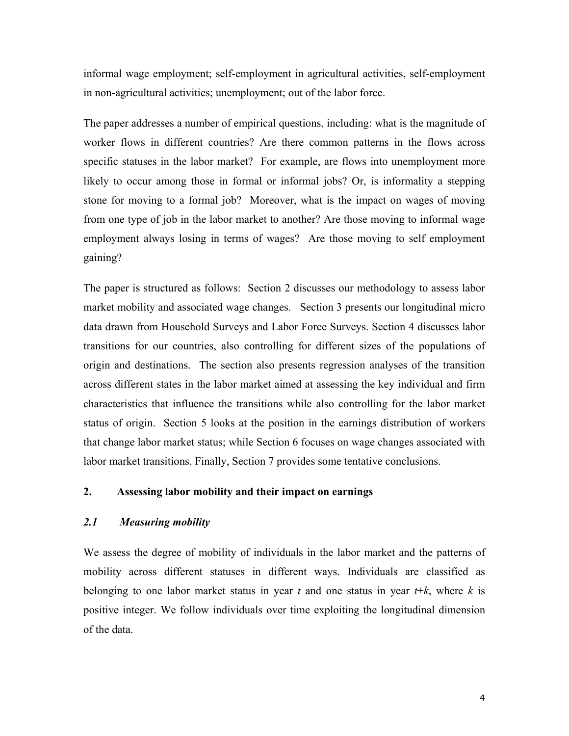informal wage employment; self-employment in agricultural activities, self-employment in non-agricultural activities; unemployment; out of the labor force.

The paper addresses a number of empirical questions, including: what is the magnitude of worker flows in different countries? Are there common patterns in the flows across specific statuses in the labor market? For example, are flows into unemployment more likely to occur among those in formal or informal jobs? Or, is informality a stepping stone for moving to a formal job? Moreover, what is the impact on wages of moving from one type of job in the labor market to another? Are those moving to informal wage employment always losing in terms of wages? Are those moving to self employment gaining?

The paper is structured as follows: Section 2 discusses our methodology to assess labor market mobility and associated wage changes. Section 3 presents our longitudinal micro data drawn from Household Surveys and Labor Force Surveys. Section 4 discusses labor transitions for our countries, also controlling for different sizes of the populations of origin and destinations. The section also presents regression analyses of the transition across different states in the labor market aimed at assessing the key individual and firm characteristics that influence the transitions while also controlling for the labor market status of origin. Section 5 looks at the position in the earnings distribution of workers that change labor market status; while Section 6 focuses on wage changes associated with labor market transitions. Finally, Section 7 provides some tentative conclusions.

## 2. Assessing labor mobility and their impact on earnings

### *2.1 Measuring mobility*

We assess the degree of mobility of individuals in the labor market and the patterns of mobility across different statuses in different ways. Individuals are classified as belonging to one labor market status in year $t$ and one status in year $t+k$, where $k$ is positive integer. We follow individuals over time exploiting the longitudinal dimension of the data.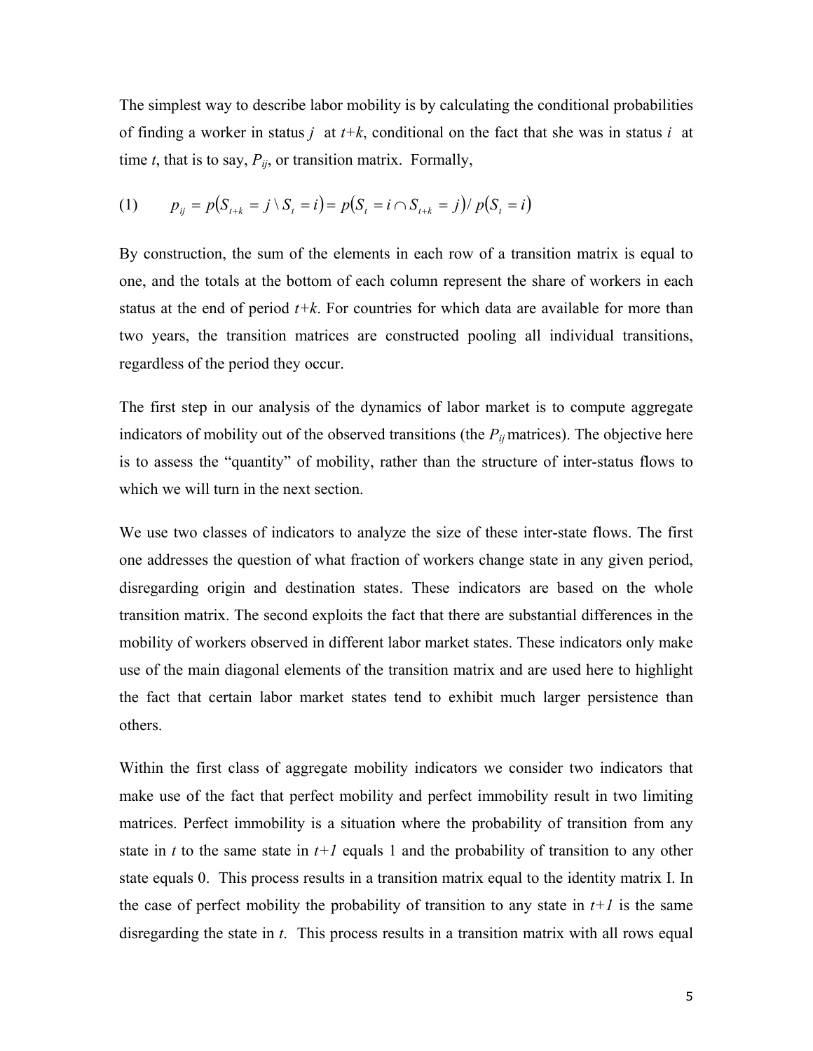The simplest way to describe labor mobility is by calculating the conditional probabilities of finding a worker in status $j$ at $t+k$, conditional on the fact that she was in status $i$ at time $t$, that is to say, $P_{ij}$, or transition matrix. Formally,

$$
(1) \qquad p_{ij} = p(S_{t+k} = j \setminus S_t = i) = p(S_t = i \cap S_{t+k} = j) / p(S_t = i)
$$

By construction, the sum of the elements in each row of a transition matrix is equal to one, and the totals at the bottom of each column represent the share of workers in each status at the end of period $t+k$. For countries for which data are available for more than two years, the transition matrices are constructed pooling all individual transitions, regardless of the period they occur.

The first step in our analysis of the dynamics of labor market is to compute aggregate indicators of mobility out of the observed transitions (the $P_{ij}$ matrices). The objective here is to assess the "quantity" of mobility, rather than the structure of inter-status flows to which we will turn in the next section.

We use two classes of indicators to analyze the size of these inter-state flows. The first one addresses the question of what fraction of workers change state in any given period, disregarding origin and destination states. These indicators are based on the whole transition matrix. The second exploits the fact that there are substantial differences in the mobility of workers observed in different labor market states. These indicators only make use of the main diagonal elements of the transition matrix and are used here to highlight the fact that certain labor market states tend to exhibit much larger persistence than others.

Within the first class of aggregate mobility indicators we consider two indicators that make use of the fact that perfect mobility and perfect immobility result in two limiting matrices. Perfect immobility is a situation where the probability of transition from any state in $t$ to the same state in $t+1$ equals 1 and the probability of transition to any other state equals 0. This process results in a transition matrix equal to the identity matrix I. In the case of perfect mobility the probability of transition to any state in $t+1$ is the same disregarding the state in $t$. This process results in a transition matrix with all rows equal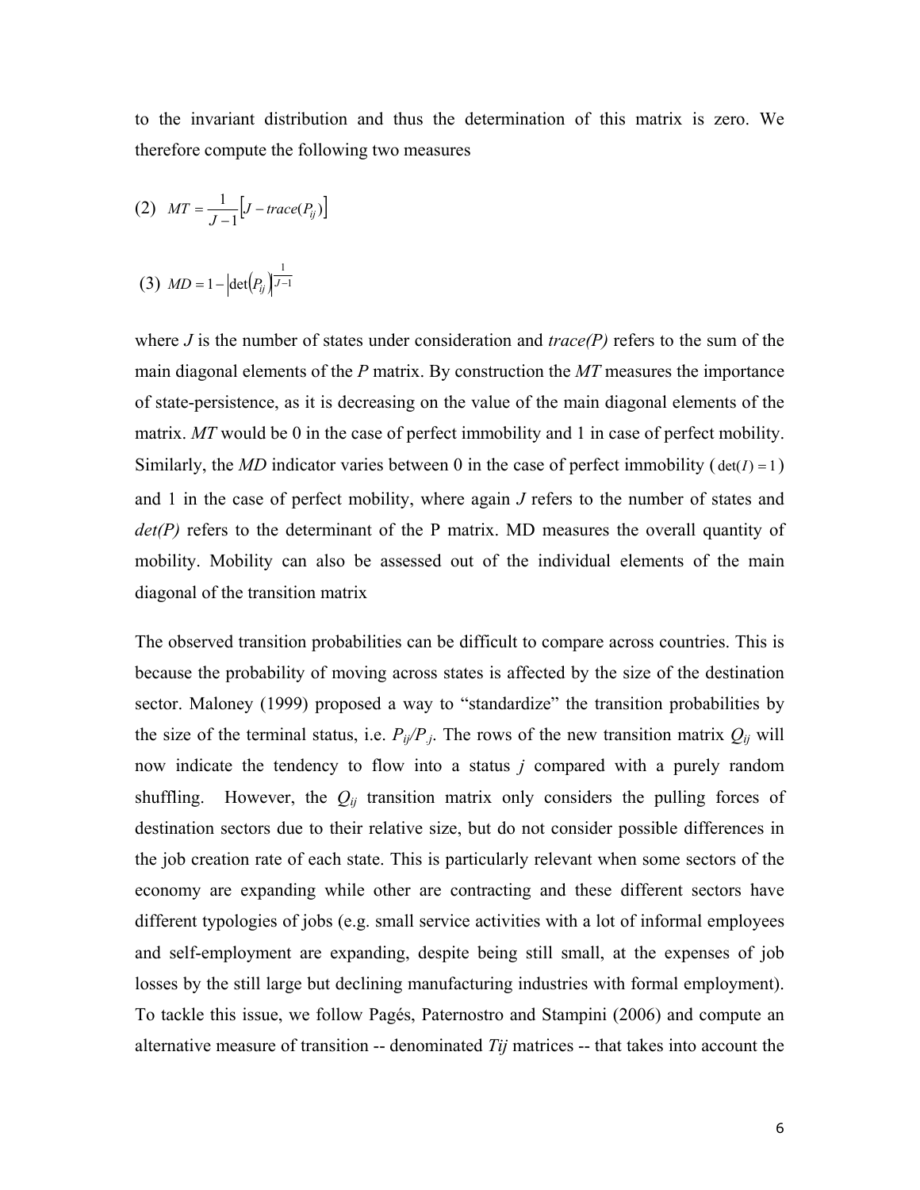to the invariant distribution and thus the determination of this matrix is zero. We therefore compute the following two measures

(2) $$MT = \frac{1}{J-1}\left[J - trace(P_{ij})\right]$$

(3) $$MD = 1 - \left|\det\left(P_{ij}\right)\right|^{\frac{1}{J-1}}$$

where *J* is the number of states under consideration and *trace(P)* refers to the sum of the main diagonal elements of the *P* matrix. By construction the *MT* measures the importance of state-persistence, as it is decreasing on the value of the main diagonal elements of the matrix. *MT* would be 0 in the case of perfect immobility and 1 in case of perfect mobility. Similarly, the *MD* indicator varies between 0 in the case of perfect immobility ($\det(I) = 1$) and 1 in the case of perfect mobility, where again *J* refers to the number of states and *det(P)* refers to the determinant of the P matrix. MD measures the overall quantity of mobility. Mobility can also be assessed out of the individual elements of the main diagonal of the transition matrix

The observed transition probabilities can be difficult to compare across countries. This is because the probability of moving across states is affected by the size of the destination sector. Maloney (1999) proposed a way to "standardize" the transition probabilities by the size of the terminal status, i.e. $P_{ij}/P_{.j}$. The rows of the new transition matrix $Q_{ij}$ will now indicate the tendency to flow into a status *j* compared with a purely random shuffling. However, the $Q_{ij}$ transition matrix only considers the pulling forces of destination sectors due to their relative size, but do not consider possible differences in the job creation rate of each state. This is particularly relevant when some sectors of the economy are expanding while other are contracting and these different sectors have different typologies of jobs (e.g. small service activities with a lot of informal employees and self-employment are expanding, despite being still small, at the expenses of job losses by the still large but declining manufacturing industries with formal employment). To tackle this issue, we follow Pagés, Paternostro and Stampini (2006) and compute an alternative measure of transition -- denominated *Tij* matrices -- that takes into account the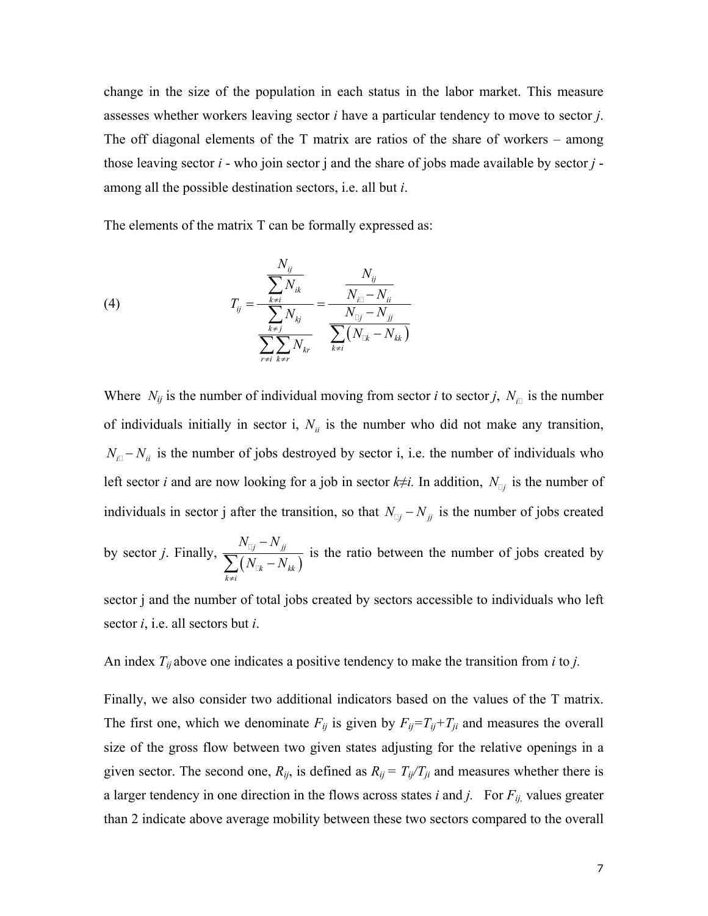change in the size of the population in each status in the labor market. This measure assesses whether workers leaving sector *i* have a particular tendency to move to sector *j*. The off diagonal elements of the T matrix are ratios of the share of workers – among those leaving sector *i* - who join sector j and the share of jobs made available by sector *j* - among all the possible destination sectors, i.e. all but *i*.

The elements of the matrix T can be formally expressed as:

$$
(4) \qquad T_{ij} = \frac{\dfrac{N_{ij}}{\sum_{k \neq i} N_{ik}}}{\dfrac{\sum_{k \neq j} N_{kj}}{\sum_{r \neq i} \sum_{k \neq r} N_{kr}}} = \frac{\dfrac{N_{ij}}{N_{i\cdot} - N_{ii}}}{\dfrac{N_{\cdot j} - N_{jj}}{\sum_{k \neq i} \left( N_{\cdot k} - N_{kk} \right)}}
$$

Where $N_{ij}$ is the number of individual moving from sector *i* to sector *j*, $N_{i\cdot}$ is the number of individuals initially in sector i, $N_{ii}$ is the number who did not make any transition, $N_{i\cdot} - N_{ii}$ is the number of jobs destroyed by sector i, i.e. the number of individuals who left sector *i* and are now looking for a job in sector $k \neq i$. In addition, $N_{\cdot j}$ is the number of individuals in sector j after the transition, so that $N_{\cdot j} - N_{jj}$ is the number of jobs created by sector *j*. Finally, $\frac{N_{\cdot j} - N_{jj}}{\sum_{k \neq i} \left( N_{\cdot k} - N_{kk} \right)}$ is the ratio between the number of jobs created by sector j and the number of total jobs created by sectors accessible to individuals who left sector *i*, i.e. all sectors but *i*.

An index $T_{ij}$ above one indicates a positive tendency to make the transition from *i* to *j*.

Finally, we also consider two additional indicators based on the values of the T matrix. The first one, which we denominate $F_{ij}$ is given by $F_{ij}=T_{ij}+T_{ji}$ and measures the overall size of the gross flow between two given states adjusting for the relative openings in a given sector. The second one, $R_{ij}$, is defined as $R_{ij} = T_{ij}/T_{ji}$ and measures whether there is a larger tendency in one direction in the flows across states *i* and *j*. For $F_{ij}$, values greater than 2 indicate above average mobility between these two sectors compared to the overall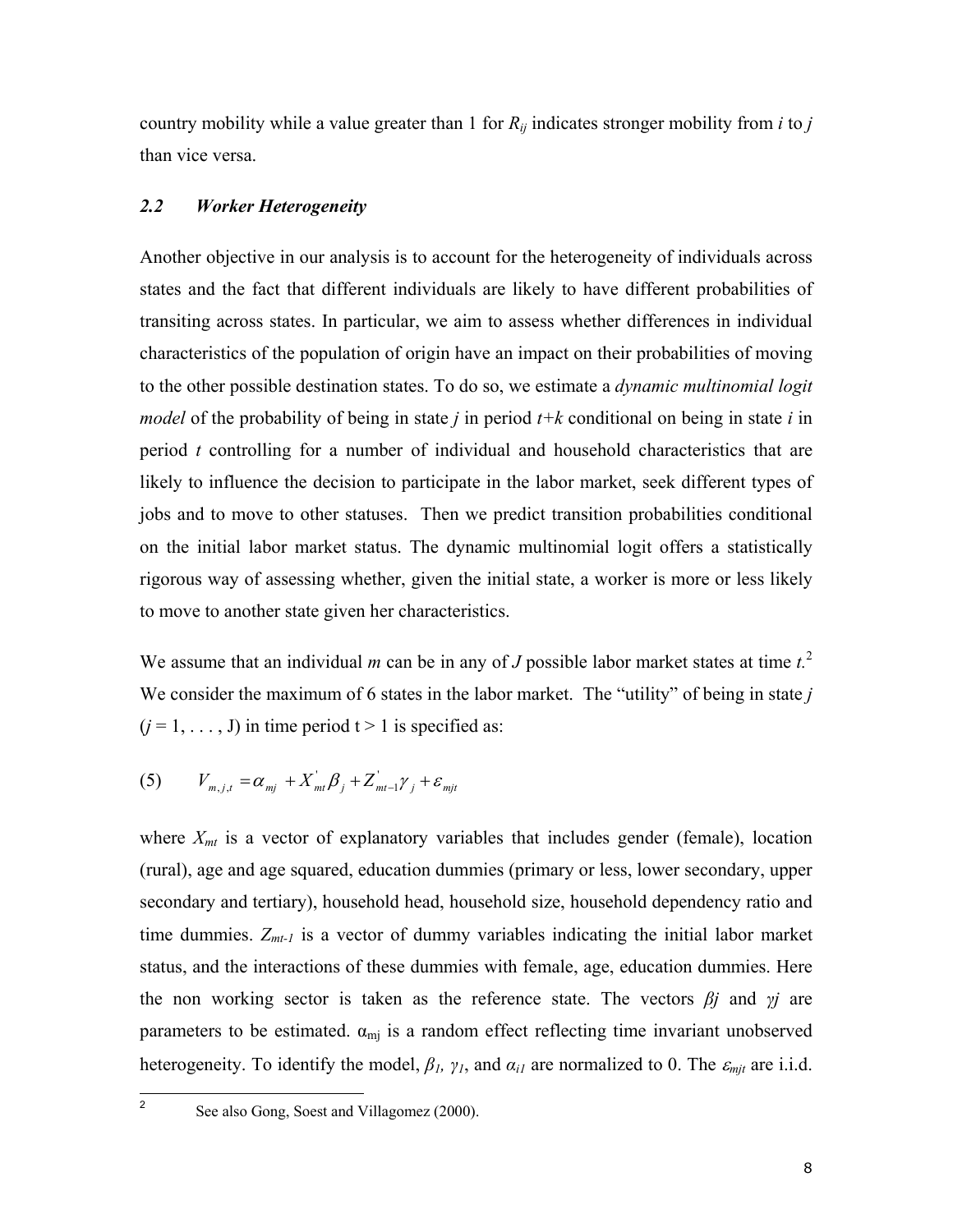country mobility while a value greater than 1 for $R_{ij}$ indicates stronger mobility from *i* to *j* than vice versa.

### *2.2 Worker Heterogeneity*

Another objective in our analysis is to account for the heterogeneity of individuals across states and the fact that different individuals are likely to have different probabilities of transiting across states. In particular, we aim to assess whether differences in individual characteristics of the population of origin have an impact on their probabilities of moving to the other possible destination states. To do so, we estimate a *dynamic multinomial logit model* of the probability of being in state *j* in period *t*+*k* conditional on being in state *i* in period *t* controlling for a number of individual and household characteristics that are likely to influence the decision to participate in the labor market, seek different types of jobs and to move to other statuses. Then we predict transition probabilities conditional on the initial labor market status. The dynamic multinomial logit offers a statistically rigorous way of assessing whether, given the initial state, a worker is more or less likely to move to another state given her characteristics.

We assume that an individual *m* can be in any of *J* possible labor market states at time *t*.[2] We consider the maximum of 6 states in the labor market. The "utility" of being in state *j* ($j = 1, \ldots, J$) in time period t > 1 is specified as:

$$(5) \qquad V_{m,j,t} = \alpha_{mj} + X'_{mt}\beta_j + Z'_{mt-1}\gamma_j + \varepsilon_{mjt}$$

where $X_{mt}$ is a vector of explanatory variables that includes gender (female), location (rural), age and age squared, education dummies (primary or less, lower secondary, upper secondary and tertiary), household head, household size, household dependency ratio and time dummies. $Z_{mt-1}$ is a vector of dummy variables indicating the initial labor market status, and the interactions of these dummies with female, age, education dummies. Here the non working sector is taken as the reference state. The vectors $\beta j$ and $\gamma j$ are parameters to be estimated. $\alpha_{mj}$ is a random effect reflecting time invariant unobserved heterogeneity. To identify the model, $\beta_1$, $\gamma_1$, and $\alpha_{i1}$ are normalized to 0. The $\varepsilon_{mjt}$ are i.i.d.

[2] See also Gong, Soest and Villagomez (2000).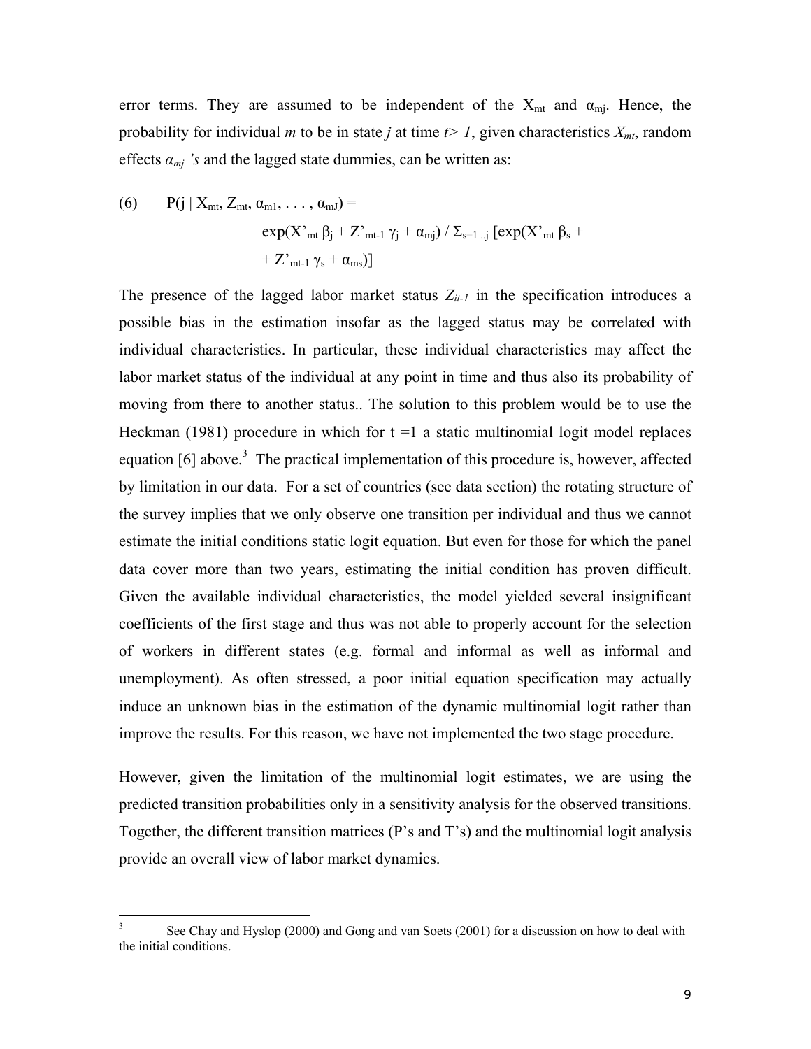error terms. They are assumed to be independent of the $X_{mt}$ and $\alpha_{mj}$. Hence, the probability for individual *m* to be in state *j* at time $t > 1$, given characteristics $X_{mt}$, random effects $\alpha_{mj}$ *'s* and the lagged state dummies, can be written as:

$$(6) \qquad P(j \mid X_{mt}, Z_{mt}, \alpha_{m1}, \ldots, \alpha_{mJ}) = \exp(X'_{mt} \beta_j + Z'_{mt-1} \gamma_j + \alpha_{mj}) / \Sigma_{s=1..j} [\exp(X'_{mt} \beta_s + Z'_{mt-1} \gamma_s + \alpha_{ms})]$$

The presence of the lagged labor market status $Z_{it-1}$ in the specification introduces a possible bias in the estimation insofar as the lagged status may be correlated with individual characteristics. In particular, these individual characteristics may affect the labor market status of the individual at any point in time and thus also its probability of moving from there to another status.. The solution to this problem would be to use the Heckman (1981) procedure in which for t =1 a static multinomial logit model replaces equation [6] above.[3] The practical implementation of this procedure is, however, affected by limitation in our data. For a set of countries (see data section) the rotating structure of the survey implies that we only observe one transition per individual and thus we cannot estimate the initial conditions static logit equation. But even for those for which the panel data cover more than two years, estimating the initial condition has proven difficult. Given the available individual characteristics, the model yielded several insignificant coefficients of the first stage and thus was not able to properly account for the selection of workers in different states (e.g. formal and informal as well as informal and unemployment). As often stressed, a poor initial equation specification may actually induce an unknown bias in the estimation of the dynamic multinomial logit rather than improve the results. For this reason, we have not implemented the two stage procedure.

However, given the limitation of the multinomial logit estimates, we are using the predicted transition probabilities only in a sensitivity analysis for the observed transitions. Together, the different transition matrices (P's and T's) and the multinomial logit analysis provide an overall view of labor market dynamics.

[3] See Chay and Hyslop (2000) and Gong and van Soets (2001) for a discussion on how to deal with the initial conditions.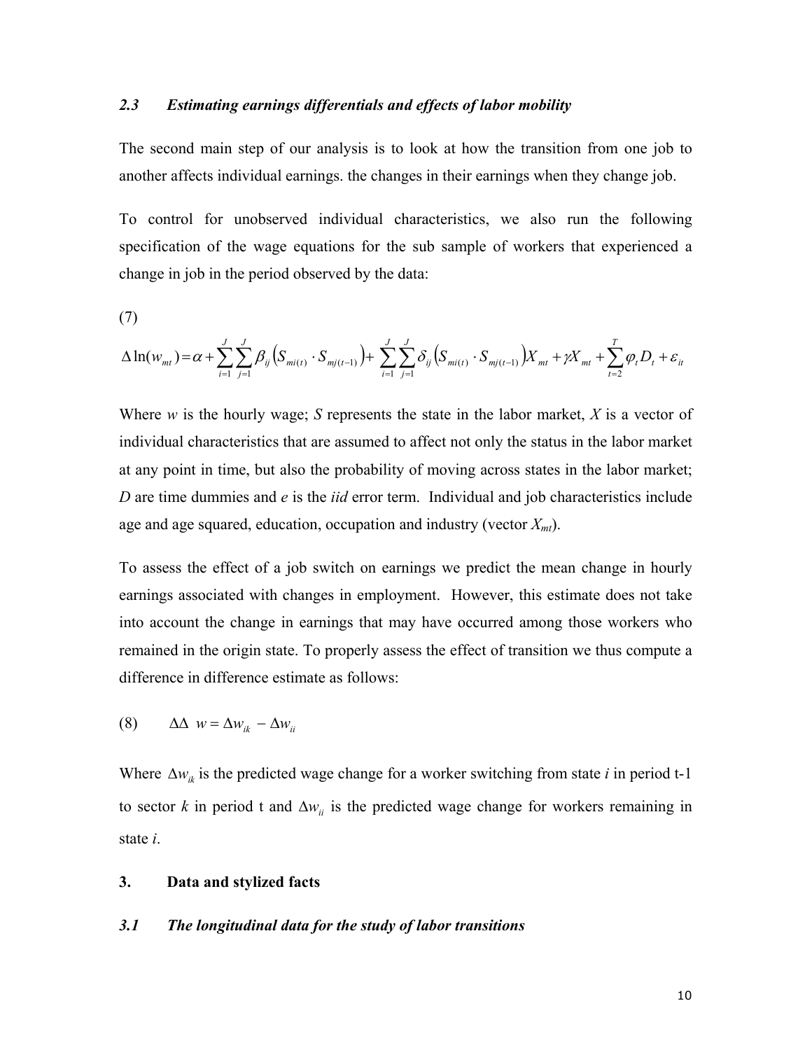### *2.3 Estimating earnings differentials and effects of labor mobility*

The second main step of our analysis is to look at how the transition from one job to another affects individual earnings. the changes in their earnings when they change job.

To control for unobserved individual characteristics, we also run the following specification of the wage equations for the sub sample of workers that experienced a change in job in the period observed by the data:

(7)

$$\Delta \ln(w_{mt}) = \alpha + \sum_{i=1}^{J}\sum_{j=1}^{J}\beta_{ij}\left(S_{mi(t)} \cdot S_{mj(t-1)}\right) + \sum_{i=1}^{J}\sum_{j=1}^{J}\delta_{ij}\left(S_{mi(t)} \cdot S_{mj(t-1)}\right)X_{mt} + \gamma X_{mt} + \sum_{t=2}^{T}\varphi_t D_t + \varepsilon_{it}$$

Where *w* is the hourly wage; *S* represents the state in the labor market, *X* is a vector of individual characteristics that are assumed to affect not only the status in the labor market at any point in time, but also the probability of moving across states in the labor market; *D* are time dummies and *e* is the *iid* error term. Individual and job characteristics include age and age squared, education, occupation and industry (vector $X_{mt}$).

To assess the effect of a job switch on earnings we predict the mean change in hourly earnings associated with changes in employment. However, this estimate does not take into account the change in earnings that may have occurred among those workers who remained in the origin state. To properly assess the effect of transition we thus compute a difference in difference estimate as follows:

$$(8) \qquad \Delta\Delta\; w = \Delta w_{ik} - \Delta w_{ii}$$

Where $\Delta w_{ik}$ is the predicted wage change for a worker switching from state *i* in period t-1 to sector *k* in period t and $\Delta w_{ii}$ is the predicted wage change for workers remaining in state *i*.

## 3. Data and stylized facts

### *3.1 The longitudinal data for the study of labor transitions*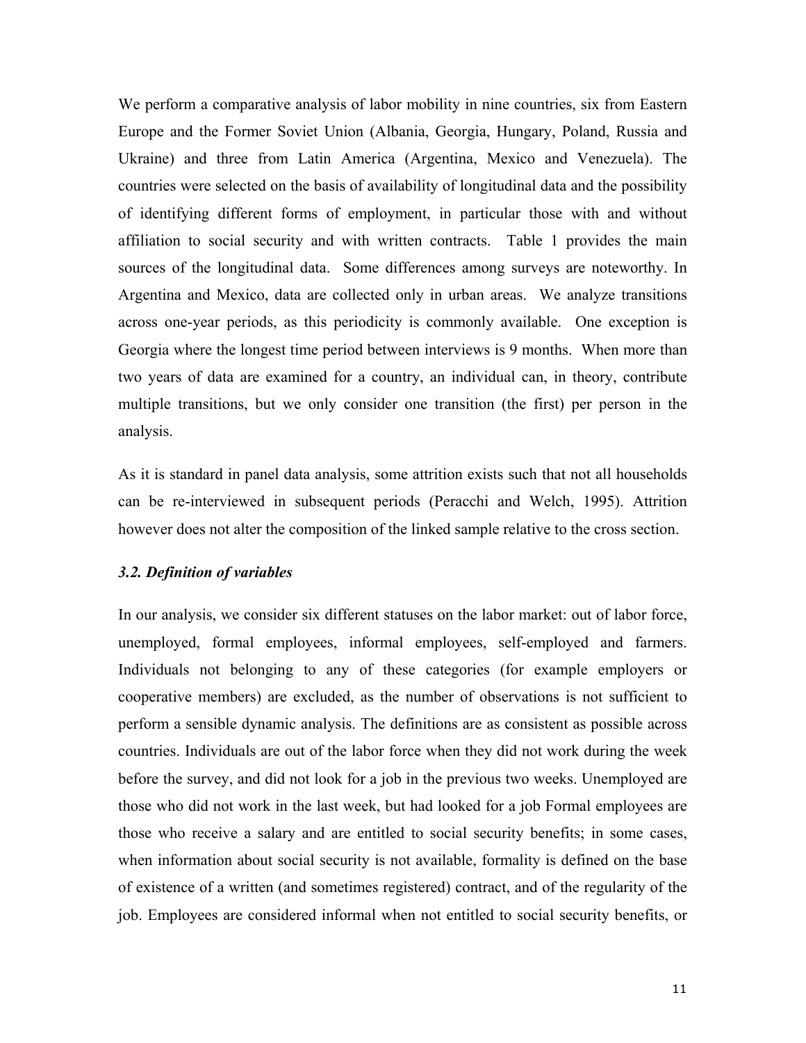We perform a comparative analysis of labor mobility in nine countries, six from Eastern Europe and the Former Soviet Union (Albania, Georgia, Hungary, Poland, Russia and Ukraine) and three from Latin America (Argentina, Mexico and Venezuela). The countries were selected on the basis of availability of longitudinal data and the possibility of identifying different forms of employment, in particular those with and without affiliation to social security and with written contracts. Table 1 provides the main sources of the longitudinal data. Some differences among surveys are noteworthy. In Argentina and Mexico, data are collected only in urban areas. We analyze transitions across one-year periods, as this periodicity is commonly available. One exception is Georgia where the longest time period between interviews is 9 months. When more than two years of data are examined for a country, an individual can, in theory, contribute multiple transitions, but we only consider one transition (the first) per person in the analysis.

As it is standard in panel data analysis, some attrition exists such that not all households can be re-interviewed in subsequent periods (Peracchi and Welch, 1995). Attrition however does not alter the composition of the linked sample relative to the cross section.

### *3.2. Definition of variables*

In our analysis, we consider six different statuses on the labor market: out of labor force, unemployed, formal employees, informal employees, self-employed and farmers. Individuals not belonging to any of these categories (for example employers or cooperative members) are excluded, as the number of observations is not sufficient to perform a sensible dynamic analysis. The definitions are as consistent as possible across countries. Individuals are out of the labor force when they did not work during the week before the survey, and did not look for a job in the previous two weeks. Unemployed are those who did not work in the last week, but had looked for a job Formal employees are those who receive a salary and are entitled to social security benefits; in some cases, when information about social security is not available, formality is defined on the base of existence of a written (and sometimes registered) contract, and of the regularity of the job. Employees are considered informal when not entitled to social security benefits, or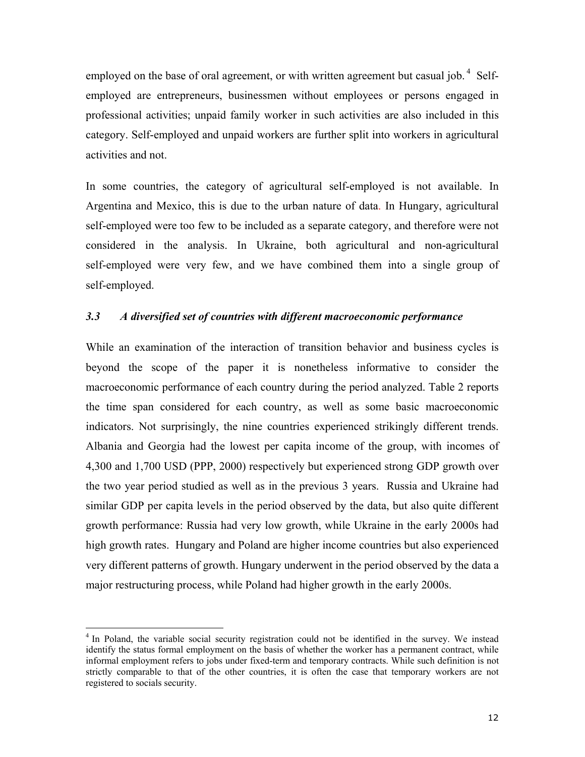employed on the base of oral agreement, or with written agreement but casual job.[4] Self-employed are entrepreneurs, businessmen without employees or persons engaged in professional activities; unpaid family worker in such activities are also included in this category. Self-employed and unpaid workers are further split into workers in agricultural activities and not.

In some countries, the category of agricultural self-employed is not available. In Argentina and Mexico, this is due to the urban nature of data. In Hungary, agricultural self-employed were too few to be included as a separate category, and therefore were not considered in the analysis. In Ukraine, both agricultural and non-agricultural self-employed were very few, and we have combined them into a single group of self-employed.

### *3.3 A diversified set of countries with different macroeconomic performance*

While an examination of the interaction of transition behavior and business cycles is beyond the scope of the paper it is nonetheless informative to consider the macroeconomic performance of each country during the period analyzed. Table 2 reports the time span considered for each country, as well as some basic macroeconomic indicators. Not surprisingly, the nine countries experienced strikingly different trends. Albania and Georgia had the lowest per capita income of the group, with incomes of 4,300 and 1,700 USD (PPP, 2000) respectively but experienced strong GDP growth over the two year period studied as well as in the previous 3 years. Russia and Ukraine had similar GDP per capita levels in the period observed by the data, but also quite different growth performance: Russia had very low growth, while Ukraine in the early 2000s had high growth rates. Hungary and Poland are higher income countries but also experienced very different patterns of growth. Hungary underwent in the period observed by the data a major restructuring process, while Poland had higher growth in the early 2000s.

[4] In Poland, the variable social security registration could not be identified in the survey. We instead identify the status formal employment on the basis of whether the worker has a permanent contract, while informal employment refers to jobs under fixed-term and temporary contracts. While such definition is not strictly comparable to that of the other countries, it is often the case that temporary workers are not registered to socials security.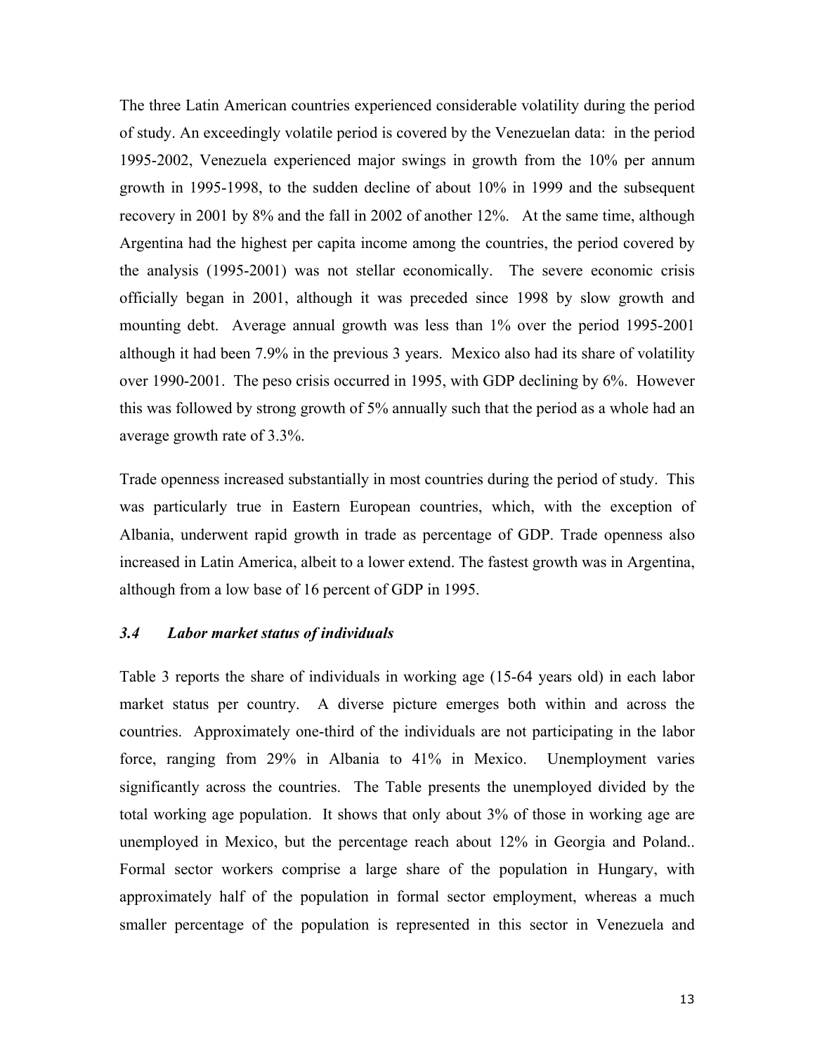The three Latin American countries experienced considerable volatility during the period of study. An exceedingly volatile period is covered by the Venezuelan data: in the period 1995-2002, Venezuela experienced major swings in growth from the 10% per annum growth in 1995-1998, to the sudden decline of about 10% in 1999 and the subsequent recovery in 2001 by 8% and the fall in 2002 of another 12%. At the same time, although Argentina had the highest per capita income among the countries, the period covered by the analysis (1995-2001) was not stellar economically. The severe economic crisis officially began in 2001, although it was preceded since 1998 by slow growth and mounting debt. Average annual growth was less than 1% over the period 1995-2001 although it had been 7.9% in the previous 3 years. Mexico also had its share of volatility over 1990-2001. The peso crisis occurred in 1995, with GDP declining by 6%. However this was followed by strong growth of 5% annually such that the period as a whole had an average growth rate of 3.3%.

Trade openness increased substantially in most countries during the period of study. This was particularly true in Eastern European countries, which, with the exception of Albania, underwent rapid growth in trade as percentage of GDP. Trade openness also increased in Latin America, albeit to a lower extend. The fastest growth was in Argentina, although from a low base of 16 percent of GDP in 1995.

### *3.4 Labor market status of individuals*

Table 3 reports the share of individuals in working age (15-64 years old) in each labor market status per country. A diverse picture emerges both within and across the countries. Approximately one-third of the individuals are not participating in the labor force, ranging from 29% in Albania to 41% in Mexico. Unemployment varies significantly across the countries. The Table presents the unemployed divided by the total working age population. It shows that only about 3% of those in working age are unemployed in Mexico, but the percentage reach about 12% in Georgia and Poland.. Formal sector workers comprise a large share of the population in Hungary, with approximately half of the population in formal sector employment, whereas a much smaller percentage of the population is represented in this sector in Venezuela and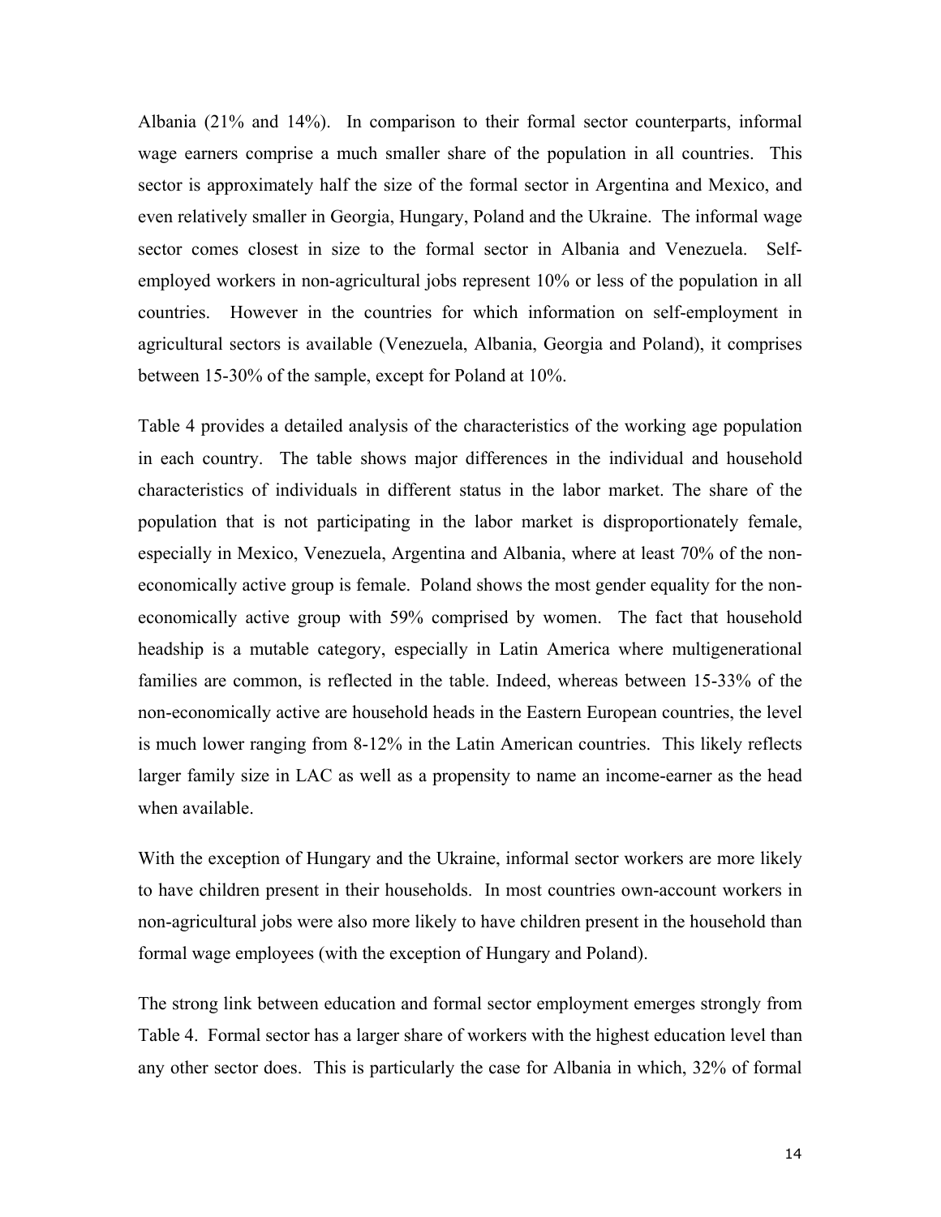Albania (21% and 14%). In comparison to their formal sector counterparts, informal wage earners comprise a much smaller share of the population in all countries. This sector is approximately half the size of the formal sector in Argentina and Mexico, and even relatively smaller in Georgia, Hungary, Poland and the Ukraine. The informal wage sector comes closest in size to the formal sector in Albania and Venezuela. Self-employed workers in non-agricultural jobs represent 10% or less of the population in all countries. However in the countries for which information on self-employment in agricultural sectors is available (Venezuela, Albania, Georgia and Poland), it comprises between 15-30% of the sample, except for Poland at 10%.

Table 4 provides a detailed analysis of the characteristics of the working age population in each country. The table shows major differences in the individual and household characteristics of individuals in different status in the labor market. The share of the population that is not participating in the labor market is disproportionately female, especially in Mexico, Venezuela, Argentina and Albania, where at least 70% of the non-economically active group is female. Poland shows the most gender equality for the non-economically active group with 59% comprised by women. The fact that household headship is a mutable category, especially in Latin America where multigenerational families are common, is reflected in the table. Indeed, whereas between 15-33% of the non-economically active are household heads in the Eastern European countries, the level is much lower ranging from 8-12% in the Latin American countries. This likely reflects larger family size in LAC as well as a propensity to name an income-earner as the head when available.

With the exception of Hungary and the Ukraine, informal sector workers are more likely to have children present in their households. In most countries own-account workers in non-agricultural jobs were also more likely to have children present in the household than formal wage employees (with the exception of Hungary and Poland).

The strong link between education and formal sector employment emerges strongly from Table 4. Formal sector has a larger share of workers with the highest education level than any other sector does. This is particularly the case for Albania in which, 32% of formal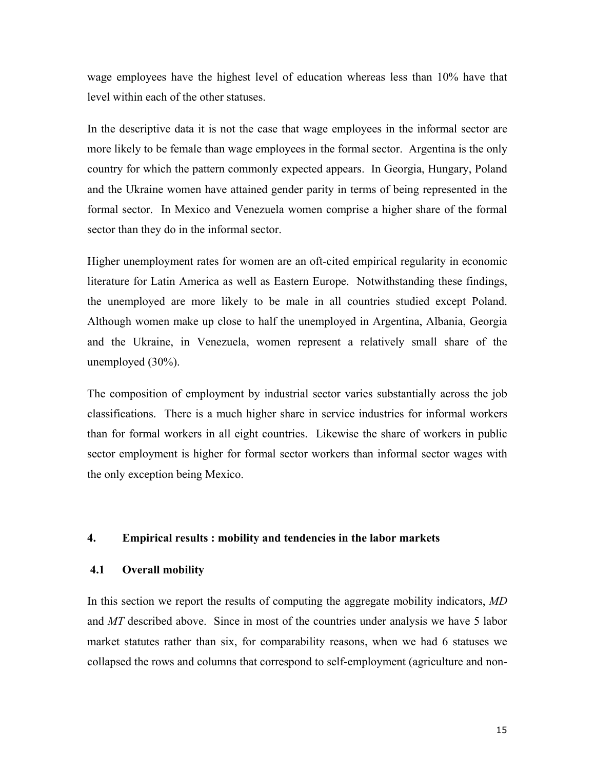wage employees have the highest level of education whereas less than 10% have that level within each of the other statuses.

In the descriptive data it is not the case that wage employees in the informal sector are more likely to be female than wage employees in the formal sector. Argentina is the only country for which the pattern commonly expected appears. In Georgia, Hungary, Poland and the Ukraine women have attained gender parity in terms of being represented in the formal sector. In Mexico and Venezuela women comprise a higher share of the formal sector than they do in the informal sector.

Higher unemployment rates for women are an oft-cited empirical regularity in economic literature for Latin America as well as Eastern Europe. Notwithstanding these findings, the unemployed are more likely to be male in all countries studied except Poland. Although women make up close to half the unemployed in Argentina, Albania, Georgia and the Ukraine, in Venezuela, women represent a relatively small share of the unemployed (30%).

The composition of employment by industrial sector varies substantially across the job classifications. There is a much higher share in service industries for informal workers than for formal workers in all eight countries. Likewise the share of workers in public sector employment is higher for formal sector workers than informal sector wages with the only exception being Mexico.

## 4. Empirical results : mobility and tendencies in the labor markets

### 4.1 Overall mobility

In this section we report the results of computing the aggregate mobility indicators, *MD* and *MT* described above. Since in most of the countries under analysis we have 5 labor market statutes rather than six, for comparability reasons, when we had 6 statuses we collapsed the rows and columns that correspond to self-employment (agriculture and non-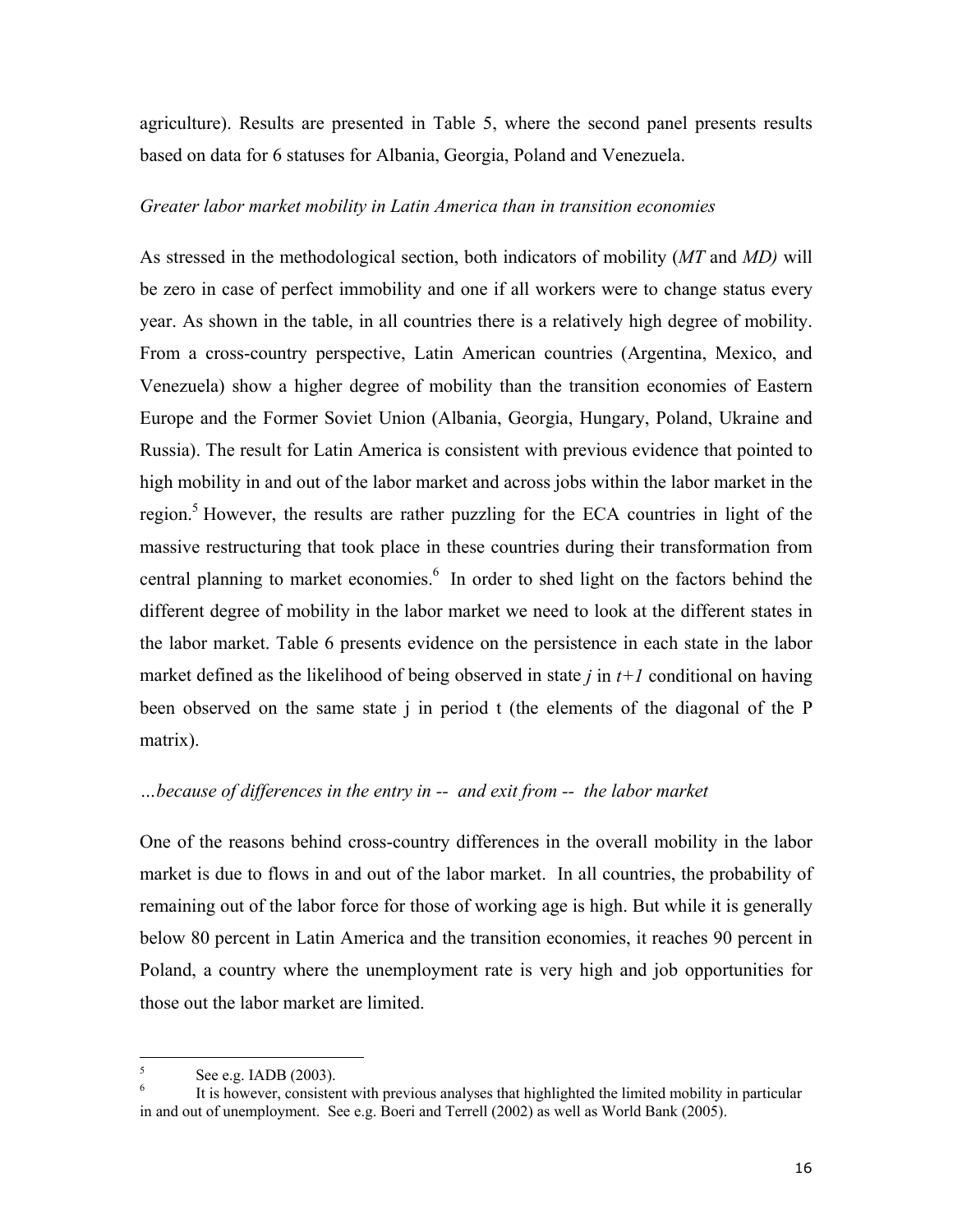agriculture). Results are presented in Table 5, where the second panel presents results based on data for 6 statuses for Albania, Georgia, Poland and Venezuela.

*Greater labor market mobility in Latin America than in transition economies*

As stressed in the methodological section, both indicators of mobility (*MT* and *MD)* will be zero in case of perfect immobility and one if all workers were to change status every year. As shown in the table, in all countries there is a relatively high degree of mobility. From a cross-country perspective, Latin American countries (Argentina, Mexico, and Venezuela) show a higher degree of mobility than the transition economies of Eastern Europe and the Former Soviet Union (Albania, Georgia, Hungary, Poland, Ukraine and Russia). The result for Latin America is consistent with previous evidence that pointed to high mobility in and out of the labor market and across jobs within the labor market in the region.[5] However, the results are rather puzzling for the ECA countries in light of the massive restructuring that took place in these countries during their transformation from central planning to market economies.[6] In order to shed light on the factors behind the different degree of mobility in the labor market we need to look at the different states in the labor market. Table 6 presents evidence on the persistence in each state in the labor market defined as the likelihood of being observed in state *j* in *t+1* conditional on having been observed on the same state j in period t (the elements of the diagonal of the P matrix).

*…because of differences in the entry in -- and exit from -- the labor market*

One of the reasons behind cross-country differences in the overall mobility in the labor market is due to flows in and out of the labor market. In all countries, the probability of remaining out of the labor force for those of working age is high. But while it is generally below 80 percent in Latin America and the transition economies, it reaches 90 percent in Poland, a country where the unemployment rate is very high and job opportunities for those out the labor market are limited.

---

[5] See e.g. IADB (2003).

[6] It is however, consistent with previous analyses that highlighted the limited mobility in particular in and out of unemployment. See e.g. Boeri and Terrell (2002) as well as World Bank (2005).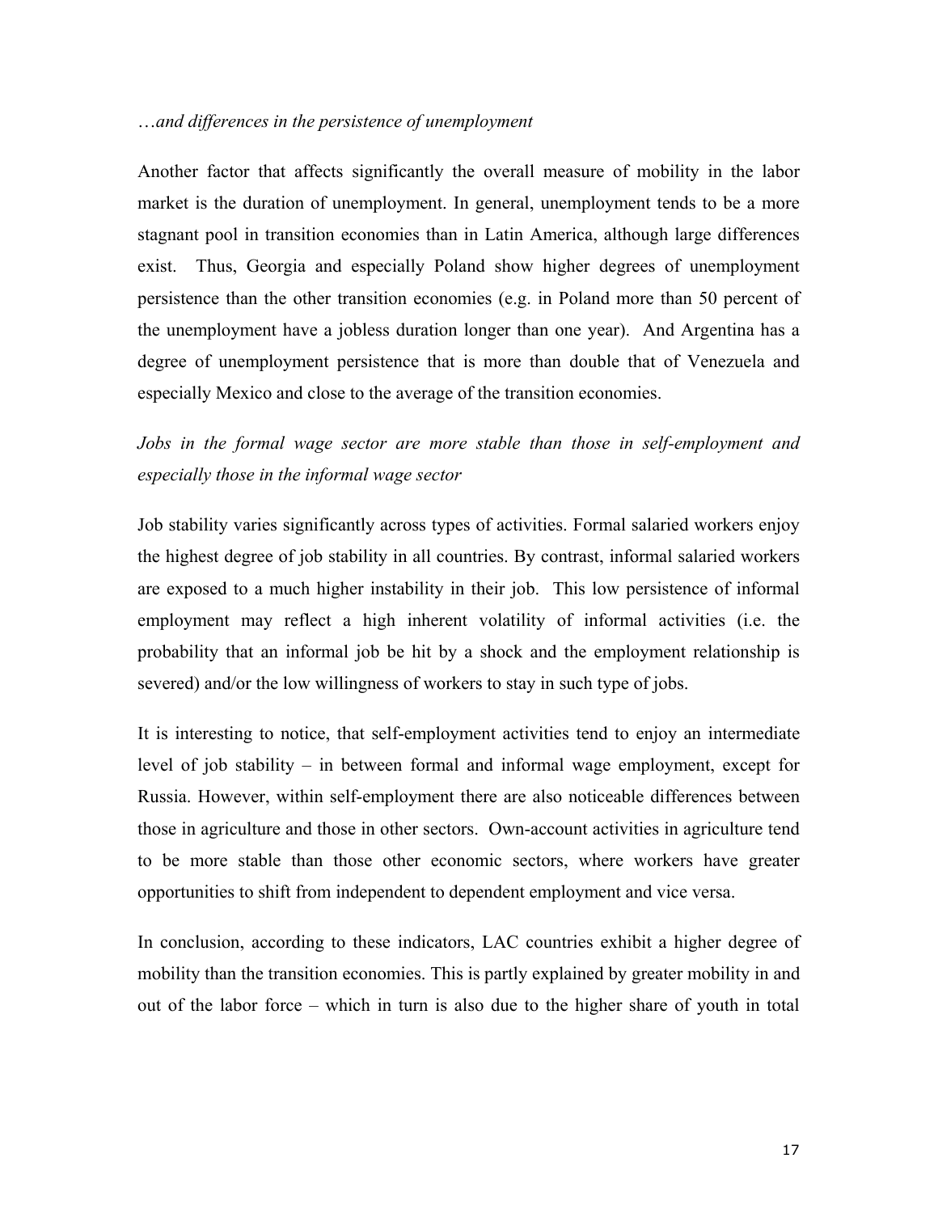*…and differences in the persistence of unemployment*

Another factor that affects significantly the overall measure of mobility in the labor market is the duration of unemployment. In general, unemployment tends to be a more stagnant pool in transition economies than in Latin America, although large differences exist. Thus, Georgia and especially Poland show higher degrees of unemployment persistence than the other transition economies (e.g. in Poland more than 50 percent of the unemployment have a jobless duration longer than one year). And Argentina has a degree of unemployment persistence that is more than double that of Venezuela and especially Mexico and close to the average of the transition economies.

*Jobs in the formal wage sector are more stable than those in self-employment and especially those in the informal wage sector*

Job stability varies significantly across types of activities. Formal salaried workers enjoy the highest degree of job stability in all countries. By contrast, informal salaried workers are exposed to a much higher instability in their job. This low persistence of informal employment may reflect a high inherent volatility of informal activities (i.e. the probability that an informal job be hit by a shock and the employment relationship is severed) and/or the low willingness of workers to stay in such type of jobs.

It is interesting to notice, that self-employment activities tend to enjoy an intermediate level of job stability – in between formal and informal wage employment, except for Russia. However, within self-employment there are also noticeable differences between those in agriculture and those in other sectors. Own-account activities in agriculture tend to be more stable than those other economic sectors, where workers have greater opportunities to shift from independent to dependent employment and vice versa.

In conclusion, according to these indicators, LAC countries exhibit a higher degree of mobility than the transition economies. This is partly explained by greater mobility in and out of the labor force – which in turn is also due to the higher share of youth in total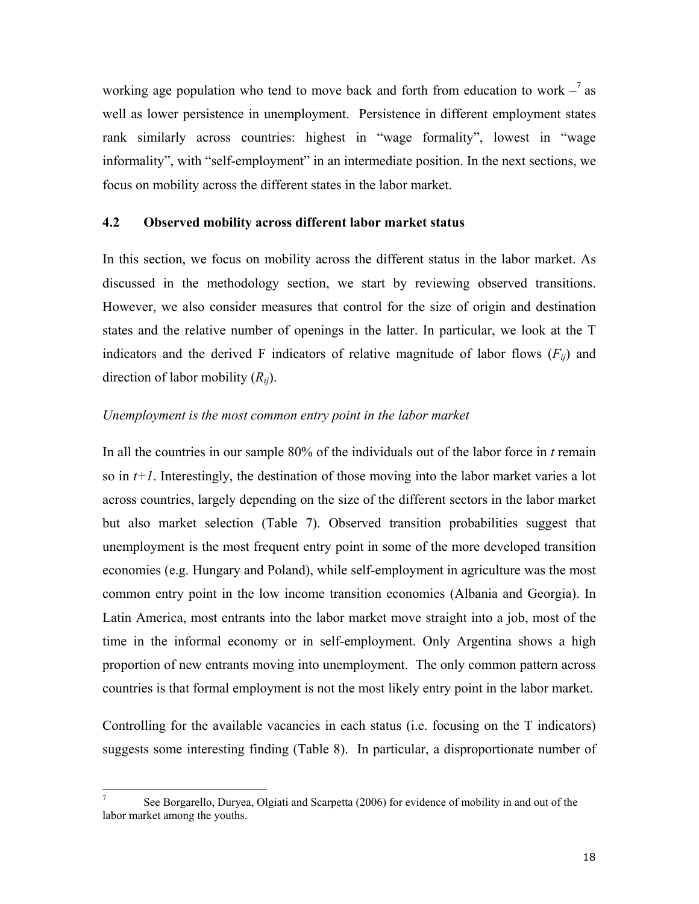working age population who tend to move back and forth from education to work –[7] as well as lower persistence in unemployment. Persistence in different employment states rank similarly across countries: highest in "wage formality", lowest in "wage informality", with "self-employment" in an intermediate position. In the next sections, we focus on mobility across the different states in the labor market.

### 4.2 Observed mobility across different labor market status

In this section, we focus on mobility across the different status in the labor market. As discussed in the methodology section, we start by reviewing observed transitions. However, we also consider measures that control for the size of origin and destination states and the relative number of openings in the latter. In particular, we look at the T indicators and the derived F indicators of relative magnitude of labor flows ($F_{ij}$) and direction of labor mobility ($R_{ij}$).

*Unemployment is the most common entry point in the labor market*

In all the countries in our sample 80% of the individuals out of the labor force in *t* remain so in *t+1*. Interestingly, the destination of those moving into the labor market varies a lot across countries, largely depending on the size of the different sectors in the labor market but also market selection (Table 7). Observed transition probabilities suggest that unemployment is the most frequent entry point in some of the more developed transition economies (e.g. Hungary and Poland), while self-employment in agriculture was the most common entry point in the low income transition economies (Albania and Georgia). In Latin America, most entrants into the labor market move straight into a job, most of the time in the informal economy or in self-employment. Only Argentina shows a high proportion of new entrants moving into unemployment. The only common pattern across countries is that formal employment is not the most likely entry point in the labor market.

Controlling for the available vacancies in each status (i.e. focusing on the T indicators) suggests some interesting finding (Table 8). In particular, a disproportionate number of

---

[7] See Borgarello, Duryea, Olgiati and Scarpetta (2006) for evidence of mobility in and out of the labor market among the youths.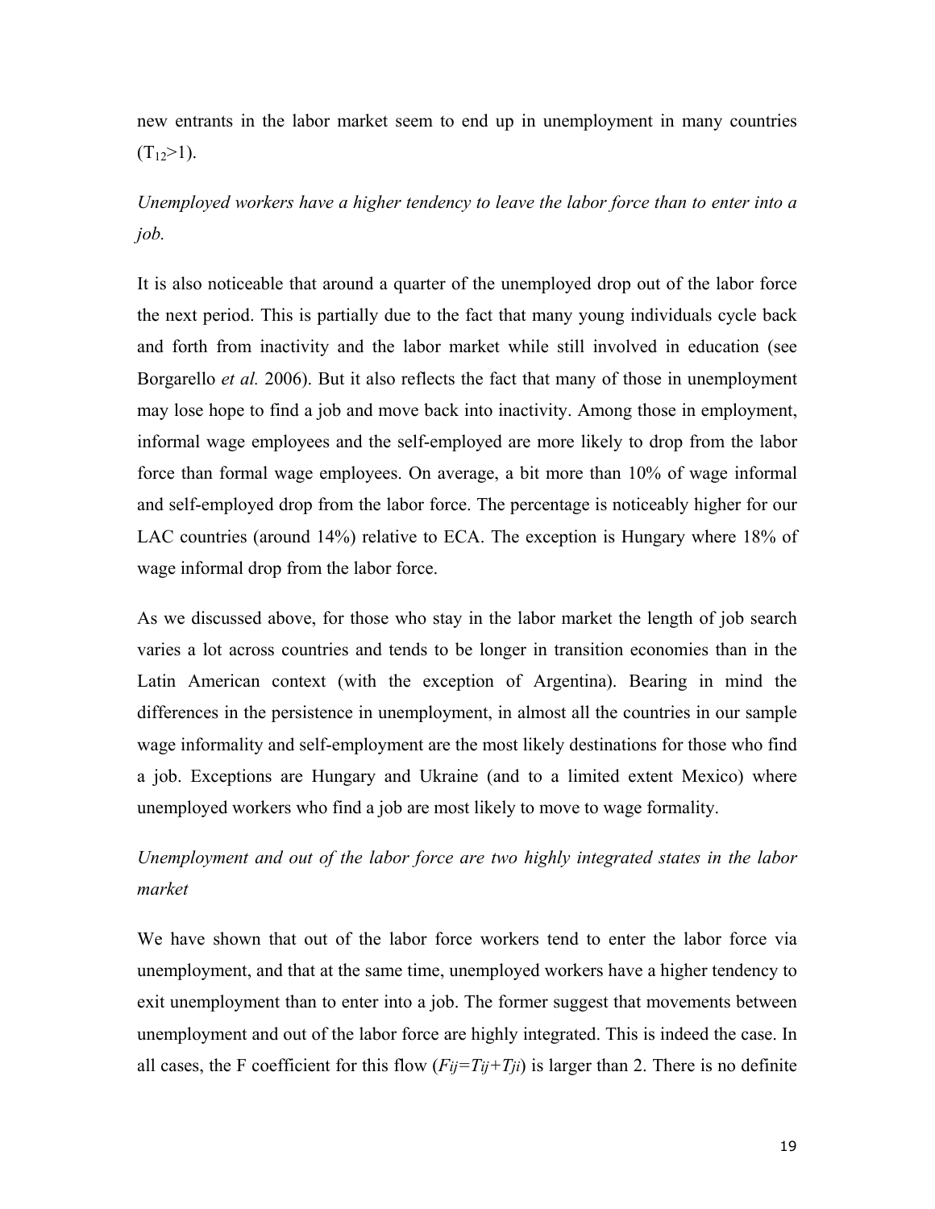new entrants in the labor market seem to end up in unemployment in many countries ($T_{12}$>1).

*Unemployed workers have a higher tendency to leave the labor force than to enter into a job.*

It is also noticeable that around a quarter of the unemployed drop out of the labor force the next period. This is partially due to the fact that many young individuals cycle back and forth from inactivity and the labor market while still involved in education (see Borgarello *et al.* 2006). But it also reflects the fact that many of those in unemployment may lose hope to find a job and move back into inactivity. Among those in employment, informal wage employees and the self-employed are more likely to drop from the labor force than formal wage employees. On average, a bit more than 10% of wage informal and self-employed drop from the labor force. The percentage is noticeably higher for our LAC countries (around 14%) relative to ECA. The exception is Hungary where 18% of wage informal drop from the labor force.

As we discussed above, for those who stay in the labor market the length of job search varies a lot across countries and tends to be longer in transition economies than in the Latin American context (with the exception of Argentina). Bearing in mind the differences in the persistence in unemployment, in almost all the countries in our sample wage informality and self-employment are the most likely destinations for those who find a job. Exceptions are Hungary and Ukraine (and to a limited extent Mexico) where unemployed workers who find a job are most likely to move to wage formality.

*Unemployment and out of the labor force are two highly integrated states in the labor market*

We have shown that out of the labor force workers tend to enter the labor force via unemployment, and that at the same time, unemployed workers have a higher tendency to exit unemployment than to enter into a job. The former suggest that movements between unemployment and out of the labor force are highly integrated. This is indeed the case. In all cases, the F coefficient for this flow ($F_{ij}=T_{ij}+T_{ji}$) is larger than 2. There is no definite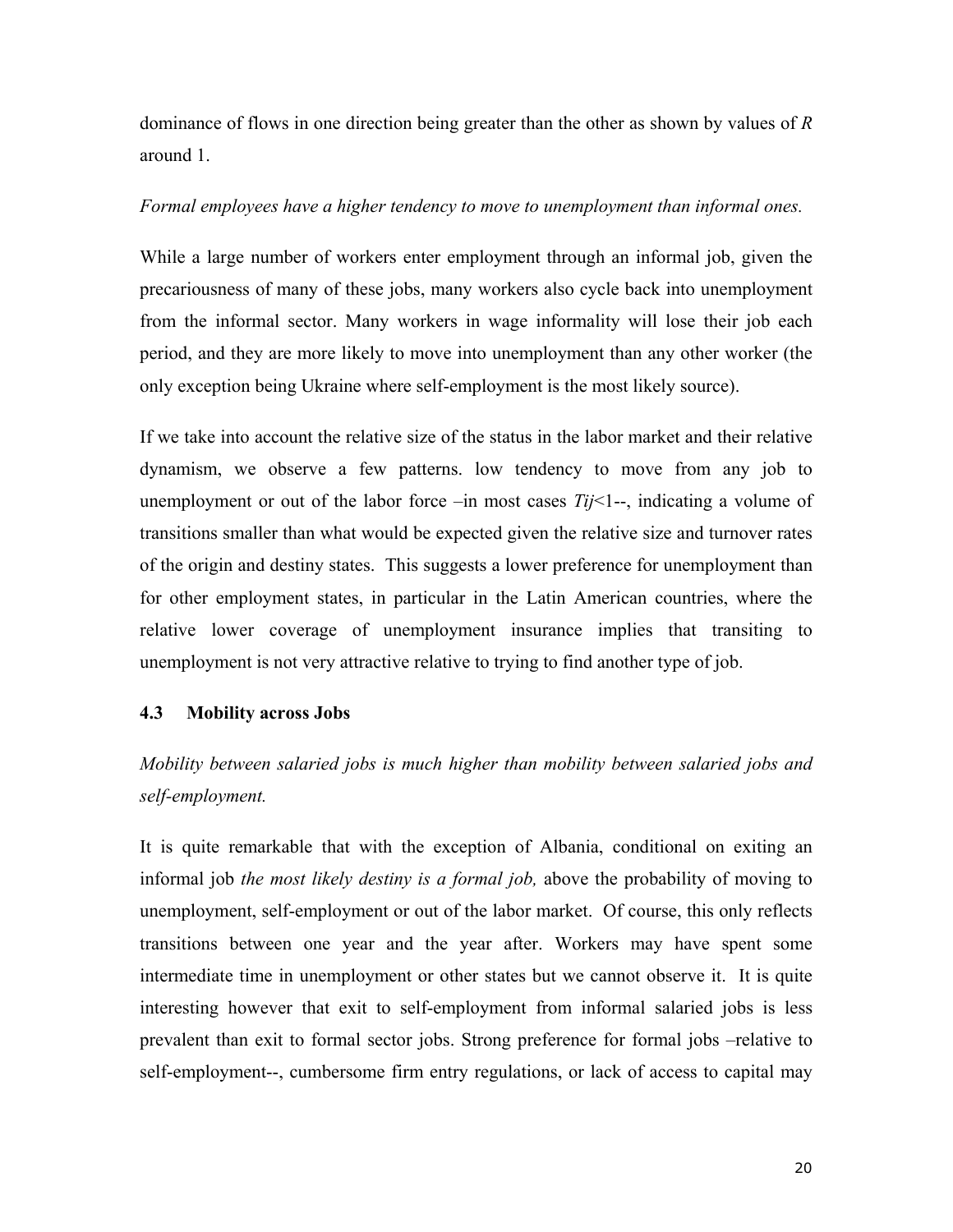dominance of flows in one direction being greater than the other as shown by values of *R* around 1.

*Formal employees have a higher tendency to move to unemployment than informal ones.*

While a large number of workers enter employment through an informal job, given the precariousness of many of these jobs, many workers also cycle back into unemployment from the informal sector. Many workers in wage informality will lose their job each period, and they are more likely to move into unemployment than any other worker (the only exception being Ukraine where self-employment is the most likely source).

If we take into account the relative size of the status in the labor market and their relative dynamism, we observe a few patterns. low tendency to move from any job to unemployment or out of the labor force –in most cases $T_{ij}$<1--, indicating a volume of transitions smaller than what would be expected given the relative size and turnover rates of the origin and destiny states. This suggests a lower preference for unemployment than for other employment states, in particular in the Latin American countries, where the relative lower coverage of unemployment insurance implies that transiting to unemployment is not very attractive relative to trying to find another type of job.

### 4.3 Mobility across Jobs

*Mobility between salaried jobs is much higher than mobility between salaried jobs and self-employment.*

It is quite remarkable that with the exception of Albania, conditional on exiting an informal job *the most likely destiny is a formal job,* above the probability of moving to unemployment, self-employment or out of the labor market. Of course, this only reflects transitions between one year and the year after. Workers may have spent some intermediate time in unemployment or other states but we cannot observe it. It is quite interesting however that exit to self-employment from informal salaried jobs is less prevalent than exit to formal sector jobs. Strong preference for formal jobs –relative to self-employment--, cumbersome firm entry regulations, or lack of access to capital may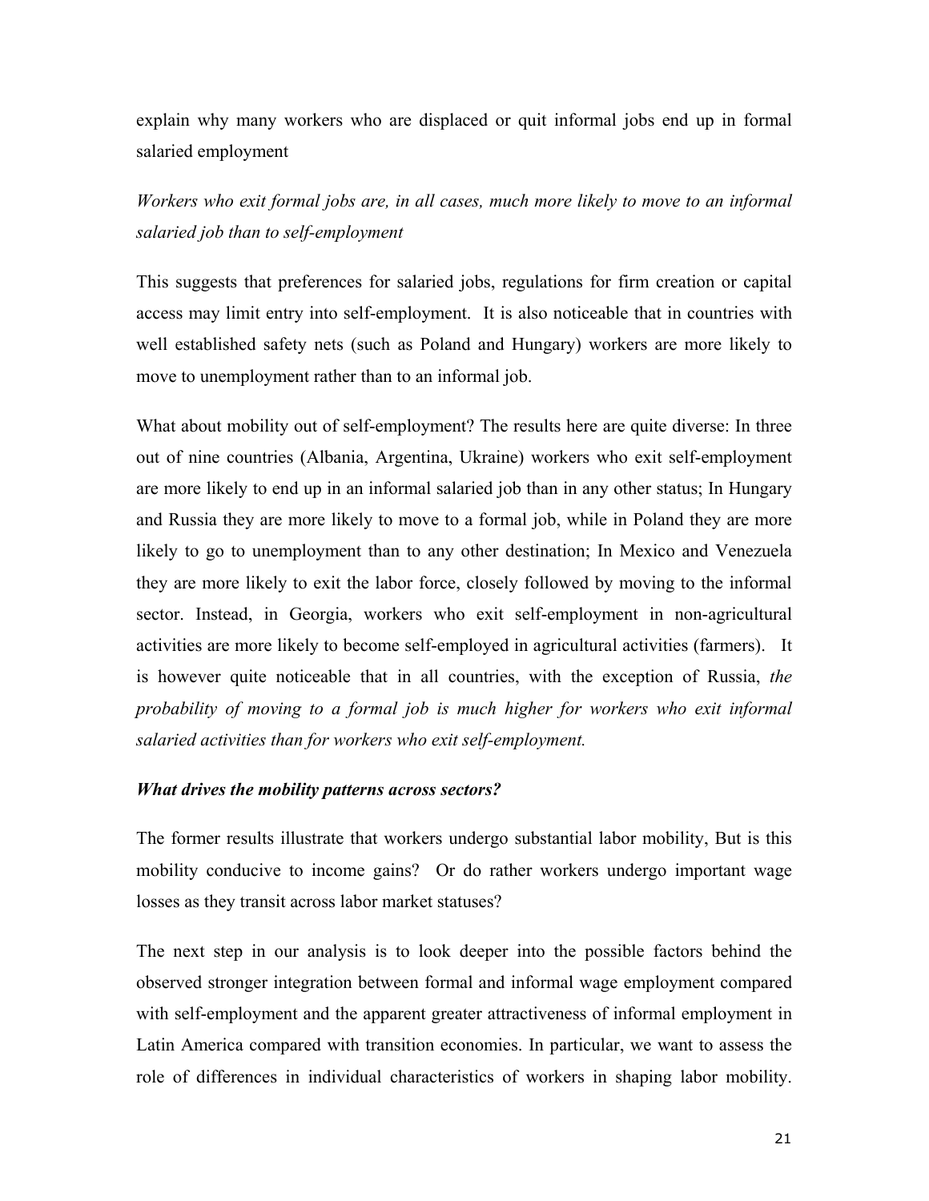explain why many workers who are displaced or quit informal jobs end up in formal salaried employment

*Workers who exit formal jobs are, in all cases, much more likely to move to an informal salaried job than to self-employment*

This suggests that preferences for salaried jobs, regulations for firm creation or capital access may limit entry into self-employment. It is also noticeable that in countries with well established safety nets (such as Poland and Hungary) workers are more likely to move to unemployment rather than to an informal job.

What about mobility out of self-employment? The results here are quite diverse: In three out of nine countries (Albania, Argentina, Ukraine) workers who exit self-employment are more likely to end up in an informal salaried job than in any other status; In Hungary and Russia they are more likely to move to a formal job, while in Poland they are more likely to go to unemployment than to any other destination; In Mexico and Venezuela they are more likely to exit the labor force, closely followed by moving to the informal sector. Instead, in Georgia, workers who exit self-employment in non-agricultural activities are more likely to become self-employed in agricultural activities (farmers). It is however quite noticeable that in all countries, with the exception of Russia, *the probability of moving to a formal job is much higher for workers who exit informal salaried activities than for workers who exit self-employment.*

***What drives the mobility patterns across sectors?***

The former results illustrate that workers undergo substantial labor mobility, But is this mobility conducive to income gains? Or do rather workers undergo important wage losses as they transit across labor market statuses?

The next step in our analysis is to look deeper into the possible factors behind the observed stronger integration between formal and informal wage employment compared with self-employment and the apparent greater attractiveness of informal employment in Latin America compared with transition economies. In particular, we want to assess the role of differences in individual characteristics of workers in shaping labor mobility.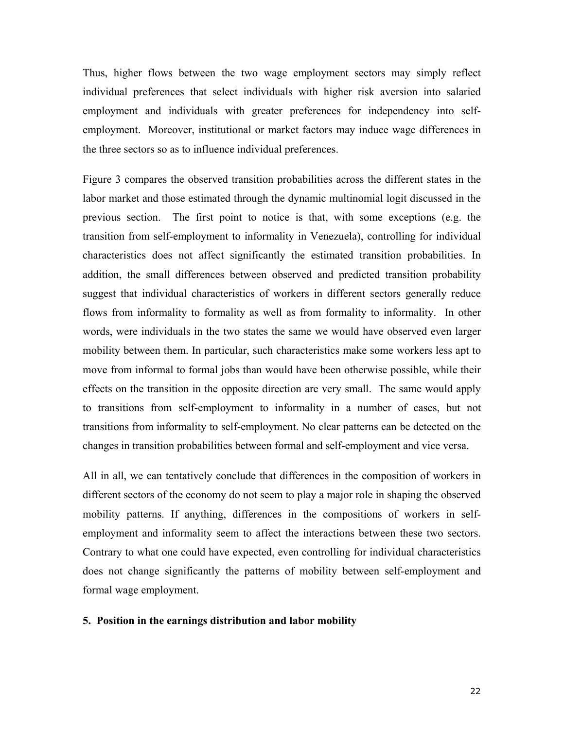Thus, higher flows between the two wage employment sectors may simply reflect individual preferences that select individuals with higher risk aversion into salaried employment and individuals with greater preferences for independency into self-employment. Moreover, institutional or market factors may induce wage differences in the three sectors so as to influence individual preferences.

Figure 3 compares the observed transition probabilities across the different states in the labor market and those estimated through the dynamic multinomial logit discussed in the previous section. The first point to notice is that, with some exceptions (e.g. the transition from self-employment to informality in Venezuela), controlling for individual characteristics does not affect significantly the estimated transition probabilities. In addition, the small differences between observed and predicted transition probability suggest that individual characteristics of workers in different sectors generally reduce flows from informality to formality as well as from formality to informality. In other words, were individuals in the two states the same we would have observed even larger mobility between them. In particular, such characteristics make some workers less apt to move from informal to formal jobs than would have been otherwise possible, while their effects on the transition in the opposite direction are very small. The same would apply to transitions from self-employment to informality in a number of cases, but not transitions from informality to self-employment. No clear patterns can be detected on the changes in transition probabilities between formal and self-employment and vice versa.

All in all, we can tentatively conclude that differences in the composition of workers in different sectors of the economy do not seem to play a major role in shaping the observed mobility patterns. If anything, differences in the compositions of workers in self-employment and informality seem to affect the interactions between these two sectors. Contrary to what one could have expected, even controlling for individual characteristics does not change significantly the patterns of mobility between self-employment and formal wage employment.

## 5. Position in the earnings distribution and labor mobility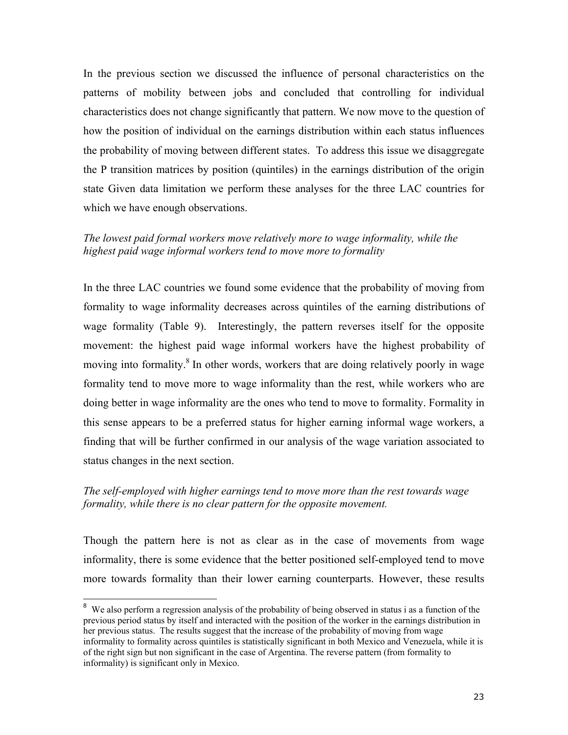In the previous section we discussed the influence of personal characteristics on the patterns of mobility between jobs and concluded that controlling for individual characteristics does not change significantly that pattern. We now move to the question of how the position of individual on the earnings distribution within each status influences the probability of moving between different states. To address this issue we disaggregate the P transition matrices by position (quintiles) in the earnings distribution of the origin state Given data limitation we perform these analyses for the three LAC countries for which we have enough observations.

*The lowest paid formal workers move relatively more to wage informality, while the highest paid wage informal workers tend to move more to formality*

In the three LAC countries we found some evidence that the probability of moving from formality to wage informality decreases across quintiles of the earning distributions of wage formality (Table 9). Interestingly, the pattern reverses itself for the opposite movement: the highest paid wage informal workers have the highest probability of moving into formality.[8] In other words, workers that are doing relatively poorly in wage formality tend to move more to wage informality than the rest, while workers who are doing better in wage informality are the ones who tend to move to formality. Formality in this sense appears to be a preferred status for higher earning informal wage workers, a finding that will be further confirmed in our analysis of the wage variation associated to status changes in the next section.

*The self-employed with higher earnings tend to move more than the rest towards wage formality, while there is no clear pattern for the opposite movement.*

Though the pattern here is not as clear as in the case of movements from wage informality, there is some evidence that the better positioned self-employed tend to move more towards formality than their lower earning counterparts. However, these results

[8] We also perform a regression analysis of the probability of being observed in status i as a function of the previous period status by itself and interacted with the position of the worker in the earnings distribution in her previous status. The results suggest that the increase of the probability of moving from wage informality to formality across quintiles is statistically significant in both Mexico and Venezuela, while it is of the right sign but non significant in the case of Argentina. The reverse pattern (from formality to informality) is significant only in Mexico.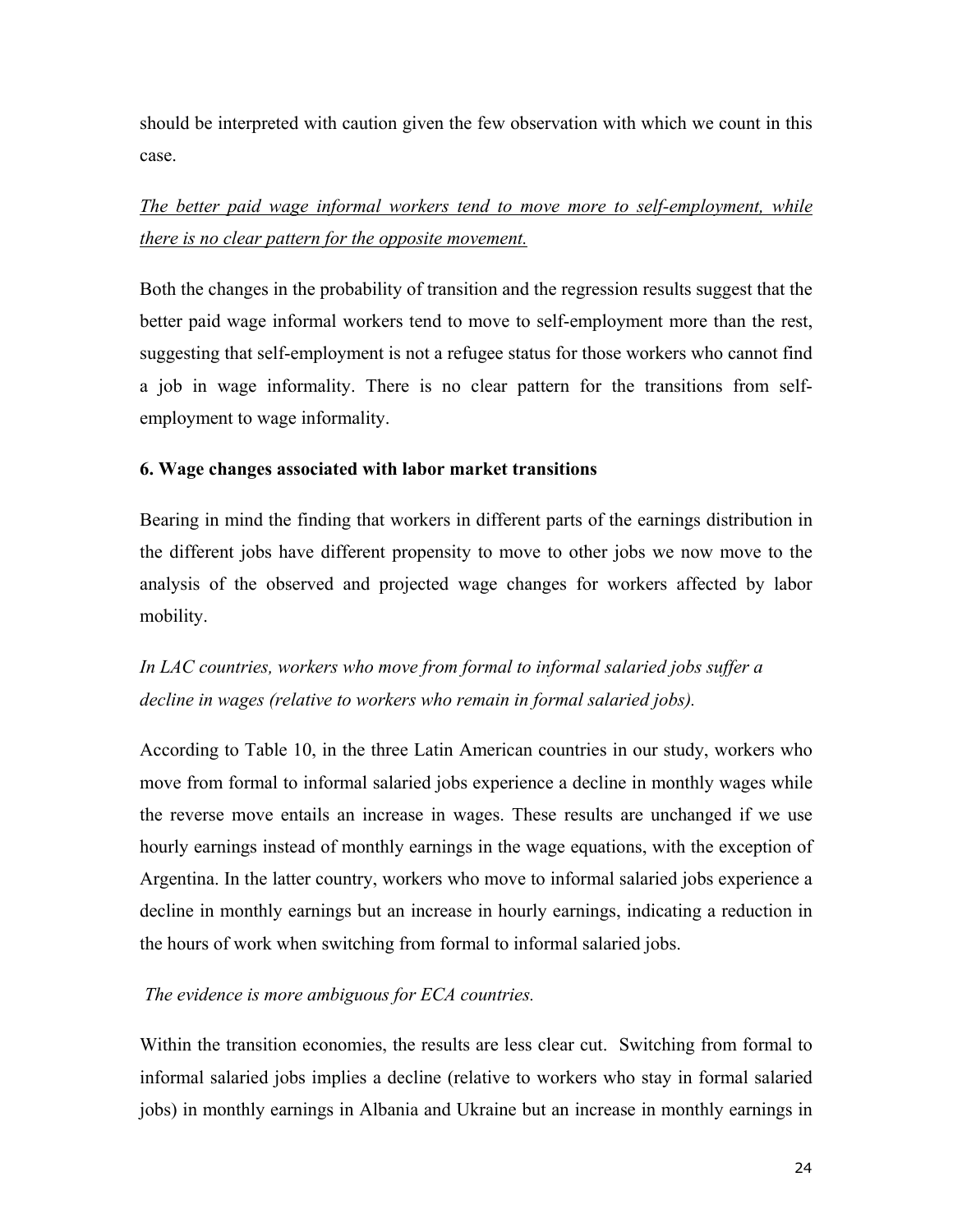should be interpreted with caution given the few observation with which we count in this case.

*<u>The better paid wage informal workers tend to move more to self-employment, while there is no clear pattern for the opposite movement.</u>*

Both the changes in the probability of transition and the regression results suggest that the better paid wage informal workers tend to move to self-employment more than the rest, suggesting that self-employment is not a refugee status for those workers who cannot find a job in wage informality. There is no clear pattern for the transitions from self-employment to wage informality.

**6. Wage changes associated with labor market transitions**

Bearing in mind the finding that workers in different parts of the earnings distribution in the different jobs have different propensity to move to other jobs we now move to the analysis of the observed and projected wage changes for workers affected by labor mobility.

*In LAC countries, workers who move from formal to informal salaried jobs suffer a decline in wages (relative to workers who remain in formal salaried jobs).*

According to Table 10, in the three Latin American countries in our study, workers who move from formal to informal salaried jobs experience a decline in monthly wages while the reverse move entails an increase in wages. These results are unchanged if we use hourly earnings instead of monthly earnings in the wage equations, with the exception of Argentina. In the latter country, workers who move to informal salaried jobs experience a decline in monthly earnings but an increase in hourly earnings, indicating a reduction in the hours of work when switching from formal to informal salaried jobs.

*The evidence is more ambiguous for ECA countries.*

Within the transition economies, the results are less clear cut. Switching from formal to informal salaried jobs implies a decline (relative to workers who stay in formal salaried jobs) in monthly earnings in Albania and Ukraine but an increase in monthly earnings in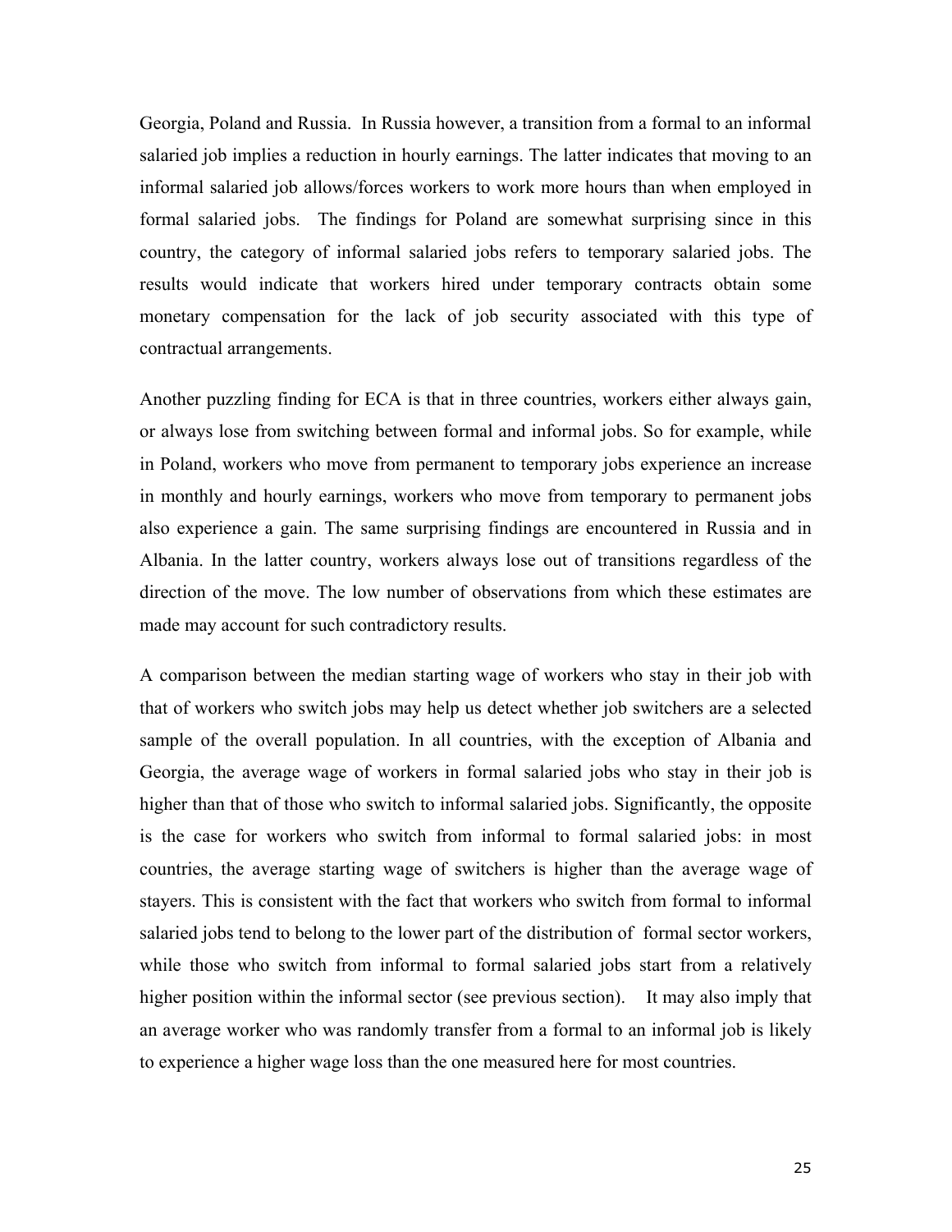Georgia, Poland and Russia. In Russia however, a transition from a formal to an informal salaried job implies a reduction in hourly earnings. The latter indicates that moving to an informal salaried job allows/forces workers to work more hours than when employed in formal salaried jobs. The findings for Poland are somewhat surprising since in this country, the category of informal salaried jobs refers to temporary salaried jobs. The results would indicate that workers hired under temporary contracts obtain some monetary compensation for the lack of job security associated with this type of contractual arrangements.

Another puzzling finding for ECA is that in three countries, workers either always gain, or always lose from switching between formal and informal jobs. So for example, while in Poland, workers who move from permanent to temporary jobs experience an increase in monthly and hourly earnings, workers who move from temporary to permanent jobs also experience a gain. The same surprising findings are encountered in Russia and in Albania. In the latter country, workers always lose out of transitions regardless of the direction of the move. The low number of observations from which these estimates are made may account for such contradictory results.

A comparison between the median starting wage of workers who stay in their job with that of workers who switch jobs may help us detect whether job switchers are a selected sample of the overall population. In all countries, with the exception of Albania and Georgia, the average wage of workers in formal salaried jobs who stay in their job is higher than that of those who switch to informal salaried jobs. Significantly, the opposite is the case for workers who switch from informal to formal salaried jobs: in most countries, the average starting wage of switchers is higher than the average wage of stayers. This is consistent with the fact that workers who switch from formal to informal salaried jobs tend to belong to the lower part of the distribution of formal sector workers, while those who switch from informal to formal salaried jobs start from a relatively higher position within the informal sector (see previous section). It may also imply that an average worker who was randomly transfer from a formal to an informal job is likely to experience a higher wage loss than the one measured here for most countries.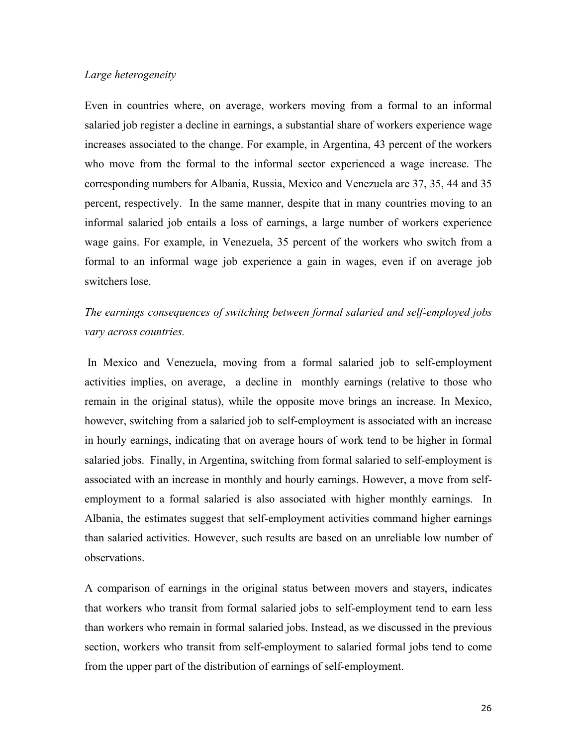*Large heterogeneity*

Even in countries where, on average, workers moving from a formal to an informal salaried job register a decline in earnings, a substantial share of workers experience wage increases associated to the change. For example, in Argentina, 43 percent of the workers who move from the formal to the informal sector experienced a wage increase. The corresponding numbers for Albania, Russia, Mexico and Venezuela are 37, 35, 44 and 35 percent, respectively. In the same manner, despite that in many countries moving to an informal salaried job entails a loss of earnings, a large number of workers experience wage gains. For example, in Venezuela, 35 percent of the workers who switch from a formal to an informal wage job experience a gain in wages, even if on average job switchers lose.

*The earnings consequences of switching between formal salaried and self-employed jobs vary across countries.*

In Mexico and Venezuela, moving from a formal salaried job to self-employment activities implies, on average, a decline in monthly earnings (relative to those who remain in the original status), while the opposite move brings an increase. In Mexico, however, switching from a salaried job to self-employment is associated with an increase in hourly earnings, indicating that on average hours of work tend to be higher in formal salaried jobs. Finally, in Argentina, switching from formal salaried to self-employment is associated with an increase in monthly and hourly earnings. However, a move from self-employment to a formal salaried is also associated with higher monthly earnings. In Albania, the estimates suggest that self-employment activities command higher earnings than salaried activities. However, such results are based on an unreliable low number of observations.

A comparison of earnings in the original status between movers and stayers, indicates that workers who transit from formal salaried jobs to self-employment tend to earn less than workers who remain in formal salaried jobs. Instead, as we discussed in the previous section, workers who transit from self-employment to salaried formal jobs tend to come from the upper part of the distribution of earnings of self-employment.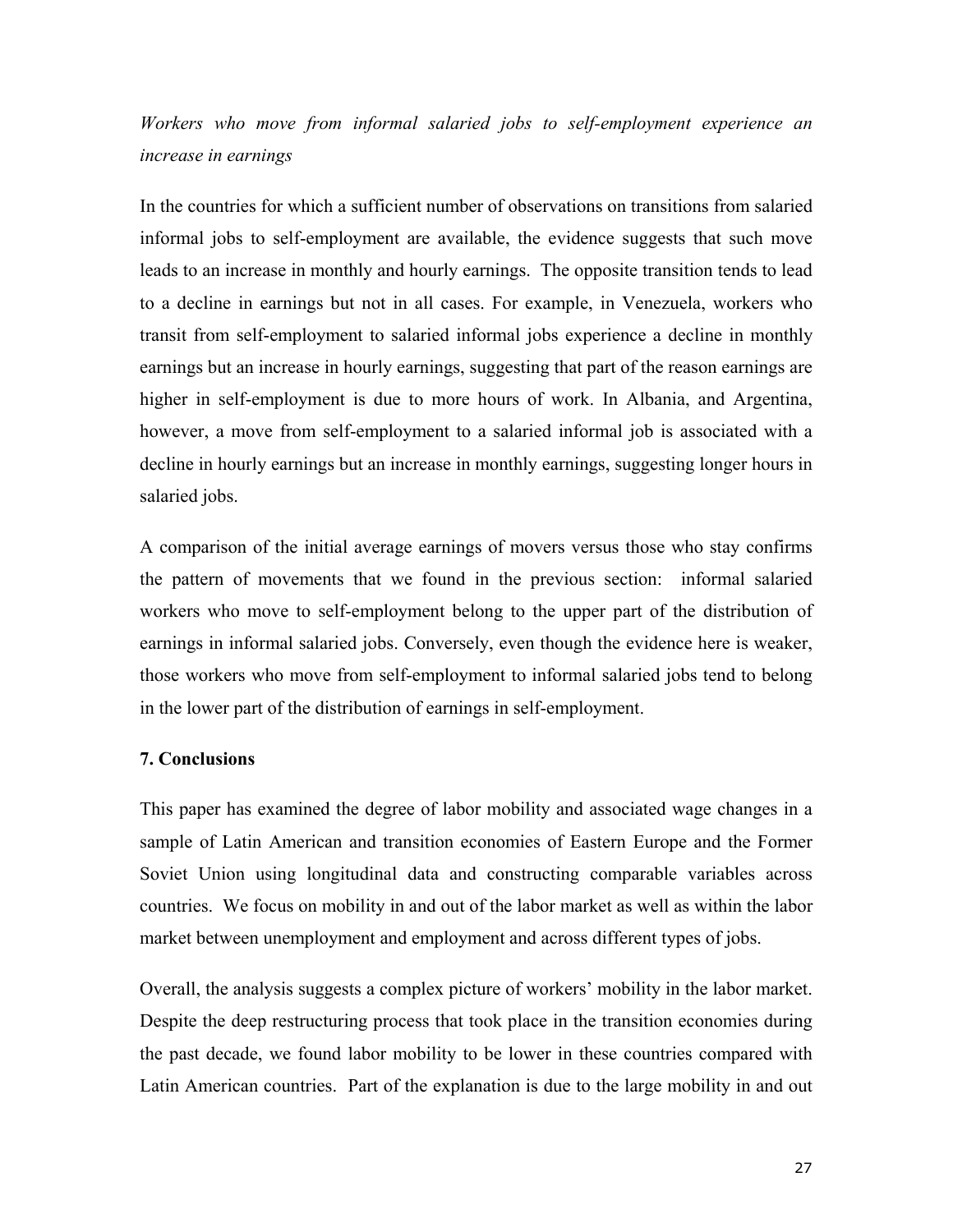*Workers who move from informal salaried jobs to self-employment experience an increase in earnings*

In the countries for which a sufficient number of observations on transitions from salaried informal jobs to self-employment are available, the evidence suggests that such move leads to an increase in monthly and hourly earnings. The opposite transition tends to lead to a decline in earnings but not in all cases. For example, in Venezuela, workers who transit from self-employment to salaried informal jobs experience a decline in monthly earnings but an increase in hourly earnings, suggesting that part of the reason earnings are higher in self-employment is due to more hours of work. In Albania, and Argentina, however, a move from self-employment to a salaried informal job is associated with a decline in hourly earnings but an increase in monthly earnings, suggesting longer hours in salaried jobs.

A comparison of the initial average earnings of movers versus those who stay confirms the pattern of movements that we found in the previous section: informal salaried workers who move to self-employment belong to the upper part of the distribution of earnings in informal salaried jobs. Conversely, even though the evidence here is weaker, those workers who move from self-employment to informal salaried jobs tend to belong in the lower part of the distribution of earnings in self-employment.

## 7. Conclusions

This paper has examined the degree of labor mobility and associated wage changes in a sample of Latin American and transition economies of Eastern Europe and the Former Soviet Union using longitudinal data and constructing comparable variables across countries. We focus on mobility in and out of the labor market as well as within the labor market between unemployment and employment and across different types of jobs.

Overall, the analysis suggests a complex picture of workers' mobility in the labor market. Despite the deep restructuring process that took place in the transition economies during the past decade, we found labor mobility to be lower in these countries compared with Latin American countries. Part of the explanation is due to the large mobility in and out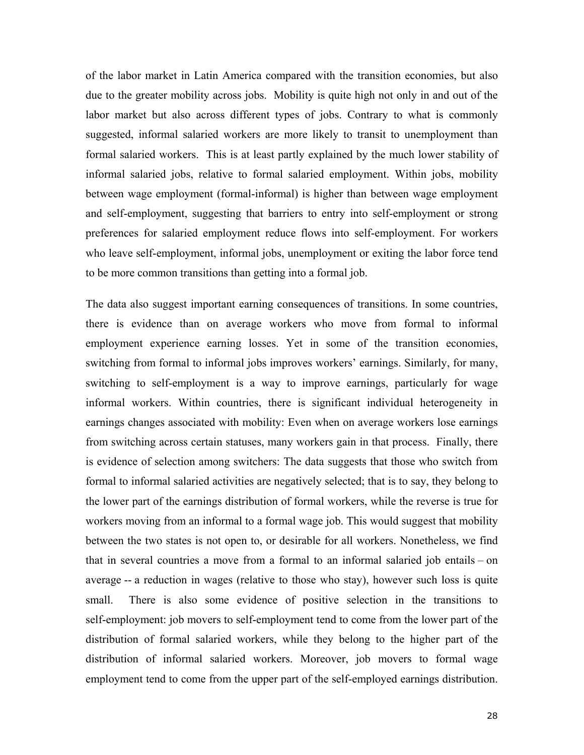of the labor market in Latin America compared with the transition economies, but also due to the greater mobility across jobs. Mobility is quite high not only in and out of the labor market but also across different types of jobs. Contrary to what is commonly suggested, informal salaried workers are more likely to transit to unemployment than formal salaried workers. This is at least partly explained by the much lower stability of informal salaried jobs, relative to formal salaried employment. Within jobs, mobility between wage employment (formal-informal) is higher than between wage employment and self-employment, suggesting that barriers to entry into self-employment or strong preferences for salaried employment reduce flows into self-employment. For workers who leave self-employment, informal jobs, unemployment or exiting the labor force tend to be more common transitions than getting into a formal job.

The data also suggest important earning consequences of transitions. In some countries, there is evidence than on average workers who move from formal to informal employment experience earning losses. Yet in some of the transition economies, switching from formal to informal jobs improves workers' earnings. Similarly, for many, switching to self-employment is a way to improve earnings, particularly for wage informal workers. Within countries, there is significant individual heterogeneity in earnings changes associated with mobility: Even when on average workers lose earnings from switching across certain statuses, many workers gain in that process. Finally, there is evidence of selection among switchers: The data suggests that those who switch from formal to informal salaried activities are negatively selected; that is to say, they belong to the lower part of the earnings distribution of formal workers, while the reverse is true for workers moving from an informal to a formal wage job. This would suggest that mobility between the two states is not open to, or desirable for all workers. Nonetheless, we find that in several countries a move from a formal to an informal salaried job entails – on average -- a reduction in wages (relative to those who stay), however such loss is quite small. There is also some evidence of positive selection in the transitions to self-employment: job movers to self-employment tend to come from the lower part of the distribution of formal salaried workers, while they belong to the higher part of the distribution of informal salaried workers. Moreover, job movers to formal wage employment tend to come from the upper part of the self-employed earnings distribution.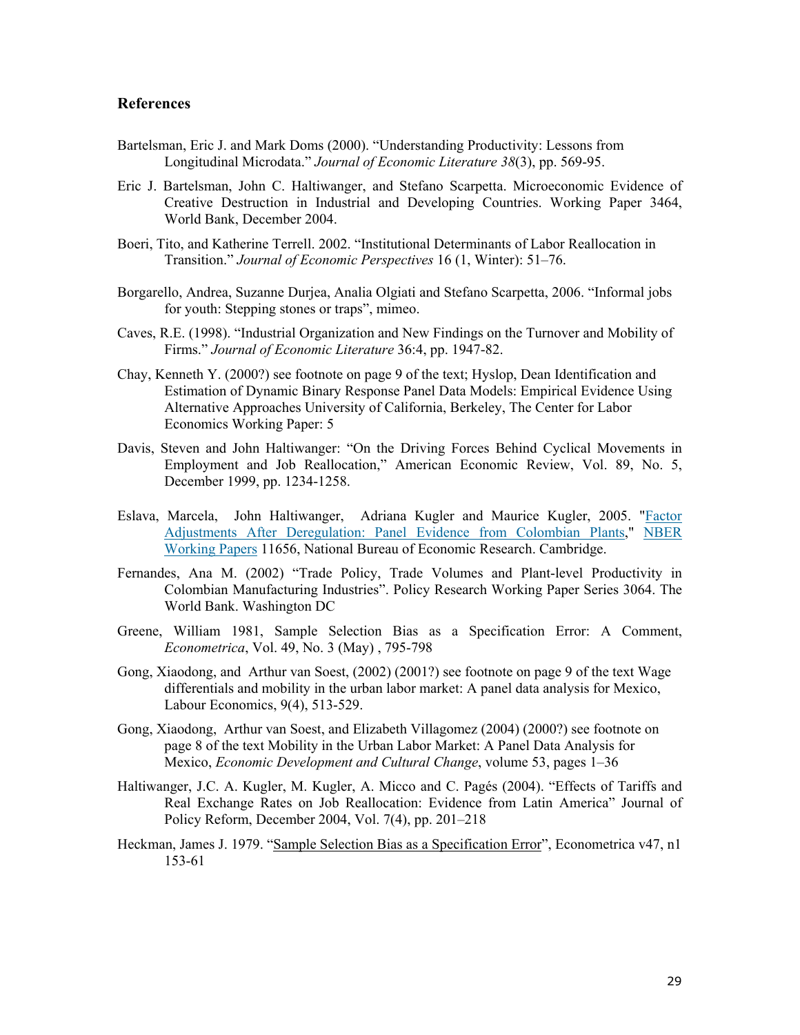## References

Bartelsman, Eric J. and Mark Doms (2000). "Understanding Productivity: Lessons from Longitudinal Microdata." *Journal of Economic Literature 38*(3), pp. 569-95.

Eric J. Bartelsman, John C. Haltiwanger, and Stefano Scarpetta. Microeconomic Evidence of Creative Destruction in Industrial and Developing Countries. Working Paper 3464, World Bank, December 2004.

Boeri, Tito, and Katherine Terrell. 2002. "Institutional Determinants of Labor Reallocation in Transition." *Journal of Economic Perspectives* 16 (1, Winter): 51–76.

Borgarello, Andrea, Suzanne Durjea, Analia Olgiati and Stefano Scarpetta, 2006. "Informal jobs for youth: Stepping stones or traps", mimeo.

Caves, R.E. (1998). "Industrial Organization and New Findings on the Turnover and Mobility of Firms." *Journal of Economic Literature* 36:4, pp. 1947-82.

Chay, Kenneth Y. (2000?) see footnote on page 9 of the text; Hyslop, Dean Identification and Estimation of Dynamic Binary Response Panel Data Models: Empirical Evidence Using Alternative Approaches University of California, Berkeley, The Center for Labor Economics Working Paper: 5

Davis, Steven and John Haltiwanger: "On the Driving Forces Behind Cyclical Movements in Employment and Job Reallocation," American Economic Review, Vol. 89, No. 5, December 1999, pp. 1234-1258.

Eslava, Marcela, John Haltiwanger, Adriana Kugler and Maurice Kugler, 2005. "Factor Adjustments After Deregulation: Panel Evidence from Colombian Plants," NBER Working Papers 11656, National Bureau of Economic Research. Cambridge.

Fernandes, Ana M. (2002) "Trade Policy, Trade Volumes and Plant-level Productivity in Colombian Manufacturing Industries". Policy Research Working Paper Series 3064. The World Bank. Washington DC

Greene, William 1981, Sample Selection Bias as a Specification Error: A Comment, *Econometrica*, Vol. 49, No. 3 (May) , 795-798

Gong, Xiaodong, and Arthur van Soest, (2002) (2001?) see footnote on page 9 of the text Wage differentials and mobility in the urban labor market: A panel data analysis for Mexico, Labour Economics, 9(4), 513-529.

Gong, Xiaodong, Arthur van Soest, and Elizabeth Villagomez (2004) (2000?) see footnote on page 8 of the text Mobility in the Urban Labor Market: A Panel Data Analysis for Mexico, *Economic Development and Cultural Change*, volume 53, pages 1–36

Haltiwanger, J.C. A. Kugler, M. Kugler, A. Micco and C. Pagés (2004). "Effects of Tariffs and Real Exchange Rates on Job Reallocation: Evidence from Latin America" Journal of Policy Reform, December 2004, Vol. 7(4), pp. 201–218

Heckman, James J. 1979. "Sample Selection Bias as a Specification Error", Econometrica v47, n1 153-61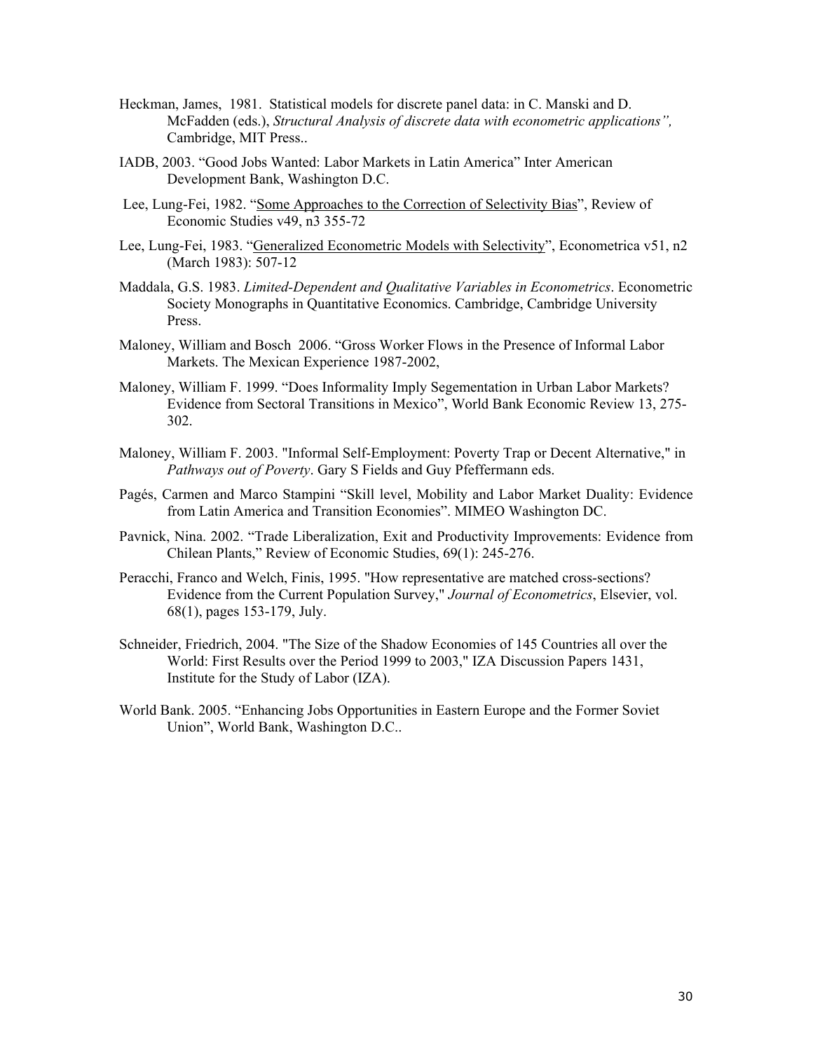Heckman, James, 1981. Statistical models for discrete panel data: in C. Manski and D. McFadden (eds.), *Structural Analysis of discrete data with econometric applications",* Cambridge, MIT Press..

IADB, 2003. "Good Jobs Wanted: Labor Markets in Latin America" Inter American Development Bank, Washington D.C.

Lee, Lung-Fei, 1982. "Some Approaches to the Correction of Selectivity Bias", Review of Economic Studies v49, n3 355-72

Lee, Lung-Fei, 1983. "Generalized Econometric Models with Selectivity", Econometrica v51, n2 (March 1983): 507-12

Maddala, G.S. 1983. *Limited-Dependent and Qualitative Variables in Econometrics*. Econometric Society Monographs in Quantitative Economics. Cambridge, Cambridge University Press.

Maloney, William and Bosch 2006. "Gross Worker Flows in the Presence of Informal Labor Markets. The Mexican Experience 1987-2002,

Maloney, William F. 1999. "Does Informality Imply Segementation in Urban Labor Markets? Evidence from Sectoral Transitions in Mexico", World Bank Economic Review 13, 275-302.

Maloney, William F. 2003. "Informal Self-Employment: Poverty Trap or Decent Alternative," in *Pathways out of Poverty*. Gary S Fields and Guy Pfeffermann eds.

Pagés, Carmen and Marco Stampini "Skill level, Mobility and Labor Market Duality: Evidence from Latin America and Transition Economies". MIMEO Washington DC.

Pavnick, Nina. 2002. "Trade Liberalization, Exit and Productivity Improvements: Evidence from Chilean Plants," Review of Economic Studies, 69(1): 245-276.

Peracchi, Franco and Welch, Finis, 1995. "How representative are matched cross-sections? Evidence from the Current Population Survey," *Journal of Econometrics*, Elsevier, vol. 68(1), pages 153-179, July.

Schneider, Friedrich, 2004. "The Size of the Shadow Economies of 145 Countries all over the World: First Results over the Period 1999 to 2003," IZA Discussion Papers 1431, Institute for the Study of Labor (IZA).

World Bank. 2005. "Enhancing Jobs Opportunities in Eastern Europe and the Former Soviet Union", World Bank, Washington D.C..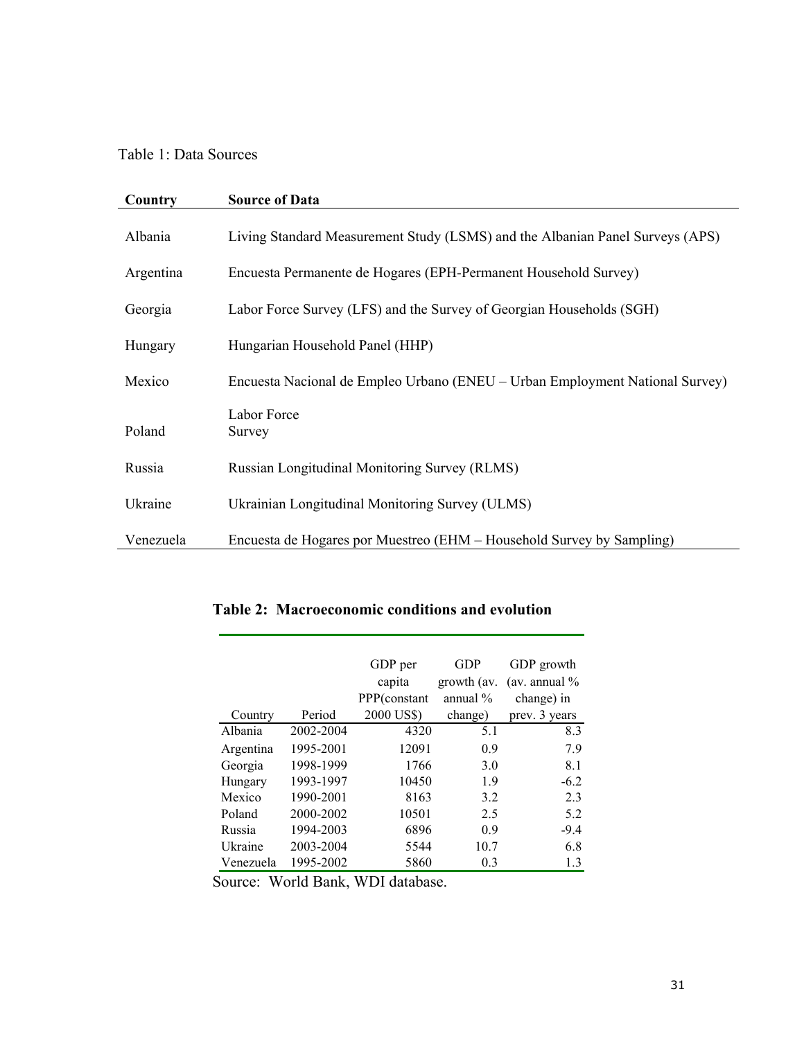Table 1: Data Sources

| Country | Source of Data |
|---|---|
| Albania | Living Standard Measurement Study (LSMS) and the Albanian Panel Surveys (APS) |
| Argentina | Encuesta Permanente de Hogares (EPH-Permanent Household Survey) |
| Georgia | Labor Force Survey (LFS) and the Survey of Georgian Households (SGH) |
| Hungary | Hungarian Household Panel (HHP) |
| Mexico | Encuesta Nacional de Empleo Urbano (ENEU – Urban Employment National Survey) |
| Poland | Labor Force Survey |
| Russia | Russian Longitudinal Monitoring Survey (RLMS) |
| Ukraine | Ukrainian Longitudinal Monitoring Survey (ULMS) |
| Venezuela | Encuesta de Hogares por Muestreo (EHM – Household Survey by Sampling) |

**Table 2: Macroeconomic conditions and evolution**

| Country | Period | GDP per capita PPP(constant 2000 US$) | GDP growth (av. annual % change) | GDP growth (av. annual % change) in prev. 3 years |
|---|---|---|---|---|
| Albania | 2002-2004 | 4320 | 5.1 | 8.3 |
| Argentina | 1995-2001 | 12091 | 0.9 | 7.9 |
| Georgia | 1998-1999 | 1766 | 3.0 | 8.1 |
| Hungary | 1993-1997 | 10450 | 1.9 | -6.2 |
| Mexico | 1990-2001 | 8163 | 3.2 | 2.3 |
| Poland | 2000-2002 | 10501 | 2.5 | 5.2 |
| Russia | 1994-2003 | 6896 | 0.9 | -9.4 |
| Ukraine | 2003-2004 | 5544 | 10.7 | 6.8 |
| Venezuela | 1995-2002 | 5860 | 0.3 | 1.3 |

Source: World Bank, WDI database.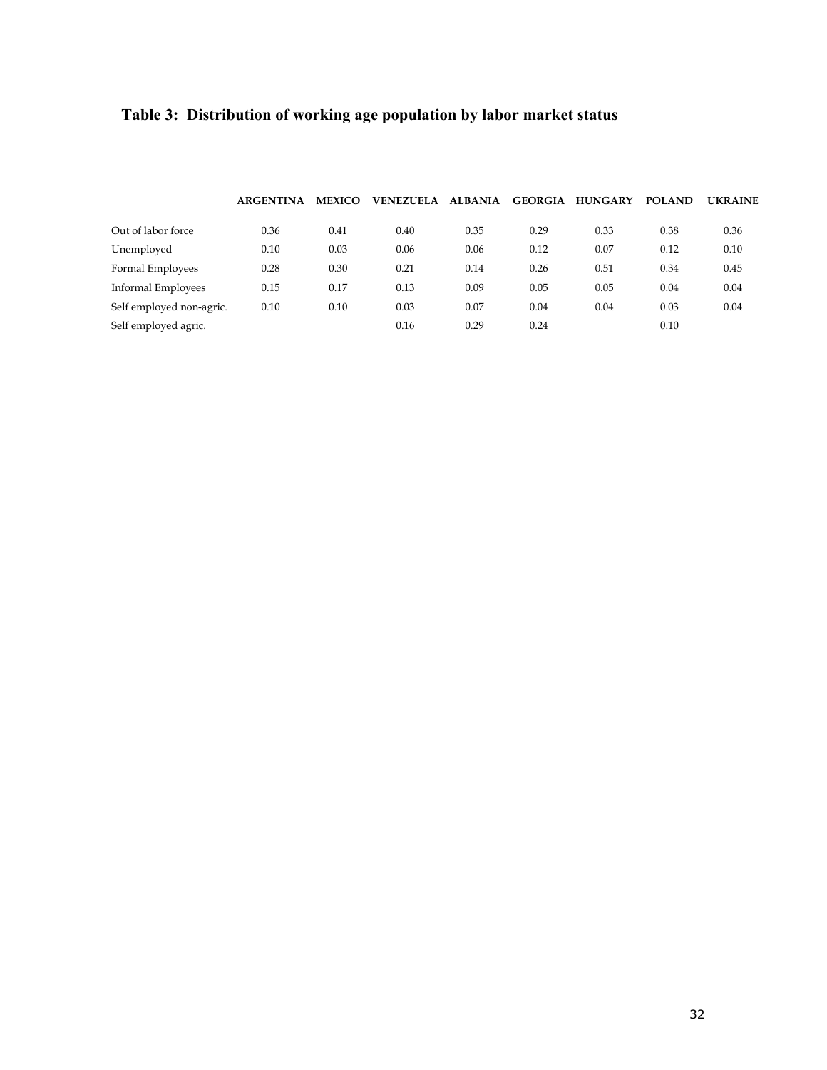## Table 3: Distribution of working age population by labor market status

| | ARGENTINA | MEXICO | VENEZUELA | ALBANIA | GEORGIA | HUNGARY | POLAND | UKRAINE |
|---|---|---|---|---|---|---|---|---|
| Out of labor force | 0.36 | 0.41 | 0.40 | 0.35 | 0.29 | 0.33 | 0.38 | 0.36 |
| Unemployed | 0.10 | 0.03 | 0.06 | 0.06 | 0.12 | 0.07 | 0.12 | 0.10 |
| Formal Employees | 0.28 | 0.30 | 0.21 | 0.14 | 0.26 | 0.51 | 0.34 | 0.45 |
| Informal Employees | 0.15 | 0.17 | 0.13 | 0.09 | 0.05 | 0.05 | 0.04 | 0.04 |
| Self employed non-agric. | 0.10 | 0.10 | 0.03 | 0.07 | 0.04 | 0.04 | 0.03 | 0.04 |
| Self employed agric. | | | 0.16 | 0.29 | 0.24 | | 0.10 | |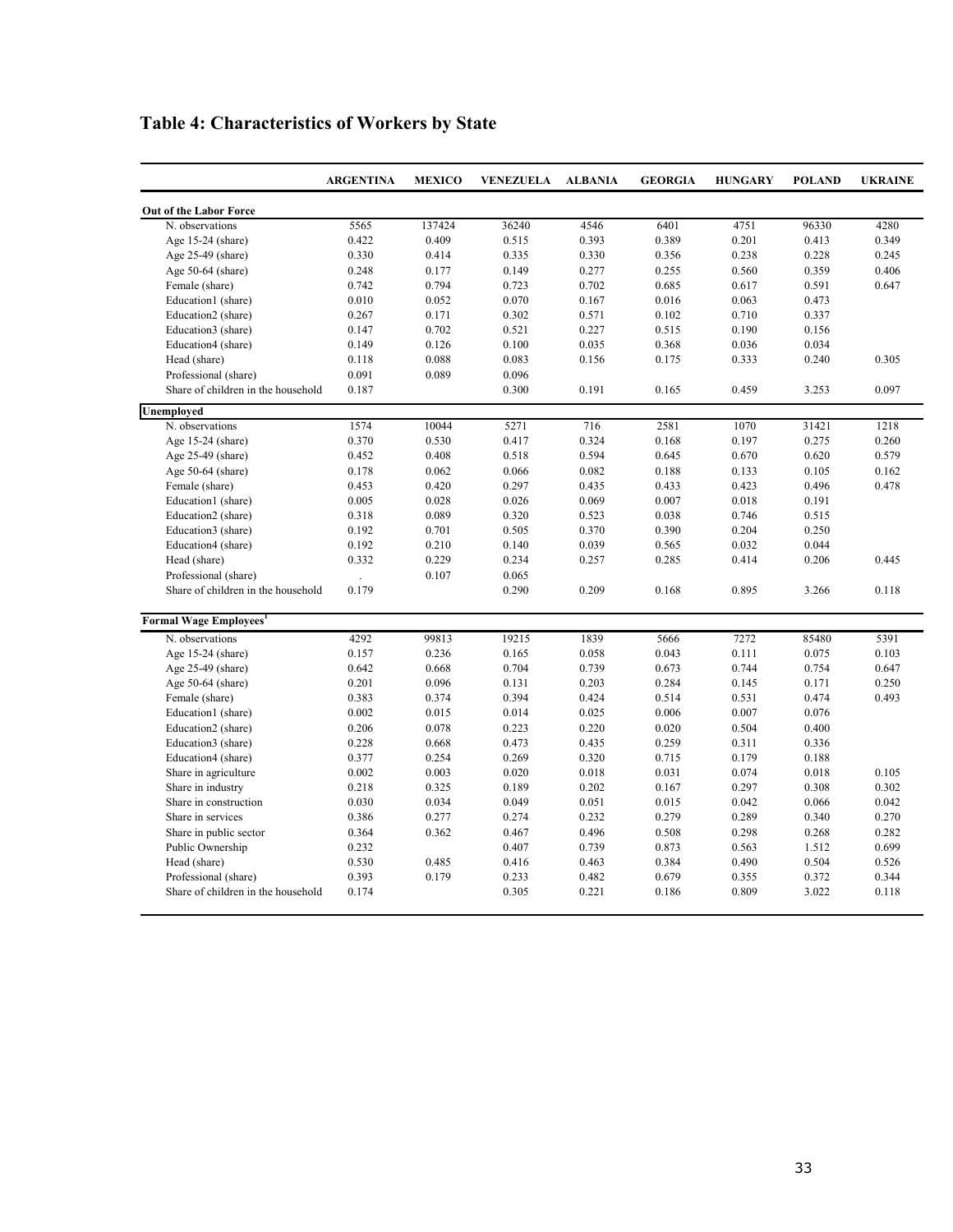# Table 4: Characteristics of Workers by State

| | ARGENTINA | MEXICO | VENEZUELA | ALBANIA | GEORGIA | HUNGARY | POLAND | UKRAINE |
|---|---|---|---|---|---|---|---|---|
| **Out of the Labor Force** | | | | | | | | |
| N. observations | 5565 | 137424 | 36240 | 4546 | 6401 | 4751 | 96330 | 4280 |
| Age 15-24 (share) | 0.422 | 0.409 | 0.515 | 0.393 | 0.389 | 0.201 | 0.413 | 0.349 |
| Age 25-49 (share) | 0.330 | 0.414 | 0.335 | 0.330 | 0.356 | 0.238 | 0.228 | 0.245 |
| Age 50-64 (share) | 0.248 | 0.177 | 0.149 | 0.277 | 0.255 | 0.560 | 0.359 | 0.406 |
| Female (share) | 0.742 | 0.794 | 0.723 | 0.702 | 0.685 | 0.617 | 0.591 | 0.647 |
| Education1 (share) | 0.010 | 0.052 | 0.070 | 0.167 | 0.016 | 0.063 | 0.473 | |
| Education2 (share) | 0.267 | 0.171 | 0.302 | 0.571 | 0.102 | 0.710 | 0.337 | |
| Education3 (share) | 0.147 | 0.702 | 0.521 | 0.227 | 0.515 | 0.190 | 0.156 | |
| Education4 (share) | 0.149 | 0.126 | 0.100 | 0.035 | 0.368 | 0.036 | 0.034 | |
| Head (share) | 0.118 | 0.088 | 0.083 | 0.156 | 0.175 | 0.333 | 0.240 | 0.305 |
| Professional (share) | 0.091 | 0.089 | 0.096 | | | | | |
| Share of children in the household | 0.187 | | 0.300 | 0.191 | 0.165 | 0.459 | 3.253 | 0.097 |
| **Unemployed** | | | | | | | | |
| N. observations | 1574 | 10044 | 5271 | 716 | 2581 | 1070 | 31421 | 1218 |
| Age 15-24 (share) | 0.370 | 0.530 | 0.417 | 0.324 | 0.168 | 0.197 | 0.275 | 0.260 |
| Age 25-49 (share) | 0.452 | 0.408 | 0.518 | 0.594 | 0.645 | 0.670 | 0.620 | 0.579 |
| Age 50-64 (share) | 0.178 | 0.062 | 0.066 | 0.082 | 0.188 | 0.133 | 0.105 | 0.162 |
| Female (share) | 0.453 | 0.420 | 0.297 | 0.435 | 0.433 | 0.423 | 0.496 | 0.478 |
| Education1 (share) | 0.005 | 0.028 | 0.026 | 0.069 | 0.007 | 0.018 | 0.191 | |
| Education2 (share) | 0.318 | 0.089 | 0.320 | 0.523 | 0.038 | 0.746 | 0.515 | |
| Education3 (share) | 0.192 | 0.701 | 0.505 | 0.370 | 0.390 | 0.204 | 0.250 | |
| Education4 (share) | 0.192 | 0.210 | 0.140 | 0.039 | 0.565 | 0.032 | 0.044 | |
| Head (share) | 0.332 | 0.229 | 0.234 | 0.257 | 0.285 | 0.414 | 0.206 | 0.445 |
| Professional (share) | . | 0.107 | 0.065 | | | | | |
| Share of children in the household | 0.179 | | 0.290 | 0.209 | 0.168 | 0.895 | 3.266 | 0.118 |
| **Formal Wage Employees**[1] | | | | | | | | |
| N. observations | 4292 | 99813 | 19215 | 1839 | 5666 | 7272 | 85480 | 5391 |
| Age 15-24 (share) | 0.157 | 0.236 | 0.165 | 0.058 | 0.043 | 0.111 | 0.075 | 0.103 |
| Age 25-49 (share) | 0.642 | 0.668 | 0.704 | 0.739 | 0.673 | 0.744 | 0.754 | 0.647 |
| Age 50-64 (share) | 0.201 | 0.096 | 0.131 | 0.203 | 0.284 | 0.145 | 0.171 | 0.250 |
| Female (share) | 0.383 | 0.374 | 0.394 | 0.424 | 0.514 | 0.531 | 0.474 | 0.493 |
| Education1 (share) | 0.002 | 0.015 | 0.014 | 0.025 | 0.006 | 0.007 | 0.076 | |
| Education2 (share) | 0.206 | 0.078 | 0.223 | 0.220 | 0.020 | 0.504 | 0.400 | |
| Education3 (share) | 0.228 | 0.668 | 0.473 | 0.435 | 0.259 | 0.311 | 0.336 | |
| Education4 (share) | 0.377 | 0.254 | 0.269 | 0.320 | 0.715 | 0.179 | 0.188 | |
| Share in agriculture | 0.002 | 0.003 | 0.020 | 0.018 | 0.031 | 0.074 | 0.018 | 0.105 |
| Share in industry | 0.218 | 0.325 | 0.189 | 0.202 | 0.167 | 0.297 | 0.308 | 0.302 |
| Share in construction | 0.030 | 0.034 | 0.049 | 0.051 | 0.015 | 0.042 | 0.066 | 0.042 |
| Share in services | 0.386 | 0.277 | 0.274 | 0.232 | 0.279 | 0.289 | 0.340 | 0.270 |
| Share in public sector | 0.364 | 0.362 | 0.467 | 0.496 | 0.508 | 0.298 | 0.268 | 0.282 |
| Public Ownership | 0.232 | | 0.407 | 0.739 | 0.873 | 0.563 | 1.512 | 0.699 |
| Head (share) | 0.530 | 0.485 | 0.416 | 0.463 | 0.384 | 0.490 | 0.504 | 0.526 |
| Professional (share) | 0.393 | 0.179 | 0.233 | 0.482 | 0.679 | 0.355 | 0.372 | 0.344 |
| Share of children in the household | 0.174 | | 0.305 | 0.221 | 0.186 | 0.809 | 3.022 | 0.118 |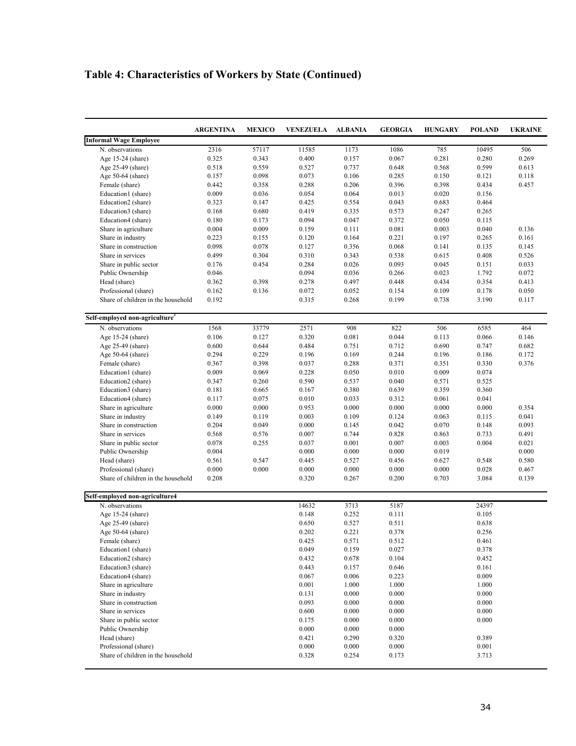# Table 4: Characteristics of Workers by State (Continued)

| | ARGENTINA | MEXICO | VENEZUELA | ALBANIA | GEORGIA | HUNGARY | POLAND | UKRAINE |
|---|---|---|---|---|---|---|---|---|
| **Informal Wage Employee** | | | | | | | | |
| N. observations | 2316 | 57117 | 11585 | 1173 | 1086 | 785 | 10495 | 506 |
| Age 15-24 (share) | 0.325 | 0.343 | 0.400 | 0.157 | 0.067 | 0.281 | 0.280 | 0.269 |
| Age 25-49 (share) | 0.518 | 0.559 | 0.527 | 0.737 | 0.648 | 0.568 | 0.599 | 0.613 |
| Age 50-64 (share) | 0.157 | 0.098 | 0.073 | 0.106 | 0.285 | 0.150 | 0.121 | 0.118 |
| Female (share) | 0.442 | 0.358 | 0.288 | 0.206 | 0.396 | 0.398 | 0.434 | 0.457 |
| Education1 (share) | 0.009 | 0.036 | 0.054 | 0.064 | 0.013 | 0.020 | 0.156 | |
| Education2 (share) | 0.323 | 0.147 | 0.425 | 0.554 | 0.043 | 0.683 | 0.464 | |
| Education3 (share) | 0.168 | 0.680 | 0.419 | 0.335 | 0.573 | 0.247 | 0.265 | |
| Education4 (share) | 0.180 | 0.173 | 0.094 | 0.047 | 0.372 | 0.050 | 0.115 | |
| Share in agriculture | 0.004 | 0.009 | 0.159 | 0.111 | 0.081 | 0.003 | 0.040 | 0.136 |
| Share in industry | 0.223 | 0.155 | 0.120 | 0.164 | 0.221 | 0.197 | 0.265 | 0.161 |
| Share in construction | 0.098 | 0.078 | 0.127 | 0.356 | 0.068 | 0.141 | 0.135 | 0.145 |
| Share in services | 0.499 | 0.304 | 0.310 | 0.343 | 0.538 | 0.615 | 0.408 | 0.526 |
| Share in public sector | 0.176 | 0.454 | 0.284 | 0.026 | 0.093 | 0.045 | 0.151 | 0.033 |
| Public Ownership | 0.046 | | 0.094 | 0.036 | 0.266 | 0.023 | 1.792 | 0.072 |
| Head (share) | 0.362 | 0.398 | 0.278 | 0.497 | 0.448 | 0.434 | 0.354 | 0.413 |
| Professional (share) | 0.162 | 0.136 | 0.072 | 0.052 | 0.154 | 0.109 | 0.178 | 0.050 |
| Share of children in the household | 0.192 | | 0.315 | 0.268 | 0.199 | 0.738 | 3.190 | 0.117 |
| **Self-employed non-agriculture[3]** | | | | | | | | |
| N. observations | 1568 | 33779 | 2571 | 908 | 822 | 506 | 6585 | 464 |
| Age 15-24 (share) | 0.106 | 0.127 | 0.320 | 0.081 | 0.044 | 0.113 | 0.066 | 0.146 |
| Age 25-49 (share) | 0.600 | 0.644 | 0.484 | 0.751 | 0.712 | 0.690 | 0.747 | 0.682 |
| Age 50-64 (share) | 0.294 | 0.229 | 0.196 | 0.169 | 0.244 | 0.196 | 0.186 | 0.172 |
| Female (share) | 0.367 | 0.398 | 0.037 | 0.288 | 0.371 | 0.351 | 0.330 | 0.376 |
| Education1 (share) | 0.009 | 0.069 | 0.228 | 0.050 | 0.010 | 0.009 | 0.074 | |
| Education2 (share) | 0.347 | 0.260 | 0.590 | 0.537 | 0.040 | 0.571 | 0.525 | |
| Education3 (share) | 0.181 | 0.665 | 0.167 | 0.380 | 0.639 | 0.359 | 0.360 | |
| Education4 (share) | 0.117 | 0.075 | 0.010 | 0.033 | 0.312 | 0.061 | 0.041 | |
| Share in agriculture | 0.000 | 0.000 | 0.953 | 0.000 | 0.000 | 0.000 | 0.000 | 0.354 |
| Share in industry | 0.149 | 0.119 | 0.003 | 0.109 | 0.124 | 0.063 | 0.115 | 0.041 |
| Share in construction | 0.204 | 0.049 | 0.000 | 0.145 | 0.042 | 0.070 | 0.148 | 0.093 |
| Share in services | 0.568 | 0.576 | 0.007 | 0.744 | 0.828 | 0.863 | 0.733 | 0.491 |
| Share in public sector | 0.078 | 0.255 | 0.037 | 0.001 | 0.007 | 0.003 | 0.004 | 0.021 |
| Public Ownership | 0.004 | | 0.000 | 0.000 | 0.000 | 0.019 | | 0.000 |
| Head (share) | 0.561 | 0.547 | 0.445 | 0.527 | 0.456 | 0.627 | 0.548 | 0.580 |
| Professional (share) | 0.000 | 0.000 | 0.000 | 0.000 | 0.000 | 0.000 | 0.028 | 0.467 |
| Share of children in the household | 0.208 | | 0.320 | 0.267 | 0.200 | 0.703 | 3.084 | 0.139 |
| **Self-employed non-agriculture4** | | | | | | | | |
| N. observations | | | 14632 | 3713 | 5187 | | 24397 | |
| Age 15-24 (share) | | | 0.148 | 0.252 | 0.111 | | 0.105 | |
| Age 25-49 (share) | | | 0.650 | 0.527 | 0.511 | | 0.638 | |
| Age 50-64 (share) | | | 0.202 | 0.221 | 0.378 | | 0.256 | |
| Female (share) | | | 0.425 | 0.571 | 0.512 | | 0.461 | |
| Education1 (share) | | | 0.049 | 0.159 | 0.027 | | 0.378 | |
| Education2 (share) | | | 0.432 | 0.678 | 0.104 | | 0.452 | |
| Education3 (share) | | | 0.443 | 0.157 | 0.646 | | 0.161 | |
| Education4 (share) | | | 0.067 | 0.006 | 0.223 | | 0.009 | |
| Share in agriculture | | | 0.001 | 1.000 | 1.000 | | 1.000 | |
| Share in industry | | | 0.131 | 0.000 | 0.000 | | 0.000 | |
| Share in construction | | | 0.093 | 0.000 | 0.000 | | 0.000 | |
| Share in services | | | 0.600 | 0.000 | 0.000 | | 0.000 | |
| Share in public sector | | | 0.175 | 0.000 | 0.000 | | 0.000 | |
| Public Ownership | | | 0.000 | 0.000 | 0.000 | | | |
| Head (share) | | | 0.421 | 0.290 | 0.320 | | 0.389 | |
| Professional (share) | | | 0.000 | 0.000 | 0.000 | | 0.001 | |
| Share of children in the household | | | 0.328 | 0.254 | 0.173 | | 3.713 | |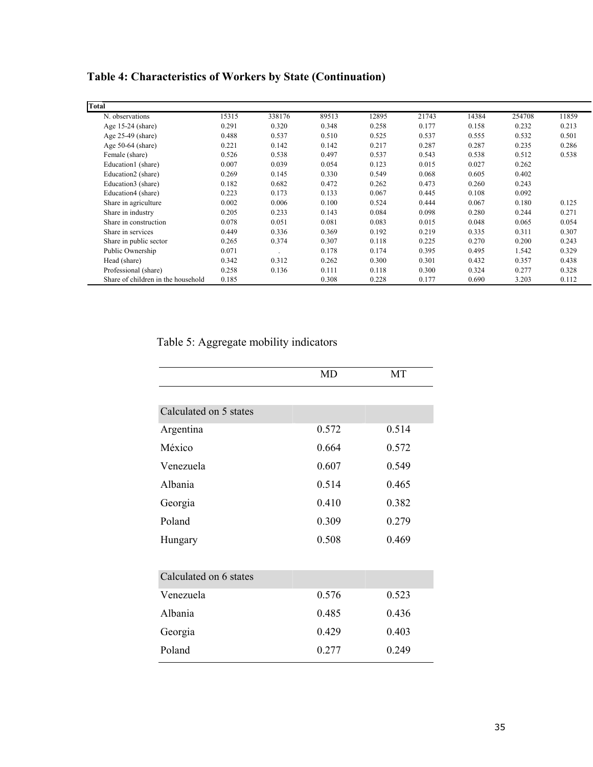**Table 4: Characteristics of Workers by State (Continuation)**

| Total | | | | | | | | |
|---|---|---|---|---|---|---|---|---|
| N. observations | 15315 | 338176 | 89513 | 12895 | 21743 | 14384 | 254708 | 11859 |
| Age 15-24 (share) | 0.291 | 0.320 | 0.348 | 0.258 | 0.177 | 0.158 | 0.232 | 0.213 |
| Age 25-49 (share) | 0.488 | 0.537 | 0.510 | 0.525 | 0.537 | 0.555 | 0.532 | 0.501 |
| Age 50-64 (share) | 0.221 | 0.142 | 0.142 | 0.217 | 0.287 | 0.287 | 0.235 | 0.286 |
| Female (share) | 0.526 | 0.538 | 0.497 | 0.537 | 0.543 | 0.538 | 0.512 | 0.538 |
| Education1 (share) | 0.007 | 0.039 | 0.054 | 0.123 | 0.015 | 0.027 | 0.262 | |
| Education2 (share) | 0.269 | 0.145 | 0.330 | 0.549 | 0.068 | 0.605 | 0.402 | |
| Education3 (share) | 0.182 | 0.682 | 0.472 | 0.262 | 0.473 | 0.260 | 0.243 | |
| Education4 (share) | 0.223 | 0.173 | 0.133 | 0.067 | 0.445 | 0.108 | 0.092 | |
| Share in agriculture | 0.002 | 0.006 | 0.100 | 0.524 | 0.444 | 0.067 | 0.180 | 0.125 |
| Share in industry | 0.205 | 0.233 | 0.143 | 0.084 | 0.098 | 0.280 | 0.244 | 0.271 |
| Share in construction | 0.078 | 0.051 | 0.081 | 0.083 | 0.015 | 0.048 | 0.065 | 0.054 |
| Share in services | 0.449 | 0.336 | 0.369 | 0.192 | 0.219 | 0.335 | 0.311 | 0.307 |
| Share in public sector | 0.265 | 0.374 | 0.307 | 0.118 | 0.225 | 0.270 | 0.200 | 0.243 |
| Public Ownership | 0.071 | . | 0.178 | 0.174 | 0.395 | 0.495 | 1.542 | 0.329 |
| Head (share) | 0.342 | 0.312 | 0.262 | 0.300 | 0.301 | 0.432 | 0.357 | 0.438 |
| Professional (share) | 0.258 | 0.136 | 0.111 | 0.118 | 0.300 | 0.324 | 0.277 | 0.328 |
| Share of children in the household | 0.185 | | 0.308 | 0.228 | 0.177 | 0.690 | 3.203 | 0.112 |

Table 5: Aggregate mobility indicators

| | MD | MT |
|---|---|---|
| **Calculated on 5 states** | | |
| Argentina | 0.572 | 0.514 |
| México | 0.664 | 0.572 |
| Venezuela | 0.607 | 0.549 |
| Albania | 0.514 | 0.465 |
| Georgia | 0.410 | 0.382 |
| Poland | 0.309 | 0.279 |
| Hungary | 0.508 | 0.469 |
| **Calculated on 6 states** | | |
| Venezuela | 0.576 | 0.523 |
| Albania | 0.485 | 0.436 |
| Georgia | 0.429 | 0.403 |
| Poland | 0.277 | 0.249 |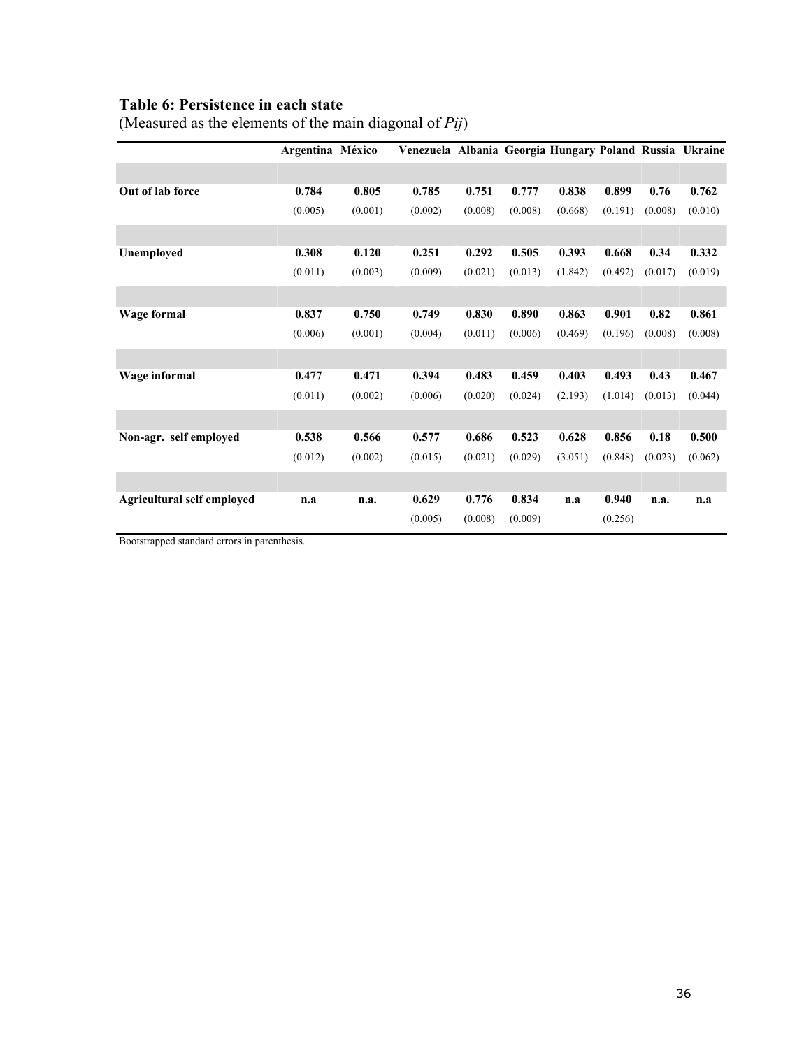**Table 6: Persistence in each state**

(Measured as the elements of the main diagonal of *Pij*)

| | Argentina | México | Venezuela | Albania | Georgia | Hungary | Poland | Russia | Ukraine |
|---|---|---|---|---|---|---|---|---|---|
| **Out of lab force** | **0.784** | **0.805** | **0.785** | **0.751** | **0.777** | **0.838** | **0.899** | **0.76** | **0.762** |
| | (0.005) | (0.001) | (0.002) | (0.008) | (0.008) | (0.668) | (0.191) | (0.008) | (0.010) |
| **Unemployed** | **0.308** | **0.120** | **0.251** | **0.292** | **0.505** | **0.393** | **0.668** | **0.34** | **0.332** |
| | (0.011) | (0.003) | (0.009) | (0.021) | (0.013) | (1.842) | (0.492) | (0.017) | (0.019) |
| **Wage formal** | **0.837** | **0.750** | **0.749** | **0.830** | **0.890** | **0.863** | **0.901** | **0.82** | **0.861** |
| | (0.006) | (0.001) | (0.004) | (0.011) | (0.006) | (0.469) | (0.196) | (0.008) | (0.008) |
| **Wage informal** | **0.477** | **0.471** | **0.394** | **0.483** | **0.459** | **0.403** | **0.493** | **0.43** | **0.467** |
| | (0.011) | (0.002) | (0.006) | (0.020) | (0.024) | (2.193) | (1.014) | (0.013) | (0.044) |
| **Non-agr. self employed** | **0.538** | **0.566** | **0.577** | **0.686** | **0.523** | **0.628** | **0.856** | **0.18** | **0.500** |
| | (0.012) | (0.002) | (0.015) | (0.021) | (0.029) | (3.051) | (0.848) | (0.023) | (0.062) |
| **Agricultural self employed** | **n.a** | **n.a.** | **0.629** | **0.776** | **0.834** | **n.a** | **0.940** | **n.a.** | **n.a** |
| | | | (0.005) | (0.008) | (0.009) | | (0.256) | | |

Bootstrapped standard errors in parenthesis.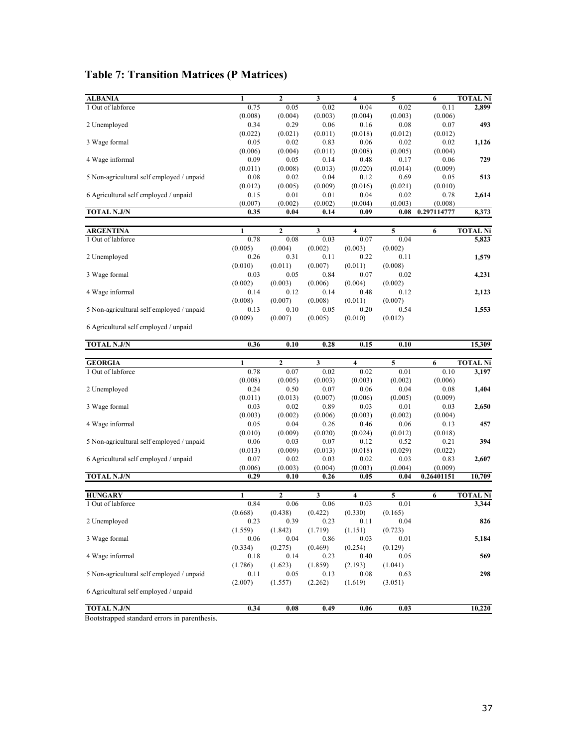## Table 7: Transition Matrices (P Matrices)

| ALBANIA | 1 | 2 | 3 | 4 | 5 | 6 | TOTAL Ni |
|---|---|---|---|---|---|---|---|
| 1 Out of labforce | 0.75 | 0.05 | 0.02 | 0.04 | 0.02 | 0.11 | **2,899** |
| | (0.008) | (0.004) | (0.003) | (0.004) | (0.003) | (0.006) | |
| 2 Unemployed | 0.34 | 0.29 | 0.06 | 0.16 | 0.08 | 0.07 | **493** |
| | (0.022) | (0.021) | (0.011) | (0.018) | (0.012) | (0.012) | |
| 3 Wage formal | 0.05 | 0.02 | 0.83 | 0.06 | 0.02 | 0.02 | **1,126** |
| | (0.006) | (0.004) | (0.011) | (0.008) | (0.005) | (0.004) | |
| 4 Wage informal | 0.09 | 0.05 | 0.14 | 0.48 | 0.17 | 0.06 | **729** |
| | (0.011) | (0.008) | (0.013) | (0.020) | (0.014) | (0.009) | |
| 5 Non-agricultural self employed / unpaid | 0.08 | 0.02 | 0.04 | 0.12 | 0.69 | 0.05 | **513** |
| | (0.012) | (0.005) | (0.009) | (0.016) | (0.021) | (0.010) | |
| 6 Agricultural self employed / unpaid | 0.15 | 0.01 | 0.01 | 0.04 | 0.02 | 0.78 | **2,614** |
| | (0.007) | (0.002) | (0.002) | (0.004) | (0.003) | (0.008) | |
| **TOTAL N.J/N** | **0.35** | **0.04** | **0.14** | **0.09** | **0.08** | **0.297114777** | **8,373** |

| ARGENTINA | 1 | 2 | 3 | 4 | 5 | 6 | TOTAL Ni |
|---|---|---|---|---|---|---|---|
| 1 Out of labforce | 0.78 | 0.08 | 0.03 | 0.07 | 0.04 | | **5,823** |
| | (0.005) | (0.004) | (0.002) | (0.003) | (0.002) | | |
| 2 Unemployed | 0.26 | 0.31 | 0.11 | 0.22 | 0.11 | | **1,579** |
| | (0.010) | (0.011) | (0.007) | (0.011) | (0.008) | | |
| 3 Wage formal | 0.03 | 0.05 | 0.84 | 0.07 | 0.02 | | **4,231** |
| | (0.002) | (0.003) | (0.006) | (0.004) | (0.002) | | |
| 4 Wage informal | 0.14 | 0.12 | 0.14 | 0.48 | 0.12 | | **2,123** |
| | (0.008) | (0.007) | (0.008) | (0.011) | (0.007) | | |
| 5 Non-agricultural self employed / unpaid | 0.13 | 0.10 | 0.05 | 0.20 | 0.54 | | **1,553** |
| | (0.009) | (0.007) | (0.005) | (0.010) | (0.012) | | |
| 6 Agricultural self employed / unpaid | | | | | | | |
| **TOTAL N.J/N** | **0.36** | **0.10** | **0.28** | **0.15** | **0.10** | | **15,309** |

| GEORGIA | 1 | 2 | 3 | 4 | 5 | 6 | TOTAL Ni |
|---|---|---|---|---|---|---|---|
| 1 Out of labforce | 0.78 | 0.07 | 0.02 | 0.02 | 0.01 | 0.10 | **3,197** |
| | (0.008) | (0.005) | (0.003) | (0.003) | (0.002) | (0.006) | |
| 2 Unemployed | 0.24 | 0.50 | 0.07 | 0.06 | 0.04 | 0.08 | **1,404** |
| | (0.011) | (0.013) | (0.007) | (0.006) | (0.005) | (0.009) | |
| 3 Wage formal | 0.03 | 0.02 | 0.89 | 0.03 | 0.01 | 0.03 | **2,650** |
| | (0.003) | (0.002) | (0.006) | (0.003) | (0.002) | (0.004) | |
| 4 Wage informal | 0.05 | 0.04 | 0.26 | 0.46 | 0.06 | 0.13 | **457** |
| | (0.010) | (0.009) | (0.020) | (0.024) | (0.012) | (0.018) | |
| 5 Non-agricultural self employed / unpaid | 0.06 | 0.03 | 0.07 | 0.12 | 0.52 | 0.21 | **394** |
| | (0.013) | (0.009) | (0.013) | (0.018) | (0.029) | (0.022) | |
| 6 Agricultural self employed / unpaid | 0.07 | 0.02 | 0.03 | 0.02 | 0.03 | 0.83 | **2,607** |
| | (0.006) | (0.003) | (0.004) | (0.003) | (0.004) | (0.009) | |
| **TOTAL N.J/N** | **0.29** | **0.10** | **0.26** | **0.05** | **0.04** | **0.26401151** | **10,709** |

| HUNGARY | 1 | 2 | 3 | 4 | 5 | 6 | TOTAL Ni |
|---|---|---|---|---|---|---|---|
| 1 Out of labforce | 0.84 | 0.06 | 0.06 | 0.03 | 0.01 | | **3,344** |
| | (0.668) | (0.438) | (0.422) | (0.330) | (0.165) | | |
| 2 Unemployed | 0.23 | 0.39 | 0.23 | 0.11 | 0.04 | | **826** |
| | (1.559) | (1.842) | (1.719) | (1.151) | (0.723) | | |
| 3 Wage formal | 0.06 | 0.04 | 0.86 | 0.03 | 0.01 | | **5,184** |
| | (0.334) | (0.275) | (0.469) | (0.254) | (0.129) | | |
| 4 Wage informal | 0.18 | 0.14 | 0.23 | 0.40 | 0.05 | | **569** |
| | (1.786) | (1.623) | (1.859) | (2.193) | (1.041) | | |
| 5 Non-agricultural self employed / unpaid | 0.11 | 0.05 | 0.13 | 0.08 | 0.63 | | **298** |
| | (2.007) | (1.557) | (2.262) | (1.619) | (3.051) | | |
| 6 Agricultural self employed / unpaid | | | | | | | |
| **TOTAL N.J/N** | **0.34** | **0.08** | **0.49** | **0.06** | **0.03** | | **10,220** |

Bootstrapped standard errors in parenthesis.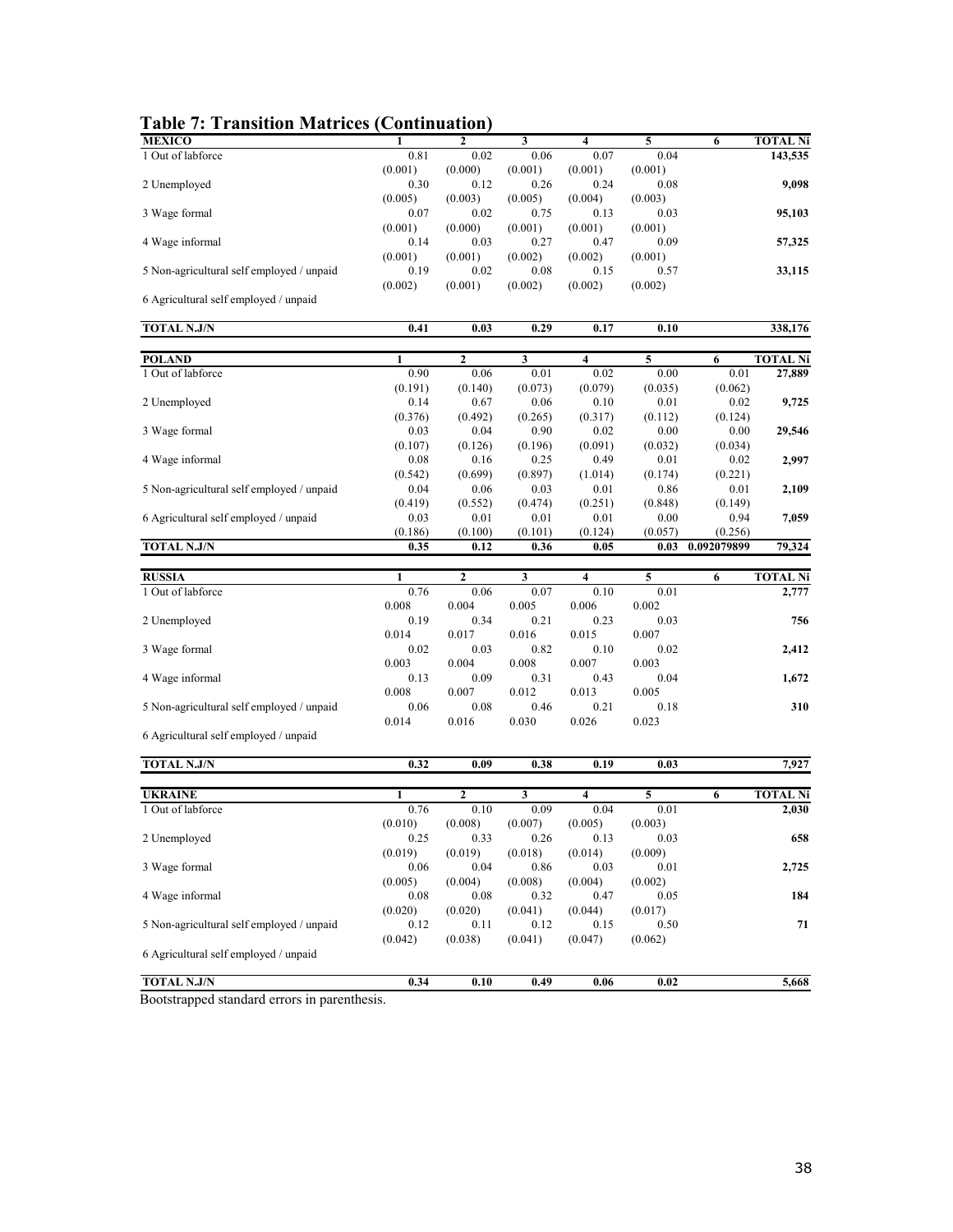**Table 7: Transition Matrices (Continuation)**

| MEXICO | 1 | 2 | 3 | 4 | 5 | 6 | TOTAL Ni |
|---|---|---|---|---|---|---|---|
| 1 Out of labforce | 0.81 | 0.02 | 0.06 | 0.07 | 0.04 | | 143,535 |
| | (0.001) | (0.000) | (0.001) | (0.001) | (0.001) | | |
| 2 Unemployed | 0.30 | 0.12 | 0.26 | 0.24 | 0.08 | | 9,098 |
| | (0.005) | (0.003) | (0.005) | (0.004) | (0.003) | | |
| 3 Wage formal | 0.07 | 0.02 | 0.75 | 0.13 | 0.03 | | 95,103 |
| | (0.001) | (0.000) | (0.001) | (0.001) | (0.001) | | |
| 4 Wage informal | 0.14 | 0.03 | 0.27 | 0.47 | 0.09 | | 57,325 |
| | (0.001) | (0.001) | (0.002) | (0.002) | (0.001) | | |
| 5 Non-agricultural self employed / unpaid | 0.19 | 0.02 | 0.08 | 0.15 | 0.57 | | 33,115 |
| | (0.002) | (0.001) | (0.002) | (0.002) | (0.002) | | |
| 6 Agricultural self employed / unpaid | | | | | | | |
| **TOTAL N.J/N** | **0.41** | **0.03** | **0.29** | **0.17** | **0.10** | | **338,176** |

| POLAND | 1 | 2 | 3 | 4 | 5 | 6 | TOTAL Ni |
|---|---|---|---|---|---|---|---|
| 1 Out of labforce | 0.90 | 0.06 | 0.01 | 0.02 | 0.00 | 0.01 | 27,889 |
| | (0.191) | (0.140) | (0.073) | (0.079) | (0.035) | (0.062) | |
| 2 Unemployed | 0.14 | 0.67 | 0.06 | 0.10 | 0.01 | 0.02 | 9,725 |
| | (0.376) | (0.492) | (0.265) | (0.317) | (0.112) | (0.124) | |
| 3 Wage formal | 0.03 | 0.04 | 0.90 | 0.02 | 0.00 | 0.00 | 29,546 |
| | (0.107) | (0.126) | (0.196) | (0.091) | (0.032) | (0.034) | |
| 4 Wage informal | 0.08 | 0.16 | 0.25 | 0.49 | 0.01 | 0.02 | 2,997 |
| | (0.542) | (0.699) | (0.897) | (1.014) | (0.174) | (0.221) | |
| 5 Non-agricultural self employed / unpaid | 0.04 | 0.06 | 0.03 | 0.01 | 0.86 | 0.01 | 2,109 |
| | (0.419) | (0.552) | (0.474) | (0.251) | (0.848) | (0.149) | |
| 6 Agricultural self employed / unpaid | 0.03 | 0.01 | 0.01 | 0.01 | 0.00 | 0.94 | 7,059 |
| | (0.186) | (0.100) | (0.101) | (0.124) | (0.057) | (0.256) | |
| **TOTAL N.J/N** | **0.35** | **0.12** | **0.36** | **0.05** | **0.03** | **0.092079899** | **79,324** |

| RUSSIA | 1 | 2 | 3 | 4 | 5 | 6 | TOTAL Ni |
|---|---|---|---|---|---|---|---|
| 1 Out of labforce | 0.76 | 0.06 | 0.07 | 0.10 | 0.01 | | 2,777 |
| | 0.008 | 0.004 | 0.005 | 0.006 | 0.002 | | |
| 2 Unemployed | 0.19 | 0.34 | 0.21 | 0.23 | 0.03 | | 756 |
| | 0.014 | 0.017 | 0.016 | 0.015 | 0.007 | | |
| 3 Wage formal | 0.02 | 0.03 | 0.82 | 0.10 | 0.02 | | 2,412 |
| | 0.003 | 0.004 | 0.008 | 0.007 | 0.003 | | |
| 4 Wage informal | 0.13 | 0.09 | 0.31 | 0.43 | 0.04 | | 1,672 |
| | 0.008 | 0.007 | 0.012 | 0.013 | 0.005 | | |
| 5 Non-agricultural self employed / unpaid | 0.06 | 0.08 | 0.46 | 0.21 | 0.18 | | 310 |
| | 0.014 | 0.016 | 0.030 | 0.026 | 0.023 | | |
| 6 Agricultural self employed / unpaid | | | | | | | |
| **TOTAL N.J/N** | **0.32** | **0.09** | **0.38** | **0.19** | **0.03** | | **7,927** |

| UKRAINE | 1 | 2 | 3 | 4 | 5 | 6 | TOTAL Ni |
|---|---|---|---|---|---|---|---|
| 1 Out of labforce | 0.76 | 0.10 | 0.09 | 0.04 | 0.01 | | 2,030 |
| | (0.010) | (0.008) | (0.007) | (0.005) | (0.003) | | |
| 2 Unemployed | 0.25 | 0.33 | 0.26 | 0.13 | 0.03 | | 658 |
| | (0.019) | (0.019) | (0.018) | (0.014) | (0.009) | | |
| 3 Wage formal | 0.06 | 0.04 | 0.86 | 0.03 | 0.01 | | 2,725 |
| | (0.005) | (0.004) | (0.008) | (0.004) | (0.002) | | |
| 4 Wage informal | 0.08 | 0.08 | 0.32 | 0.47 | 0.05 | | 184 |
| | (0.020) | (0.020) | (0.041) | (0.044) | (0.017) | | |
| 5 Non-agricultural self employed / unpaid | 0.12 | 0.11 | 0.12 | 0.15 | 0.50 | | 71 |
| | (0.042) | (0.038) | (0.041) | (0.047) | (0.062) | | |
| 6 Agricultural self employed / unpaid | | | | | | | |
| **TOTAL N.J/N** | **0.34** | **0.10** | **0.49** | **0.06** | **0.02** | | **5,668** |

Bootstrapped standard errors in parenthesis.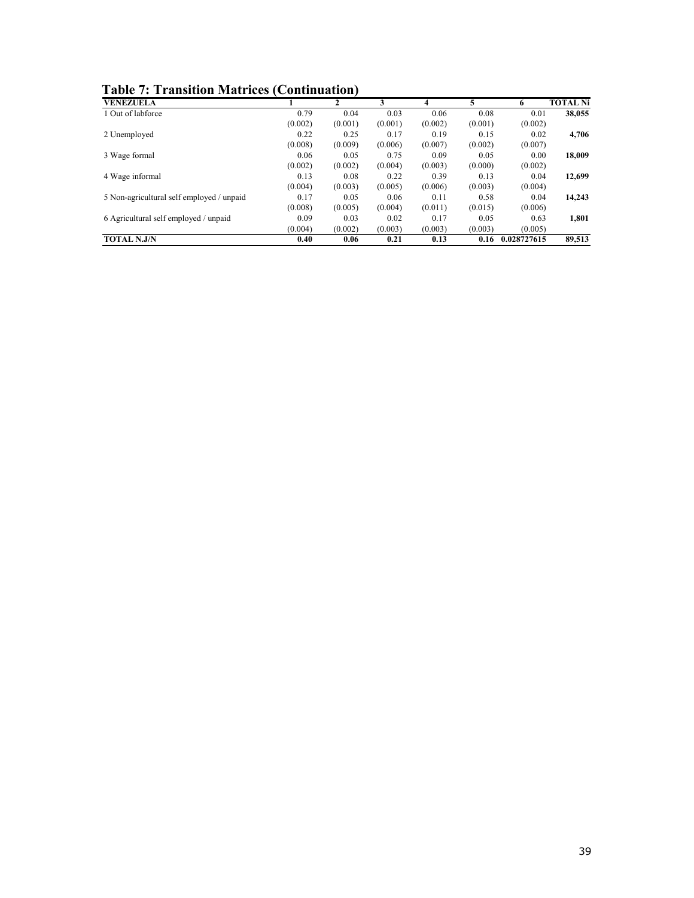**Table 7: Transition Matrices (Continuation)**

| VENEZUELA | 1 | 2 | 3 | 4 | 5 | 6 | TOTAL Ni |
|---|---|---|---|---|---|---|---|
| 1 Out of labforce | 0.79 | 0.04 | 0.03 | 0.06 | 0.08 | 0.01 | **38,055** |
| | (0.002) | (0.001) | (0.001) | (0.002) | (0.001) | (0.002) | |
| 2 Unemployed | 0.22 | 0.25 | 0.17 | 0.19 | 0.15 | 0.02 | **4,706** |
| | (0.008) | (0.009) | (0.006) | (0.007) | (0.002) | (0.007) | |
| 3 Wage formal | 0.06 | 0.05 | 0.75 | 0.09 | 0.05 | 0.00 | **18,009** |
| | (0.002) | (0.002) | (0.004) | (0.003) | (0.000) | (0.002) | |
| 4 Wage informal | 0.13 | 0.08 | 0.22 | 0.39 | 0.13 | 0.04 | **12,699** |
| | (0.004) | (0.003) | (0.005) | (0.006) | (0.003) | (0.004) | |
| 5 Non-agricultural self employed / unpaid | 0.17 | 0.05 | 0.06 | 0.11 | 0.58 | 0.04 | **14,243** |
| | (0.008) | (0.005) | (0.004) | (0.011) | (0.015) | (0.006) | |
| 6 Agricultural self employed / unpaid | 0.09 | 0.03 | 0.02 | 0.17 | 0.05 | 0.63 | **1,801** |
| | (0.004) | (0.002) | (0.003) | (0.003) | (0.003) | (0.005) | |
| **TOTAL N.J/N** | **0.40** | **0.06** | **0.21** | **0.13** | **0.16** | **0.028727615** | **89,513** |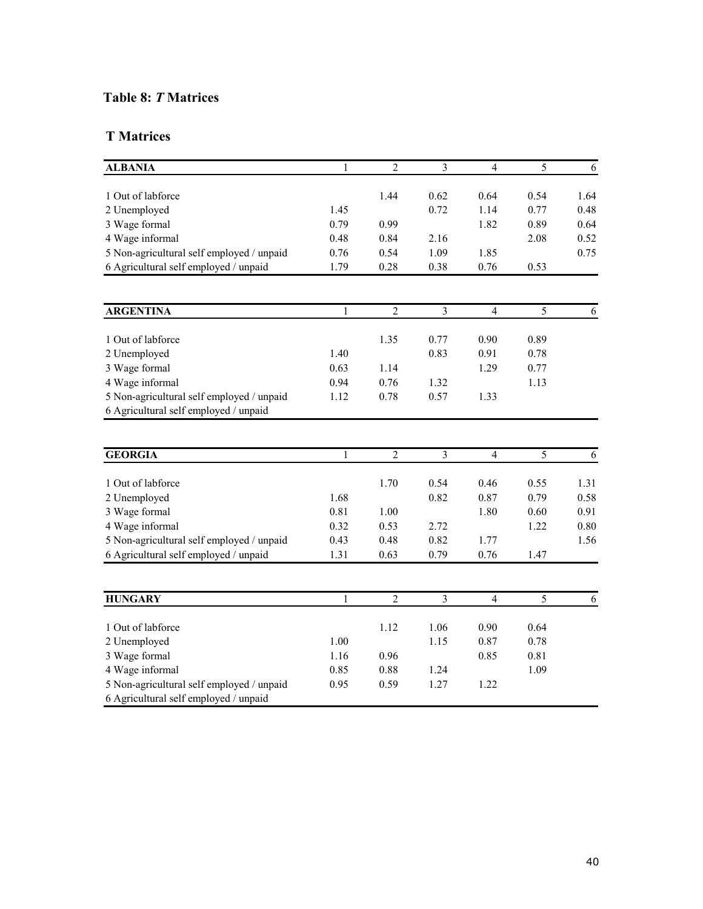### Table 8: *T* Matrices

#### T Matrices

| ALBANIA | 1 | 2 | 3 | 4 | 5 | 6 |
|---|---|---|---|---|---|---|
| 1 Out of labforce | | 1.44 | 0.62 | 0.64 | 0.54 | 1.64 |
| 2 Unemployed | 1.45 | | 0.72 | 1.14 | 0.77 | 0.48 |
| 3 Wage formal | 0.79 | 0.99 | | 1.82 | 0.89 | 0.64 |
| 4 Wage informal | 0.48 | 0.84 | 2.16 | | 2.08 | 0.52 |
| 5 Non-agricultural self employed / unpaid | 0.76 | 0.54 | 1.09 | 1.85 | | 0.75 |
| 6 Agricultural self employed / unpaid | 1.79 | 0.28 | 0.38 | 0.76 | 0.53 | |

| ARGENTINA | 1 | 2 | 3 | 4 | 5 | 6 |
|---|---|---|---|---|---|---|
| 1 Out of labforce | | 1.35 | 0.77 | 0.90 | 0.89 | |
| 2 Unemployed | 1.40 | | 0.83 | 0.91 | 0.78 | |
| 3 Wage formal | 0.63 | 1.14 | | 1.29 | 0.77 | |
| 4 Wage informal | 0.94 | 0.76 | 1.32 | | 1.13 | |
| 5 Non-agricultural self employed / unpaid | 1.12 | 0.78 | 0.57 | 1.33 | | |
| 6 Agricultural self employed / unpaid | | | | | | |

| GEORGIA | 1 | 2 | 3 | 4 | 5 | 6 |
|---|---|---|---|---|---|---|
| 1 Out of labforce | | 1.70 | 0.54 | 0.46 | 0.55 | 1.31 |
| 2 Unemployed | 1.68 | | 0.82 | 0.87 | 0.79 | 0.58 |
| 3 Wage formal | 0.81 | 1.00 | | 1.80 | 0.60 | 0.91 |
| 4 Wage informal | 0.32 | 0.53 | 2.72 | | 1.22 | 0.80 |
| 5 Non-agricultural self employed / unpaid | 0.43 | 0.48 | 0.82 | 1.77 | | 1.56 |
| 6 Agricultural self employed / unpaid | 1.31 | 0.63 | 0.79 | 0.76 | 1.47 | |

| HUNGARY | 1 | 2 | 3 | 4 | 5 | 6 |
|---|---|---|---|---|---|---|
| 1 Out of labforce | | 1.12 | 1.06 | 0.90 | 0.64 | |
| 2 Unemployed | 1.00 | | 1.15 | 0.87 | 0.78 | |
| 3 Wage formal | 1.16 | 0.96 | | 0.85 | 0.81 | |
| 4 Wage informal | 0.85 | 0.88 | 1.24 | | 1.09 | |
| 5 Non-agricultural self employed / unpaid | 0.95 | 0.59 | 1.27 | 1.22 | | |
| 6 Agricultural self employed / unpaid | | | | | | |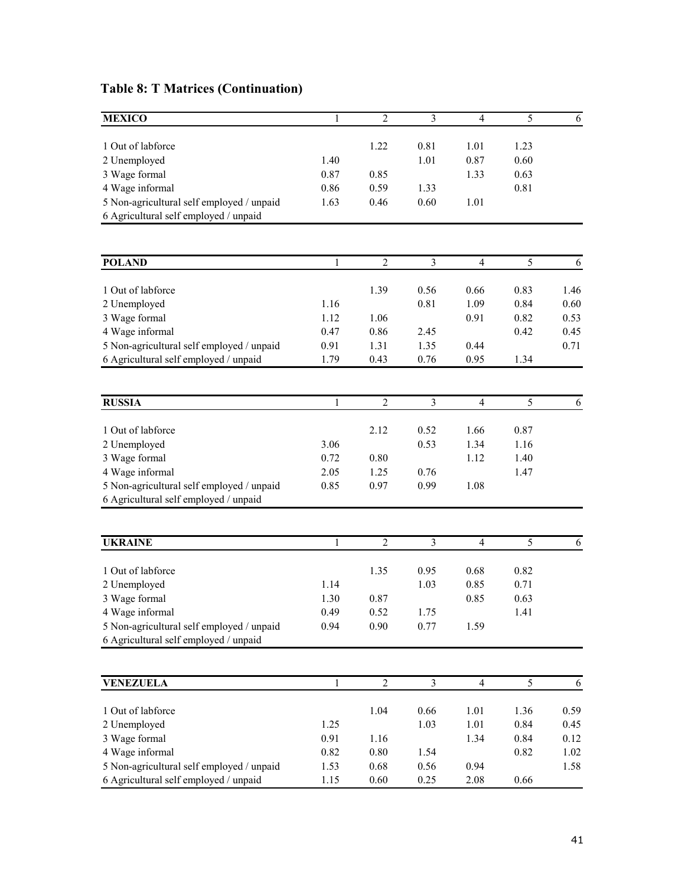## Table 8: T Matrices (Continuation)

| MEXICO | 1 | 2 | 3 | 4 | 5 | 6 |
|---|---|---|---|---|---|---|
| 1 Out of labforce | | 1.22 | 0.81 | 1.01 | 1.23 | |
| 2 Unemployed | 1.40 | | 1.01 | 0.87 | 0.60 | |
| 3 Wage formal | 0.87 | 0.85 | | 1.33 | 0.63 | |
| 4 Wage informal | 0.86 | 0.59 | 1.33 | | 0.81 | |
| 5 Non-agricultural self employed / unpaid | 1.63 | 0.46 | 0.60 | 1.01 | | |
| 6 Agricultural self employed / unpaid | | | | | | |

| POLAND | 1 | 2 | 3 | 4 | 5 | 6 |
|---|---|---|---|---|---|---|
| 1 Out of labforce | | 1.39 | 0.56 | 0.66 | 0.83 | 1.46 |
| 2 Unemployed | 1.16 | | 0.81 | 1.09 | 0.84 | 0.60 |
| 3 Wage formal | 1.12 | 1.06 | | 0.91 | 0.82 | 0.53 |
| 4 Wage informal | 0.47 | 0.86 | 2.45 | | 0.42 | 0.45 |
| 5 Non-agricultural self employed / unpaid | 0.91 | 1.31 | 1.35 | 0.44 | | 0.71 |
| 6 Agricultural self employed / unpaid | 1.79 | 0.43 | 0.76 | 0.95 | 1.34 | |

| RUSSIA | 1 | 2 | 3 | 4 | 5 | 6 |
|---|---|---|---|---|---|---|
| 1 Out of labforce | | 2.12 | 0.52 | 1.66 | 0.87 | |
| 2 Unemployed | 3.06 | | 0.53 | 1.34 | 1.16 | |
| 3 Wage formal | 0.72 | 0.80 | | 1.12 | 1.40 | |
| 4 Wage informal | 2.05 | 1.25 | 0.76 | | 1.47 | |
| 5 Non-agricultural self employed / unpaid | 0.85 | 0.97 | 0.99 | 1.08 | | |
| 6 Agricultural self employed / unpaid | | | | | | |

| UKRAINE | 1 | 2 | 3 | 4 | 5 | 6 |
|---|---|---|---|---|---|---|
| 1 Out of labforce | | 1.35 | 0.95 | 0.68 | 0.82 | |
| 2 Unemployed | 1.14 | | 1.03 | 0.85 | 0.71 | |
| 3 Wage formal | 1.30 | 0.87 | | 0.85 | 0.63 | |
| 4 Wage informal | 0.49 | 0.52 | 1.75 | | 1.41 | |
| 5 Non-agricultural self employed / unpaid | 0.94 | 0.90 | 0.77 | 1.59 | | |
| 6 Agricultural self employed / unpaid | | | | | | |

| VENEZUELA | 1 | 2 | 3 | 4 | 5 | 6 |
|---|---|---|---|---|---|---|
| 1 Out of labforce | | 1.04 | 0.66 | 1.01 | 1.36 | 0.59 |
| 2 Unemployed | 1.25 | | 1.03 | 1.01 | 0.84 | 0.45 |
| 3 Wage formal | 0.91 | 1.16 | | 1.34 | 0.84 | 0.12 |
| 4 Wage informal | 0.82 | 0.80 | 1.54 | | 0.82 | 1.02 |
| 5 Non-agricultural self employed / unpaid | 1.53 | 0.68 | 0.56 | 0.94 | | 1.58 |
| 6 Agricultural self employed / unpaid | 1.15 | 0.60 | 0.25 | 2.08 | 0.66 | |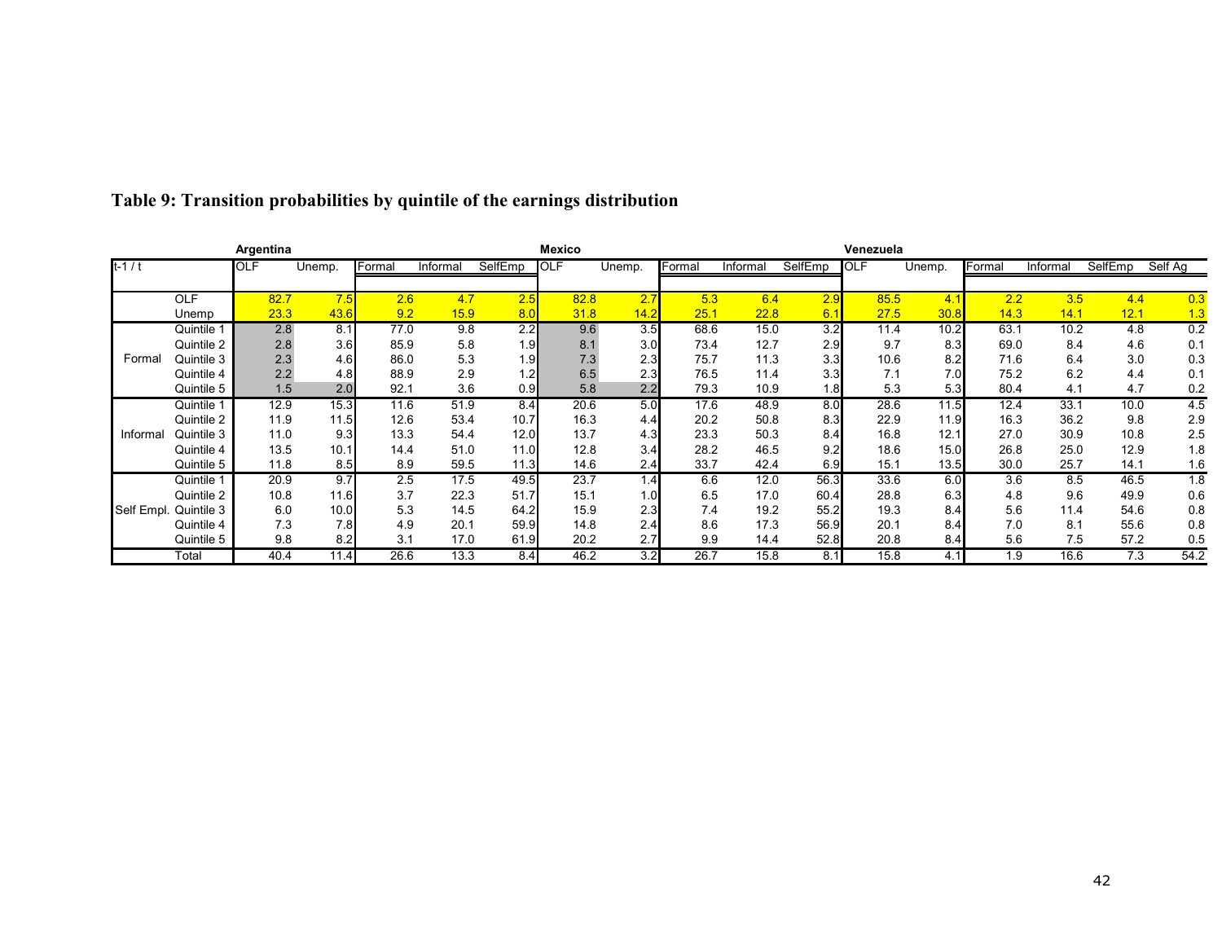## Table 9: Transition probabilities by quintile of the earnings distribution

| | | Argentina | | | | | Mexico | | | | | Venezuela | | | | | |
|---|---|---|---|---|---|---|---|---|---|---|---|---|---|---|---|---|---|
| t-1 / t | | OLF | Unemp. | Formal | Informal | SelfEmp | OLF | Unemp. | Formal | Informal | SelfEmp | OLF | Unemp. | Formal | Informal | SelfEmp | Self Ag |
| | OLF | 82.7 | 7.5 | 2.6 | 4.7 | 2.5 | 82.8 | 2.7 | 5.3 | 6.4 | 2.9 | 85.5 | 4.1 | 2.2 | 3.5 | 4.4 | 0.3 |
| | Unemp | 23.3 | 43.6 | 9.2 | 15.9 | 8.0 | 31.8 | 14.2 | 25.1 | 22.8 | 6.1 | 27.5 | 30.8 | 14.3 | 14.1 | 12.1 | 1.3 |
| Formal | Quintile 1 | 2.8 | 8.1 | 77.0 | 9.8 | 2.2 | 9.6 | 3.5 | 68.6 | 15.0 | 3.2 | 11.4 | 10.2 | 63.1 | 10.2 | 4.8 | 0.2 |
| | Quintile 2 | 2.8 | 3.6 | 85.9 | 5.8 | 1.9 | 8.1 | 3.0 | 73.4 | 12.7 | 2.9 | 9.7 | 8.3 | 69.0 | 8.4 | 4.6 | 0.1 |
| | Quintile 3 | 2.3 | 4.6 | 86.0 | 5.3 | 1.9 | 7.3 | 2.3 | 75.7 | 11.3 | 3.3 | 10.6 | 8.2 | 71.6 | 6.4 | 3.0 | 0.3 |
| | Quintile 4 | 2.2 | 4.8 | 88.9 | 2.9 | 1.2 | 6.5 | 2.3 | 76.5 | 11.4 | 3.3 | 7.1 | 7.0 | 75.2 | 6.2 | 4.4 | 0.1 |
| | Quintile 5 | 1.5 | 2.0 | 92.1 | 3.6 | 0.9 | 5.8 | 2.2 | 79.3 | 10.9 | 1.8 | 5.3 | 5.3 | 80.4 | 4.1 | 4.7 | 0.2 |
| Informal | Quintile 1 | 12.9 | 15.3 | 11.6 | 51.9 | 8.4 | 20.6 | 5.0 | 17.6 | 48.9 | 8.0 | 28.6 | 11.5 | 12.4 | 33.1 | 10.0 | 4.5 |
| | Quintile 2 | 11.9 | 11.5 | 12.6 | 53.4 | 10.7 | 16.3 | 4.4 | 20.2 | 50.8 | 8.3 | 22.9 | 11.9 | 16.3 | 36.2 | 9.8 | 2.9 |
| | Quintile 3 | 11.0 | 9.3 | 13.3 | 54.4 | 12.0 | 13.7 | 4.3 | 23.3 | 50.3 | 8.4 | 16.8 | 12.1 | 27.0 | 30.9 | 10.8 | 2.5 |
| | Quintile 4 | 13.5 | 10.1 | 14.4 | 51.0 | 11.0 | 12.8 | 3.4 | 28.2 | 46.5 | 9.2 | 18.6 | 15.0 | 26.8 | 25.0 | 12.9 | 1.8 |
| | Quintile 5 | 11.8 | 8.5 | 8.9 | 59.5 | 11.3 | 14.6 | 2.4 | 33.7 | 42.4 | 6.9 | 15.1 | 13.5 | 30.0 | 25.7 | 14.1 | 1.6 |
| Self Empl. | Quintile 1 | 20.9 | 9.7 | 2.5 | 17.5 | 49.5 | 23.7 | 1.4 | 6.6 | 12.0 | 56.3 | 33.6 | 6.0 | 3.6 | 8.5 | 46.5 | 1.8 |
| | Quintile 2 | 10.8 | 11.6 | 3.7 | 22.3 | 51.7 | 15.1 | 1.0 | 6.5 | 17.0 | 60.4 | 28.8 | 6.3 | 4.8 | 9.6 | 49.9 | 0.6 |
| | Quintile 3 | 6.0 | 10.0 | 5.3 | 14.5 | 64.2 | 15.9 | 2.3 | 7.4 | 19.2 | 55.2 | 19.3 | 8.4 | 5.6 | 11.4 | 54.6 | 0.8 |
| | Quintile 4 | 7.3 | 7.8 | 4.9 | 20.1 | 59.9 | 14.8 | 2.4 | 8.6 | 17.3 | 56.9 | 20.1 | 8.4 | 7.0 | 8.1 | 55.6 | 0.8 |
| | Quintile 5 | 9.8 | 8.2 | 3.1 | 17.0 | 61.9 | 20.2 | 2.7 | 9.9 | 14.4 | 52.8 | 20.8 | 8.4 | 5.6 | 7.5 | 57.2 | 0.5 |
| | Total | 40.4 | 11.4 | 26.6 | 13.3 | 8.4 | 46.2 | 3.2 | 26.7 | 15.8 | 8.1 | 15.8 | 4.1 | 1.9 | 16.6 | 7.3 | 54.2 |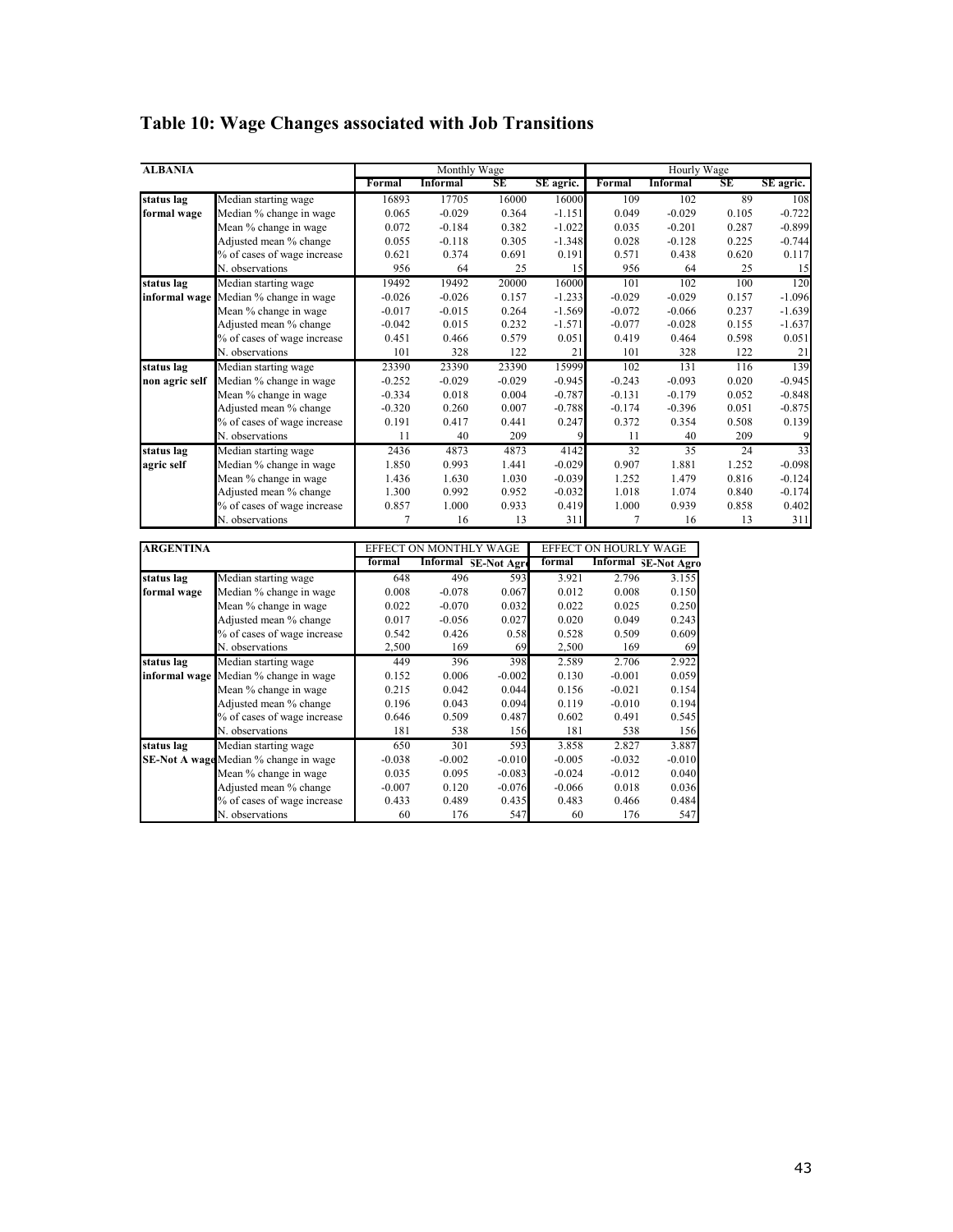# Table 10: Wage Changes associated with Job Transitions

| ALBANIA | | Monthly Wage | | | | Hourly Wage | | | |
|---|---|---|---|---|---|---|---|---|---|
| | | Formal | Informal | SE | SE agric. | Formal | Informal | SE | SE agric. |
| status lag formal wage | Median starting wage | 16893 | 17705 | 16000 | 16000 | 109 | 102 | 89 | 108 |
| | Median % change in wage | 0.065 | -0.029 | 0.364 | -1.151 | 0.049 | -0.029 | 0.105 | -0.722 |
| | Mean % change in wage | 0.072 | -0.184 | 0.382 | -1.022 | 0.035 | -0.201 | 0.287 | -0.899 |
| | Adjusted mean % change | 0.055 | -0.118 | 0.305 | -1.348 | 0.028 | -0.128 | 0.225 | -0.744 |
| | % of cases of wage increase | 0.621 | 0.374 | 0.691 | 0.191 | 0.571 | 0.438 | 0.620 | 0.117 |
| | N. observations | 956 | 64 | 25 | 15 | 956 | 64 | 25 | 15 |
| status lag informal wage | Median starting wage | 19492 | 19492 | 20000 | 16000 | 101 | 102 | 100 | 120 |
| | Median % change in wage | -0.026 | -0.026 | 0.157 | -1.233 | -0.029 | -0.029 | 0.157 | -1.096 |
| | Mean % change in wage | -0.017 | -0.015 | 0.264 | -1.569 | -0.072 | -0.066 | 0.237 | -1.639 |
| | Adjusted mean % change | -0.042 | 0.015 | 0.232 | -1.571 | -0.077 | -0.028 | 0.155 | -1.637 |
| | % of cases of wage increase | 0.451 | 0.466 | 0.579 | 0.051 | 0.419 | 0.464 | 0.598 | 0.051 |
| | N. observations | 101 | 328 | 122 | 21 | 101 | 328 | 122 | 21 |
| status lag non agric self | Median starting wage | 23390 | 23390 | 23390 | 15999 | 102 | 131 | 116 | 139 |
| | Median % change in wage | -0.252 | -0.029 | -0.029 | -0.945 | -0.243 | -0.093 | 0.020 | -0.945 |
| | Mean % change in wage | -0.334 | 0.018 | 0.004 | -0.787 | -0.131 | -0.179 | 0.052 | -0.848 |
| | Adjusted mean % change | -0.320 | 0.260 | 0.007 | -0.788 | -0.174 | -0.396 | 0.051 | -0.875 |
| | % of cases of wage increase | 0.191 | 0.417 | 0.441 | 0.247 | 0.372 | 0.354 | 0.508 | 0.139 |
| | N. observations | 11 | 40 | 209 | 9 | 11 | 40 | 209 | 9 |
| status lag agric self | Median starting wage | 2436 | 4873 | 4873 | 4142 | 32 | 35 | 24 | 33 |
| | Median % change in wage | 1.850 | 0.993 | 1.441 | -0.029 | 0.907 | 1.881 | 1.252 | -0.098 |
| | Mean % change in wage | 1.436 | 1.630 | 1.030 | -0.039 | 1.252 | 1.479 | 0.816 | -0.124 |
| | Adjusted mean % change | 1.300 | 0.992 | 0.952 | -0.032 | 1.018 | 1.074 | 0.840 | -0.174 |
| | % of cases of wage increase | 0.857 | 1.000 | 0.933 | 0.419 | 1.000 | 0.939 | 0.858 | 0.402 |
| | N. observations | 7 | 16 | 13 | 311 | 7 | 16 | 13 | 311 |

| ARGENTINA | | EFFECT ON MONTHLY WAGE | | | EFFECT ON HOURLY WAGE | | |
|---|---|---|---|---|---|---|---|
| | | formal | Informal | SE-Not Agro | formal | Informal | SE-Not Agro |
| status lag formal wage | Median starting wage | 648 | 496 | 593 | 3.921 | 2.796 | 3.155 |
| | Median % change in wage | 0.008 | -0.078 | 0.067 | 0.012 | 0.008 | 0.150 |
| | Mean % change in wage | 0.022 | -0.070 | 0.032 | 0.022 | 0.025 | 0.250 |
| | Adjusted mean % change | 0.017 | -0.056 | 0.027 | 0.020 | 0.049 | 0.243 |
| | % of cases of wage increase | 0.542 | 0.426 | 0.58 | 0.528 | 0.509 | 0.609 |
| | N. observations | 2,500 | 169 | 69 | 2,500 | 169 | 69 |
| status lag informal wage | Median starting wage | 449 | 396 | 398 | 2.589 | 2.706 | 2.922 |
| | Median % change in wage | 0.152 | 0.006 | -0.002 | 0.130 | -0.001 | 0.059 |
| | Mean % change in wage | 0.215 | 0.042 | 0.044 | 0.156 | -0.021 | 0.154 |
| | Adjusted mean % change | 0.196 | 0.043 | 0.094 | 0.119 | -0.010 | 0.194 |
| | % of cases of wage increase | 0.646 | 0.509 | 0.487 | 0.602 | 0.491 | 0.545 |
| | N. observations | 181 | 538 | 156 | 181 | 538 | 156 |
| status lag SE-Not A wage | Median starting wage | 650 | 301 | 593 | 3.858 | 2.827 | 3.887 |
| | Median % change in wage | -0.038 | -0.002 | -0.010 | -0.005 | -0.032 | -0.010 |
| | Mean % change in wage | 0.035 | 0.095 | -0.083 | -0.024 | -0.012 | 0.040 |
| | Adjusted mean % change | -0.007 | 0.120 | -0.076 | -0.066 | 0.018 | 0.036 |
| | % of cases of wage increase | 0.433 | 0.489 | 0.435 | 0.483 | 0.466 | 0.484 |
| | N. observations | 60 | 176 | 547 | 60 | 176 | 547 |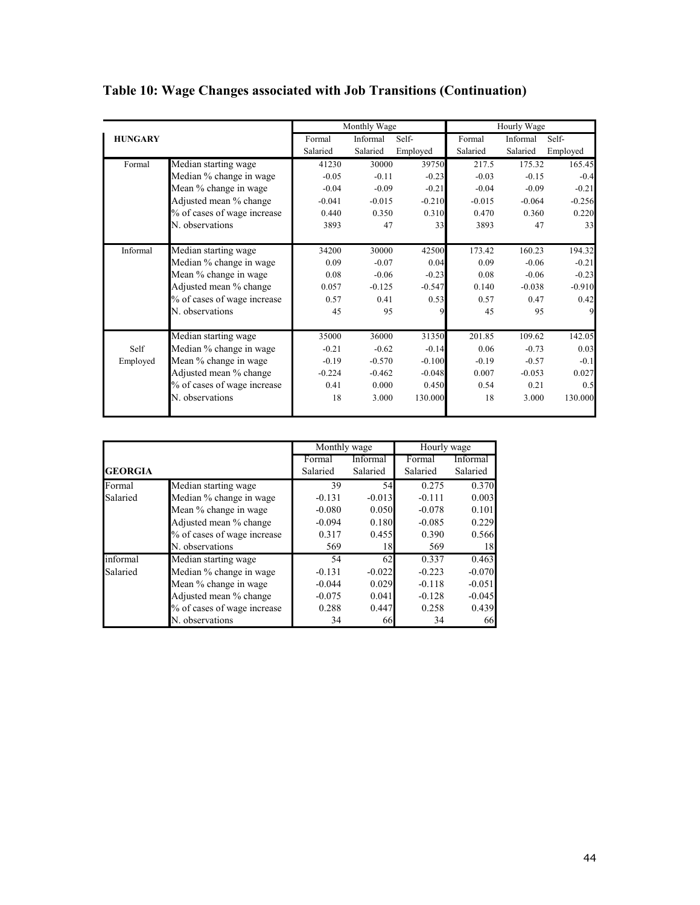## Table 10: Wage Changes associated with Job Transitions (Continuation)

| HUNGARY | | Monthly Wage | | | Hourly Wage | | |
|---|---|---|---|---|---|---|---|
| | | Formal Salaried | Informal Salaried | Self-Employed | Formal Salaried | Informal Salaried | Self-Employed |
| Formal | Median starting wage | 41230 | 30000 | 39750 | 217.5 | 175.32 | 165.45 |
| | Median % change in wage | -0.05 | -0.11 | -0.23 | -0.03 | -0.15 | -0.4 |
| | Mean % change in wage | -0.04 | -0.09 | -0.21 | -0.04 | -0.09 | -0.21 |
| | Adjusted mean % change | -0.041 | -0.015 | -0.210 | -0.015 | -0.064 | -0.256 |
| | % of cases of wage increase | 0.440 | 0.350 | 0.310 | 0.470 | 0.360 | 0.220 |
| | N. observations | 3893 | 47 | 33 | 3893 | 47 | 33 |
| Informal | Median starting wage | 34200 | 30000 | 42500 | 173.42 | 160.23 | 194.32 |
| | Median % change in wage | 0.09 | -0.07 | 0.04 | 0.09 | -0.06 | -0.21 |
| | Mean % change in wage | 0.08 | -0.06 | -0.23 | 0.08 | -0.06 | -0.23 |
| | Adjusted mean % change | 0.057 | -0.125 | -0.547 | 0.140 | -0.038 | -0.910 |
| | % of cases of wage increase | 0.57 | 0.41 | 0.53 | 0.57 | 0.47 | 0.42 |
| | N. observations | 45 | 95 | 9 | 45 | 95 | 9 |
| Self Employed | Median starting wage | 35000 | 36000 | 31350 | 201.85 | 109.62 | 142.05 |
| | Median % change in wage | -0.21 | -0.62 | -0.14 | 0.06 | -0.73 | 0.03 |
| | Mean % change in wage | -0.19 | -0.570 | -0.100 | -0.19 | -0.57 | -0.1 |
| | Adjusted mean % change | -0.224 | -0.462 | -0.048 | 0.007 | -0.053 | 0.027 |
| | % of cases of wage increase | 0.41 | 0.000 | 0.450 | 0.54 | 0.21 | 0.5 |
| | N. observations | 18 | 3.000 | 130.000 | 18 | 3.000 | 130.000 |

| GEORGIA | | Monthly wage | | Hourly wage | |
|---|---|---|---|---|---|
| | | Formal Salaried | Informal Salaried | Formal Salaried | Informal Salaried |
| Formal Salaried | Median starting wage | 39 | 54 | 0.275 | 0.370 |
| | Median % change in wage | -0.131 | -0.013 | -0.111 | 0.003 |
| | Mean % change in wage | -0.080 | 0.050 | -0.078 | 0.101 |
| | Adjusted mean % change | -0.094 | 0.180 | -0.085 | 0.229 |
| | % of cases of wage increase | 0.317 | 0.455 | 0.390 | 0.566 |
| | N. observations | 569 | 18 | 569 | 18 |
| informal Salaried | Median starting wage | 54 | 62 | 0.337 | 0.463 |
| | Median % change in wage | -0.131 | -0.022 | -0.223 | -0.070 |
| | Mean % change in wage | -0.044 | 0.029 | -0.118 | -0.051 |
| | Adjusted mean % change | -0.075 | 0.041 | -0.128 | -0.045 |
| | % of cases of wage increase | 0.288 | 0.447 | 0.258 | 0.439 |
| | N. observations | 34 | 66 | 34 | 66 |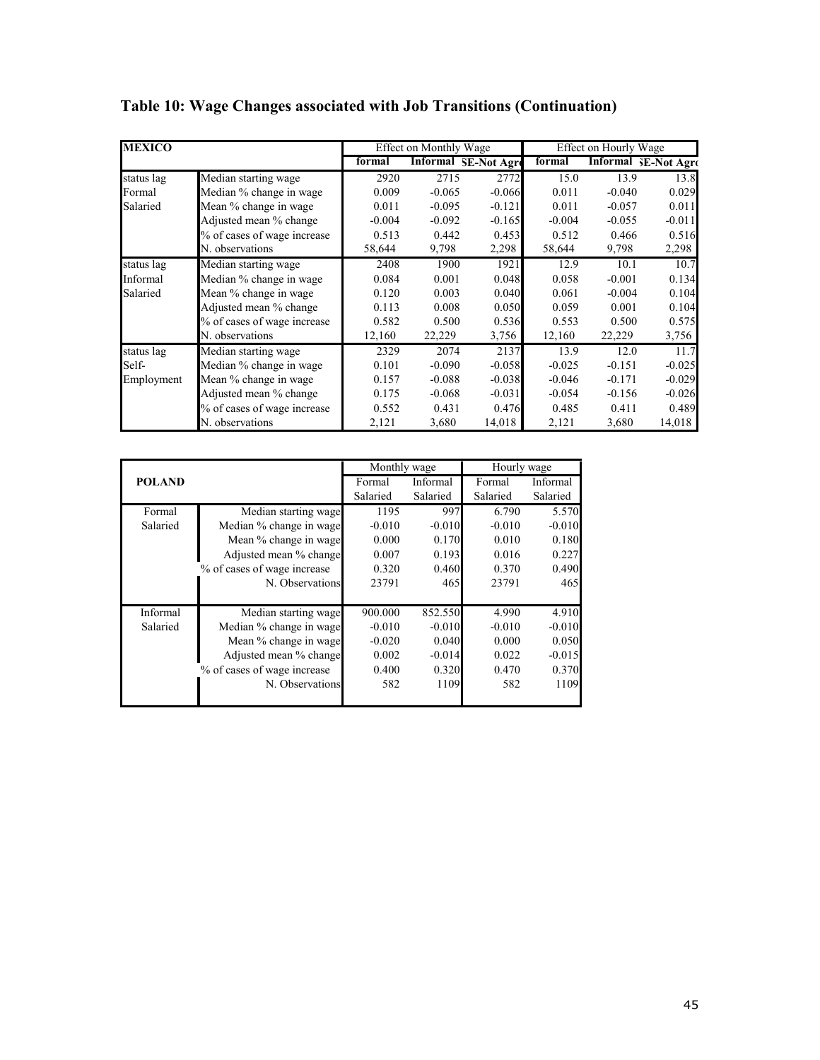# Table 10: Wage Changes associated with Job Transitions (Continuation)

| MEXICO | | Effect on Monthly Wage | | | Effect on Hourly Wage | | |
|---|---|---|---|---|---|---|---|
| | | formal | Informal | SE-Not Agro | formal | Informal | SE-Not Agro |
| status lag | Median starting wage | 2920 | 2715 | 2772 | 15.0 | 13.9 | 13.8 |
| Formal | Median % change in wage | 0.009 | -0.065 | -0.066 | 0.011 | -0.040 | 0.029 |
| Salaried | Mean % change in wage | 0.011 | -0.095 | -0.121 | 0.011 | -0.057 | 0.011 |
| | Adjusted mean % change | -0.004 | -0.092 | -0.165 | -0.004 | -0.055 | -0.011 |
| | % of cases of wage increase | 0.513 | 0.442 | 0.453 | 0.512 | 0.466 | 0.516 |
| | N. observations | 58,644 | 9,798 | 2,298 | 58,644 | 9,798 | 2,298 |
| status lag | Median starting wage | 2408 | 1900 | 1921 | 12.9 | 10.1 | 10.7 |
| Informal | Median % change in wage | 0.084 | 0.001 | 0.048 | 0.058 | -0.001 | 0.134 |
| Salaried | Mean % change in wage | 0.120 | 0.003 | 0.040 | 0.061 | -0.004 | 0.104 |
| | Adjusted mean % change | 0.113 | 0.008 | 0.050 | 0.059 | 0.001 | 0.104 |
| | % of cases of wage increase | 0.582 | 0.500 | 0.536 | 0.553 | 0.500 | 0.575 |
| | N. observations | 12,160 | 22,229 | 3,756 | 12,160 | 22,229 | 3,756 |
| status lag | Median starting wage | 2329 | 2074 | 2137 | 13.9 | 12.0 | 11.7 |
| Self- | Median % change in wage | 0.101 | -0.090 | -0.058 | -0.025 | -0.151 | -0.025 |
| Employment | Mean % change in wage | 0.157 | -0.088 | -0.038 | -0.046 | -0.171 | -0.029 |
| | Adjusted mean % change | 0.175 | -0.068 | -0.031 | -0.054 | -0.156 | -0.026 |
| | % of cases of wage increase | 0.552 | 0.431 | 0.476 | 0.485 | 0.411 | 0.489 |
| | N. observations | 2,121 | 3,680 | 14,018 | 2,121 | 3,680 | 14,018 |

| POLAND | | Monthly wage | | Hourly wage | |
|---|---|---|---|---|---|
| | | Formal Salaried | Informal Salaried | Formal Salaried | Informal Salaried |
| Formal | Median starting wage | 1195 | 997 | 6.790 | 5.570 |
| Salaried | Median % change in wage | -0.010 | -0.010 | -0.010 | -0.010 |
| | Mean % change in wage | 0.000 | 0.170 | 0.010 | 0.180 |
| | Adjusted mean % change | 0.007 | 0.193 | 0.016 | 0.227 |
| | % of cases of wage increase | 0.320 | 0.460 | 0.370 | 0.490 |
| | N. Observations | 23791 | 465 | 23791 | 465 |
| Informal | Median starting wage | 900.000 | 852.550 | 4.990 | 4.910 |
| Salaried | Median % change in wage | -0.010 | -0.010 | -0.010 | -0.010 |
| | Mean % change in wage | -0.020 | 0.040 | 0.000 | 0.050 |
| | Adjusted mean % change | 0.002 | -0.014 | 0.022 | -0.015 |
| | % of cases of wage increase | 0.400 | 0.320 | 0.470 | 0.370 |
| | N. Observations | 582 | 1109 | 582 | 1109 |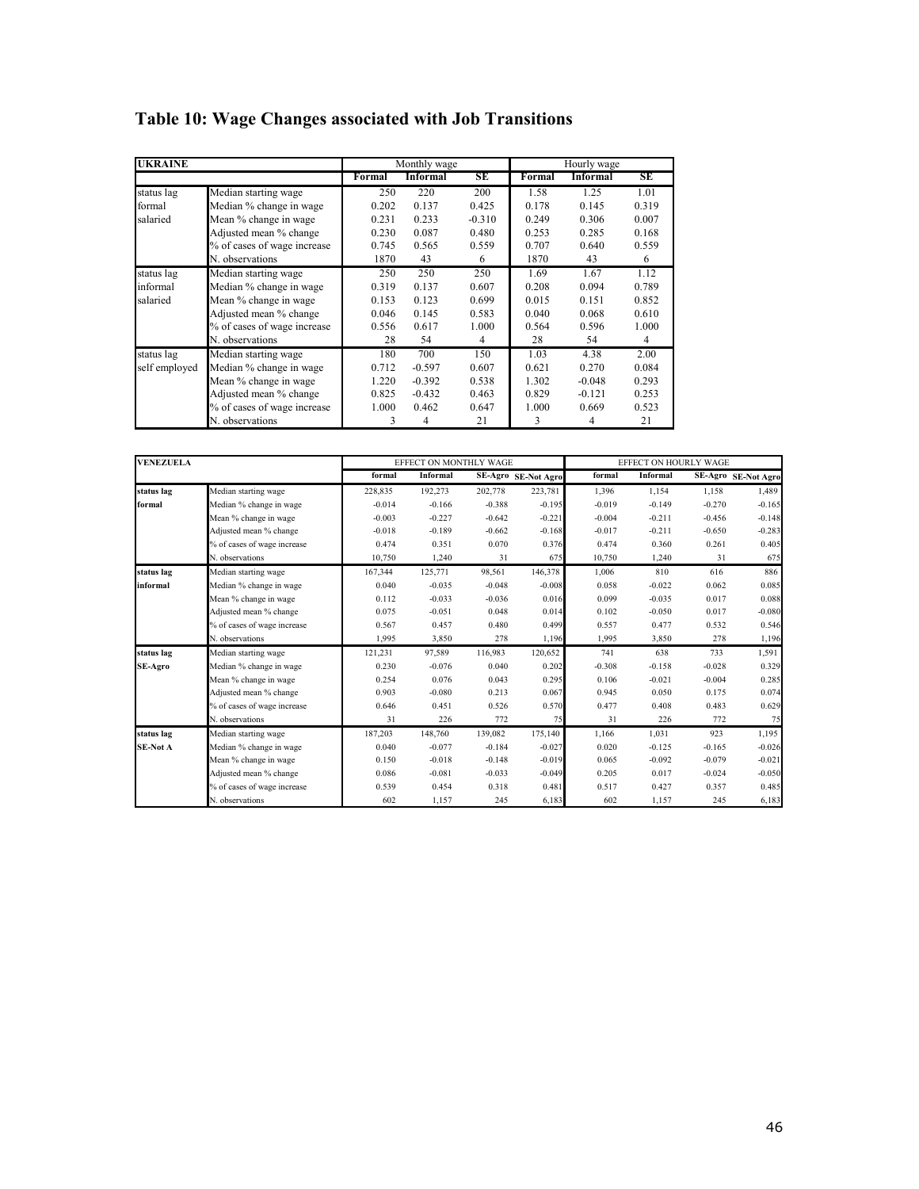# Table 10: Wage Changes associated with Job Transitions

| UKRAINE | | Monthly wage | | | Hourly wage | | |
|---|---|---|---|---|---|---|---|
| | | Formal | Informal | SE | Formal | Informal | SE |
| status lag formal salaried | Median starting wage | 250 | 220 | 200 | 1.58 | 1.25 | 1.01 |
| | Median % change in wage | 0.202 | 0.137 | 0.425 | 0.178 | 0.145 | 0.319 |
| | Mean % change in wage | 0.231 | 0.233 | -0.310 | 0.249 | 0.306 | 0.007 |
| | Adjusted mean % change | 0.230 | 0.087 | 0.480 | 0.253 | 0.285 | 0.168 |
| | % of cases of wage increase | 0.745 | 0.565 | 0.559 | 0.707 | 0.640 | 0.559 |
| | N. observations | 1870 | 43 | 6 | 1870 | 43 | 6 |
| status lag informal salaried | Median starting wage | 250 | 250 | 250 | 1.69 | 1.67 | 1.12 |
| | Median % change in wage | 0.319 | 0.137 | 0.607 | 0.208 | 0.094 | 0.789 |
| | Mean % change in wage | 0.153 | 0.123 | 0.699 | 0.015 | 0.151 | 0.852 |
| | Adjusted mean % change | 0.046 | 0.145 | 0.583 | 0.040 | 0.068 | 0.610 |
| | % of cases of wage increase | 0.556 | 0.617 | 1.000 | 0.564 | 0.596 | 1.000 |
| | N. observations | 28 | 54 | 4 | 28 | 54 | 4 |
| status lag self employed | Median starting wage | 180 | 700 | 150 | 1.03 | 4.38 | 2.00 |
| | Median % change in wage | 0.712 | -0.597 | 0.607 | 0.621 | 0.270 | 0.084 |
| | Mean % change in wage | 1.220 | -0.392 | 0.538 | 1.302 | -0.048 | 0.293 |
| | Adjusted mean % change | 0.825 | -0.432 | 0.463 | 0.829 | -0.121 | 0.253 |
| | % of cases of wage increase | 1.000 | 0.462 | 0.647 | 1.000 | 0.669 | 0.523 |
| | N. observations | 3 | 4 | 21 | 3 | 4 | 21 |

| VENEZUELA | | EFFECT ON MONTHLY WAGE | | | | EFFECT ON HOURLY WAGE | | | |
|---|---|---|---|---|---|---|---|---|---|
| | | formal | Informal | SE-Agro | SE-Not Agro | formal | Informal | SE-Agro | SE-Not Agro |
| **status lag formal** | Median starting wage | 228,835 | 192,273 | 202,778 | 223,781 | 1,396 | 1,154 | 1,158 | 1,489 |
| | Median % change in wage | -0.014 | -0.166 | -0.388 | -0.195 | -0.019 | -0.149 | -0.270 | -0.165 |
| | Mean % change in wage | -0.003 | -0.227 | -0.642 | -0.221 | -0.004 | -0.211 | -0.456 | -0.148 |
| | Adjusted mean % change | -0.018 | -0.189 | -0.662 | -0.168 | -0.017 | -0.211 | -0.650 | -0.283 |
| | % of cases of wage increase | 0.474 | 0.351 | 0.070 | 0.376 | 0.474 | 0.360 | 0.261 | 0.405 |
| | N. observations | 10,750 | 1,240 | 31 | 675 | 10,750 | 1,240 | 31 | 675 |
| **status lag informal** | Median starting wage | 167,344 | 125,771 | 98,561 | 146,378 | 1,006 | 810 | 616 | 886 |
| | Median % change in wage | 0.040 | -0.035 | -0.048 | -0.008 | 0.058 | -0.022 | 0.062 | 0.085 |
| | Mean % change in wage | 0.112 | -0.033 | -0.036 | 0.016 | 0.099 | -0.035 | 0.017 | 0.088 |
| | Adjusted mean % change | 0.075 | -0.051 | 0.048 | 0.014 | 0.102 | -0.050 | 0.017 | -0.080 |
| | % of cases of wage increase | 0.567 | 0.457 | 0.480 | 0.499 | 0.557 | 0.477 | 0.532 | 0.546 |
| | N. observations | 1,995 | 3,850 | 278 | 1,196 | 1,995 | 3,850 | 278 | 1,196 |
| **status lag SE-Agro** | Median starting wage | 121,231 | 97,589 | 116,983 | 120,652 | 741 | 638 | 733 | 1,591 |
| | Median % change in wage | 0.230 | -0.076 | 0.040 | 0.202 | -0.308 | -0.158 | -0.028 | 0.329 |
| | Mean % change in wage | 0.254 | 0.076 | 0.043 | 0.295 | 0.106 | -0.021 | -0.004 | 0.285 |
| | Adjusted mean % change | 0.903 | -0.080 | 0.213 | 0.067 | 0.945 | 0.050 | 0.175 | 0.074 |
| | % of cases of wage increase | 0.646 | 0.451 | 0.526 | 0.570 | 0.477 | 0.408 | 0.483 | 0.629 |
| | N. observations | 31 | 226 | 772 | 75 | 31 | 226 | 772 | 75 |
| **status lag SE-Not A** | Median starting wage | 187,203 | 148,760 | 139,082 | 175,140 | 1,166 | 1,031 | 923 | 1,195 |
| | Median % change in wage | 0.040 | -0.077 | -0.184 | -0.027 | 0.020 | -0.125 | -0.165 | -0.026 |
| | Mean % change in wage | 0.150 | -0.018 | -0.148 | -0.019 | 0.065 | -0.092 | -0.079 | -0.021 |
| | Adjusted mean % change | 0.086 | -0.081 | -0.033 | -0.049 | 0.205 | 0.017 | -0.024 | -0.050 |
| | % of cases of wage increase | 0.539 | 0.454 | 0.318 | 0.481 | 0.517 | 0.427 | 0.357 | 0.485 |
| | N. observations | 602 | 1,157 | 245 | 6,183 | 602 | 1,157 | 245 | 6,183 |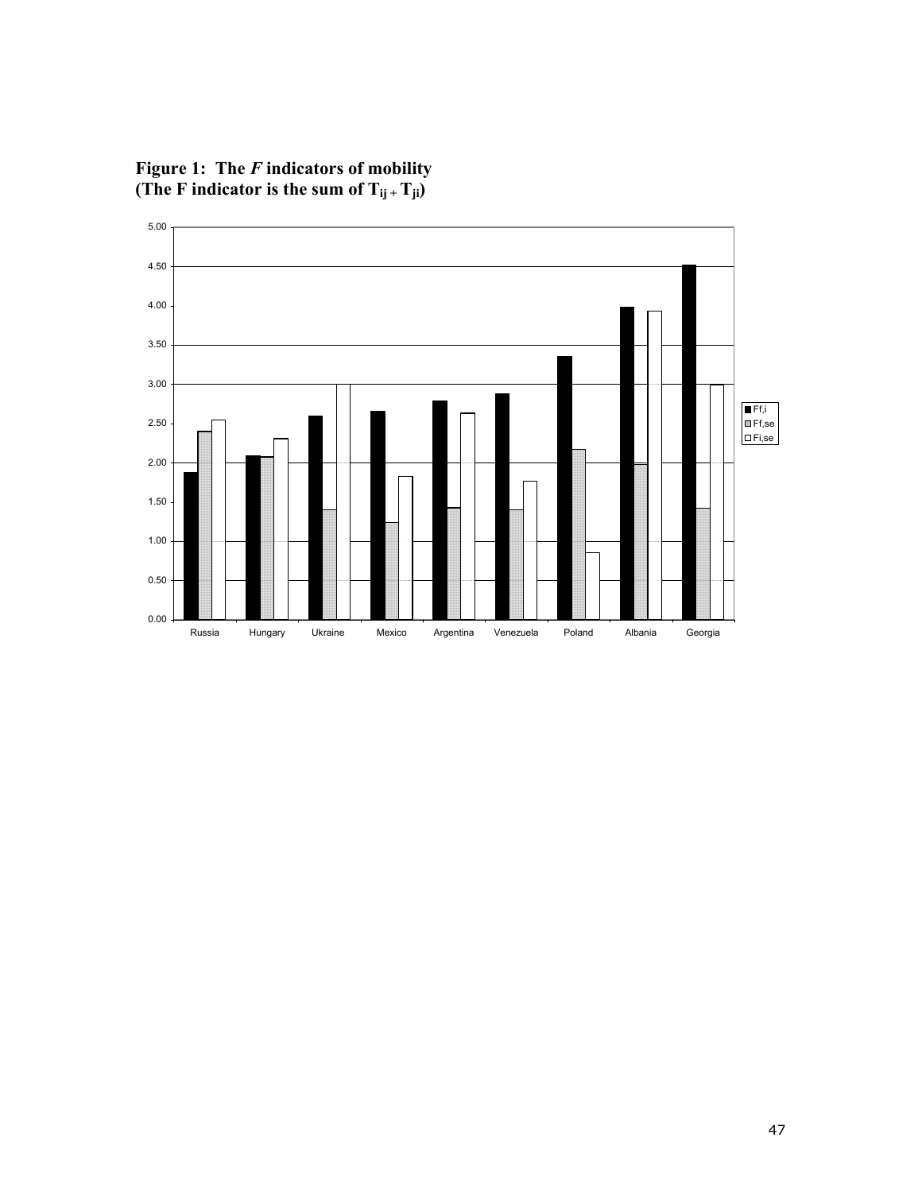**Figure 1: The *F* indicators of mobility (The F indicator is the sum of $T_{ij} + T_{ji}$)**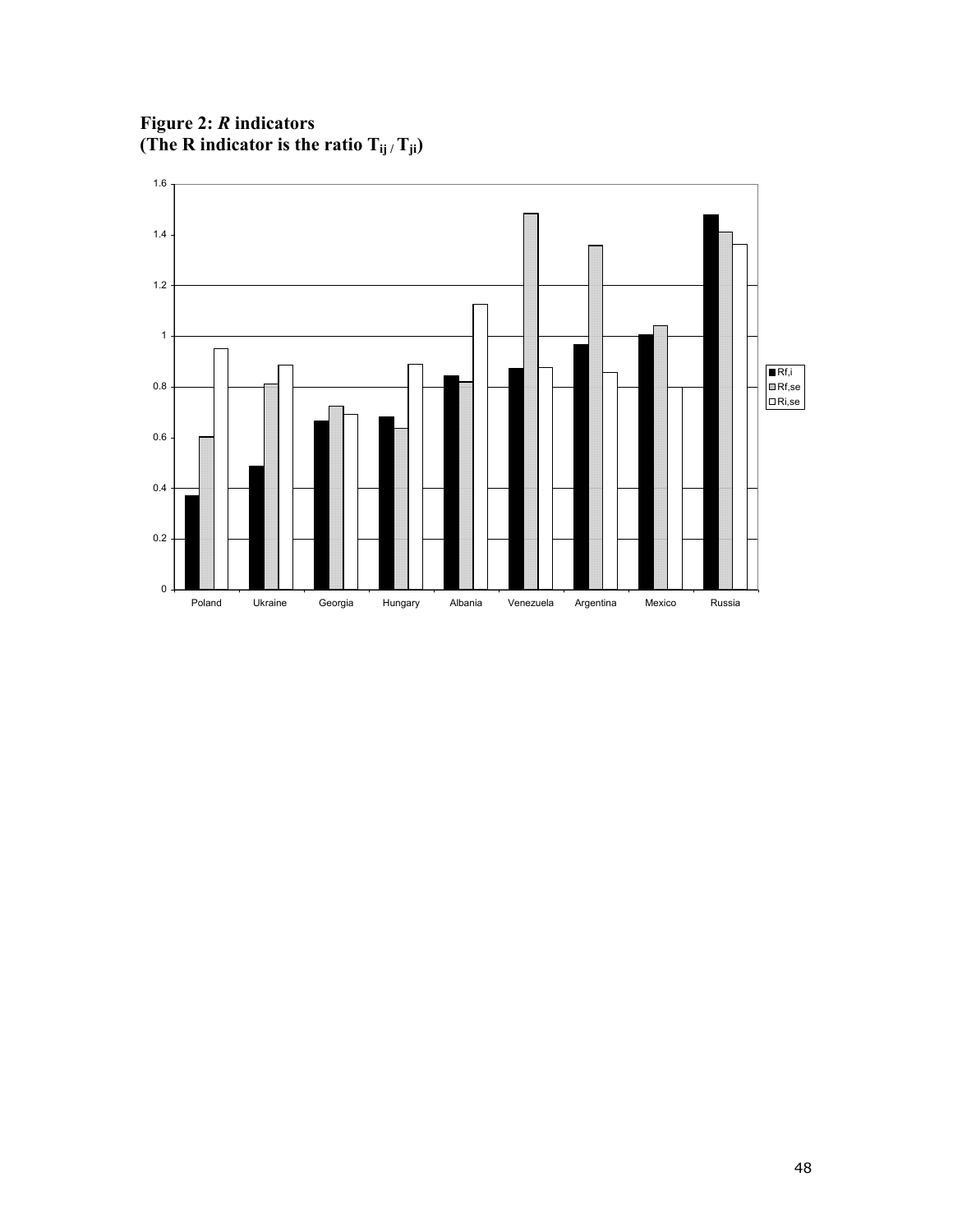**Figure 2:** ***R*** **indicators**
**(The R indicator is the ratio $T_{ij} / T_{ji}$)**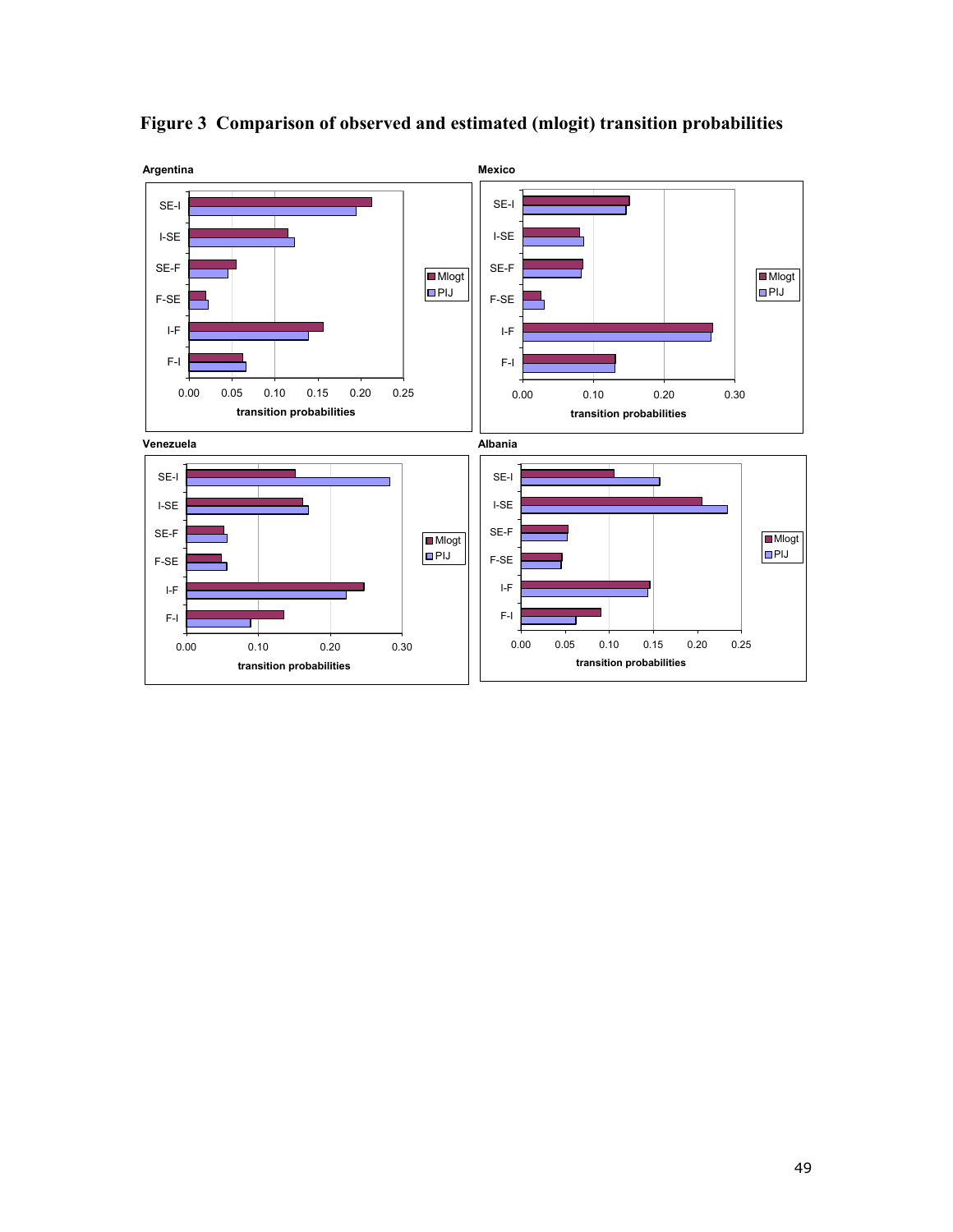**Figure 3 Comparison of observed and estimated (mlogit) transition probabilities**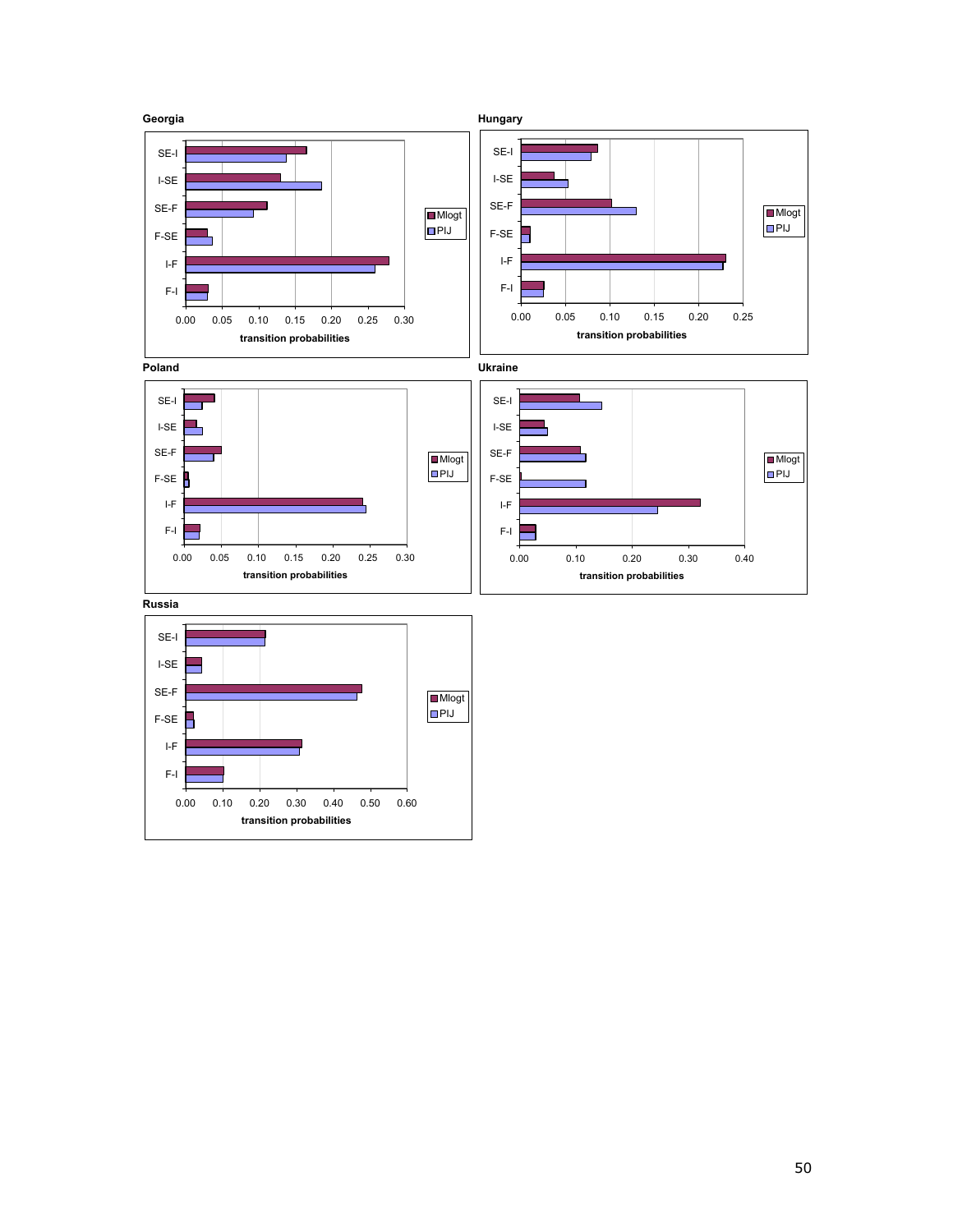Georgia

SE-I
I-SE
SE-F
F-SE
I-F
F-I

0.00 0.05 0.10 0.15 0.20 0.25 0.30

transition probabilities

Mlogt
PIJ

Hungary

SE-I
I-SE
SE-F
F-SE
I-F
F-I

0.00 0.05 0.10 0.15 0.20 0.25

transition probabilities

Mlogt
PIJ

Poland

SE-I
I-SE
SE-F
F-SE
I-F
F-I

0.00 0.05 0.10 0.15 0.20 0.25 0.30

transition probabilities

Mlogt
PIJ

Ukraine

SE-I
I-SE
SE-F
F-SE
I-F
F-I

0.00 0.10 0.20 0.30 0.40

transition probabilities

Mlogt
PIJ

Russia

SE-I
I-SE
SE-F
F-SE
I-F
F-I

0.00 0.10 0.20 0.30 0.40 0.50 0.60

transition probabilities

Mlogt
PIJ